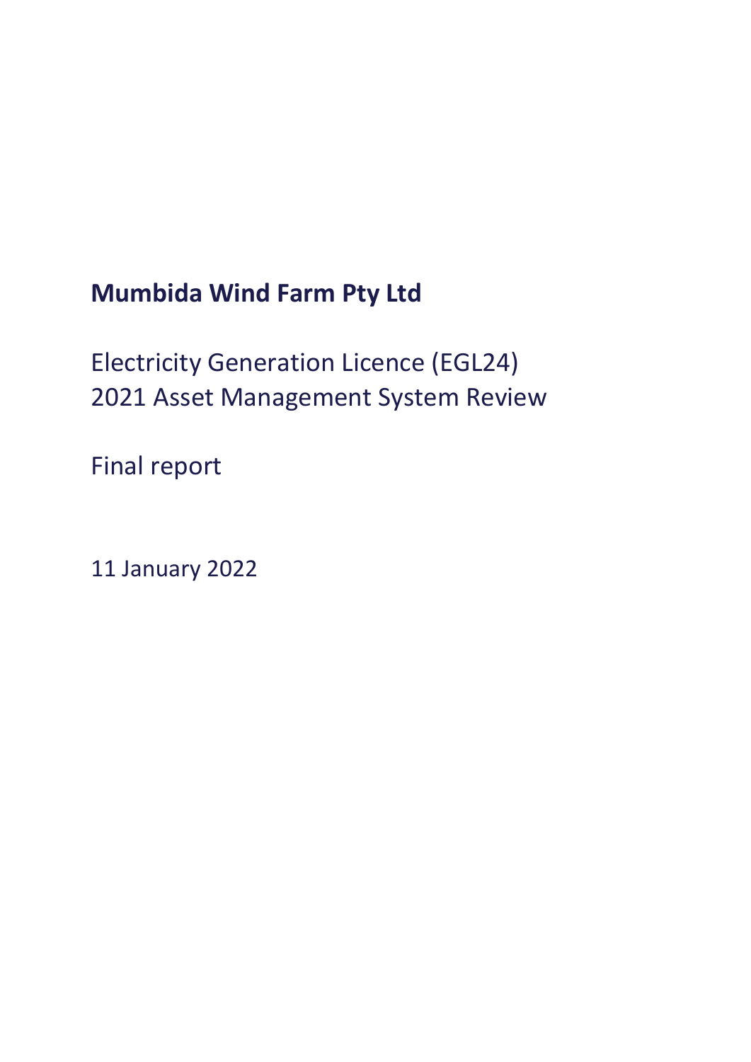# Mumbida Wind Farm Pty Ltd

Electricity Generation Licence (EGL24)
2021 Asset Management System Review

Final report

11 January 2022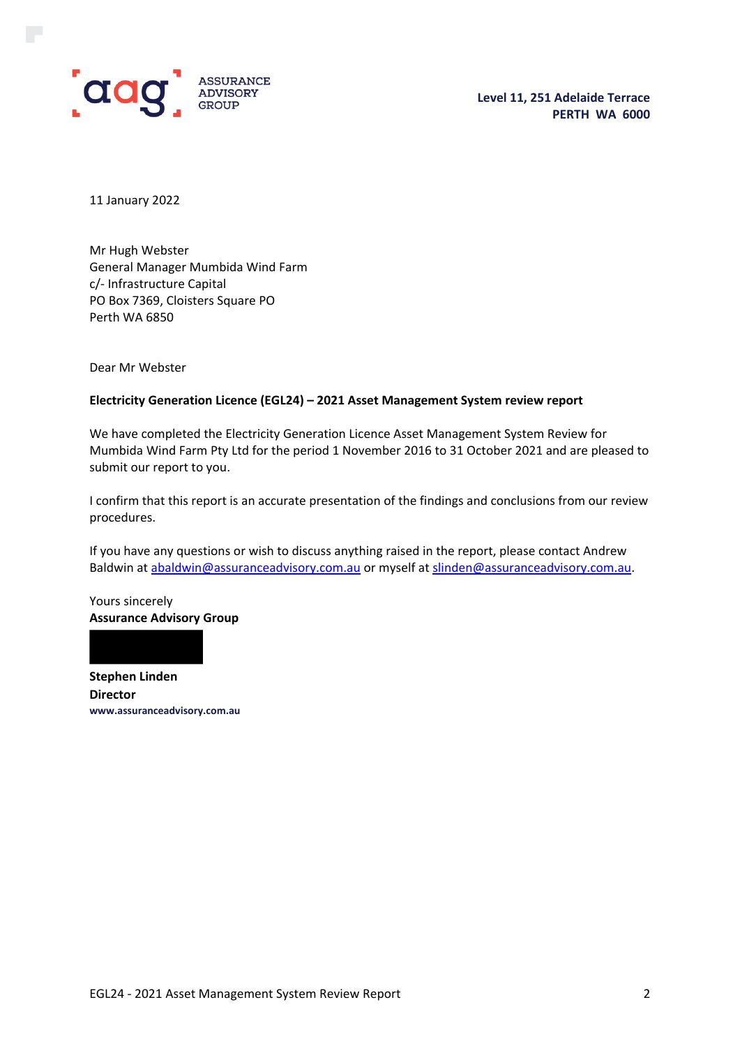ASSURANCE ADVISORY GROUP

**Level 11, 251 Adelaide Terrace**
**PERTH WA 6000**

11 January 2022

Mr Hugh Webster
General Manager Mumbida Wind Farm
c/- Infrastructure Capital
PO Box 7369, Cloisters Square PO
Perth WA 6850

Dear Mr Webster

**Electricity Generation Licence (EGL24) – 2021 Asset Management System review report**

We have completed the Electricity Generation Licence Asset Management System Review for Mumbida Wind Farm Pty Ltd for the period 1 November 2016 to 31 October 2021 and are pleased to submit our report to you.

I confirm that this report is an accurate presentation of the findings and conclusions from our review procedures.

If you have any questions or wish to discuss anything raised in the report, please contact Andrew Baldwin at abaldwin@assuranceadvisory.com.au or myself at slinden@assuranceadvisory.com.au.

Yours sincerely
**Assurance Advisory Group**

**Stephen Linden**
**Director**
**www.assuranceadvisory.com.au**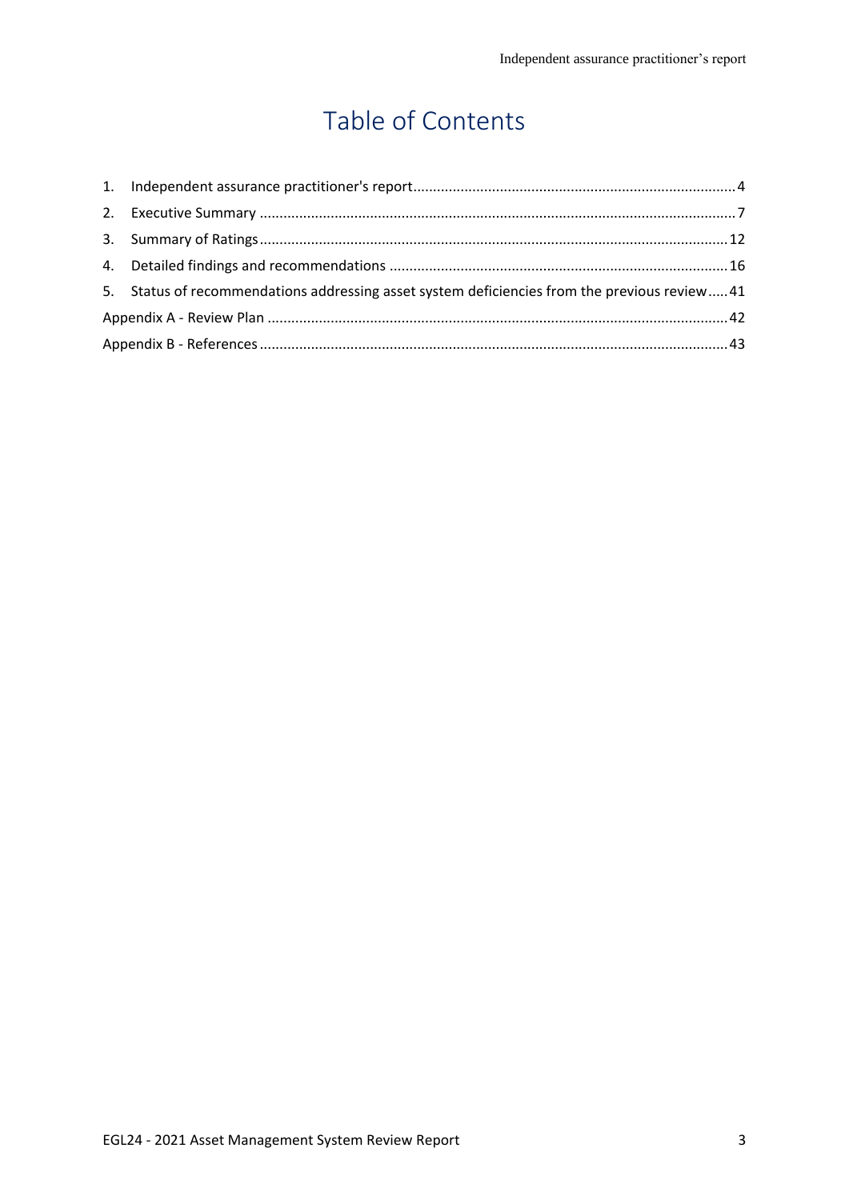# Table of Contents

1. Independent assurance practitioner's report ..... 4
2. Executive Summary ..... 7
3. Summary of Ratings ..... 12
4. Detailed findings and recommendations ..... 16
5. Status of recommendations addressing asset system deficiencies from the previous review ..... 41

Appendix A - Review Plan ..... 42

Appendix B - References ..... 43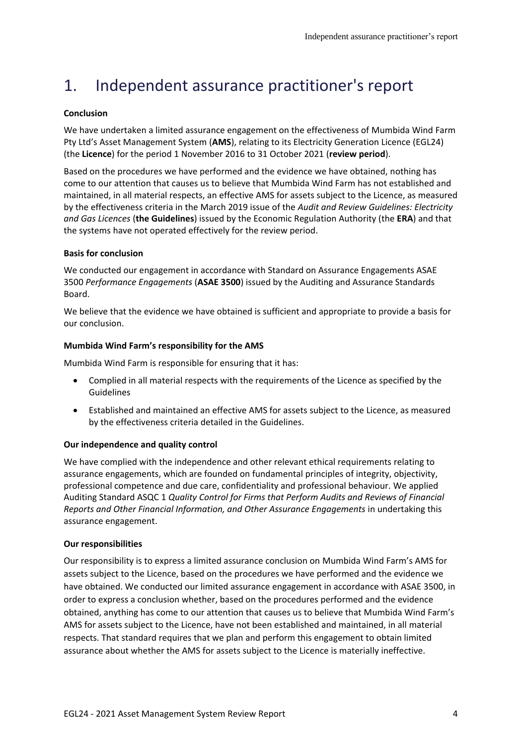# 1. Independent assurance practitioner's report

**Conclusion**

We have undertaken a limited assurance engagement on the effectiveness of Mumbida Wind Farm Pty Ltd's Asset Management System (**AMS**), relating to its Electricity Generation Licence (EGL24) (the **Licence**) for the period 1 November 2016 to 31 October 2021 (**review period**).

Based on the procedures we have performed and the evidence we have obtained, nothing has come to our attention that causes us to believe that Mumbida Wind Farm has not established and maintained, in all material respects, an effective AMS for assets subject to the Licence, as measured by the effectiveness criteria in the March 2019 issue of the *Audit and Review Guidelines: Electricity and Gas Licences* (**the Guidelines**) issued by the Economic Regulation Authority (the **ERA**) and that the systems have not operated effectively for the review period.

**Basis for conclusion**

We conducted our engagement in accordance with Standard on Assurance Engagements ASAE 3500 *Performance Engagements* (**ASAE 3500**) issued by the Auditing and Assurance Standards Board.

We believe that the evidence we have obtained is sufficient and appropriate to provide a basis for our conclusion.

**Mumbida Wind Farm's responsibility for the AMS**

Mumbida Wind Farm is responsible for ensuring that it has:

- Complied in all material respects with the requirements of the Licence as specified by the Guidelines
- Established and maintained an effective AMS for assets subject to the Licence, as measured by the effectiveness criteria detailed in the Guidelines.

**Our independence and quality control**

We have complied with the independence and other relevant ethical requirements relating to assurance engagements, which are founded on fundamental principles of integrity, objectivity, professional competence and due care, confidentiality and professional behaviour. We applied Auditing Standard ASQC 1 *Quality Control for Firms that Perform Audits and Reviews of Financial Reports and Other Financial Information, and Other Assurance Engagements* in undertaking this assurance engagement.

**Our responsibilities**

Our responsibility is to express a limited assurance conclusion on Mumbida Wind Farm's AMS for assets subject to the Licence, based on the procedures we have performed and the evidence we have obtained. We conducted our limited assurance engagement in accordance with ASAE 3500, in order to express a conclusion whether, based on the procedures performed and the evidence obtained, anything has come to our attention that causes us to believe that Mumbida Wind Farm's AMS for assets subject to the Licence, have not been established and maintained, in all material respects. That standard requires that we plan and perform this engagement to obtain limited assurance about whether the AMS for assets subject to the Licence is materially ineffective.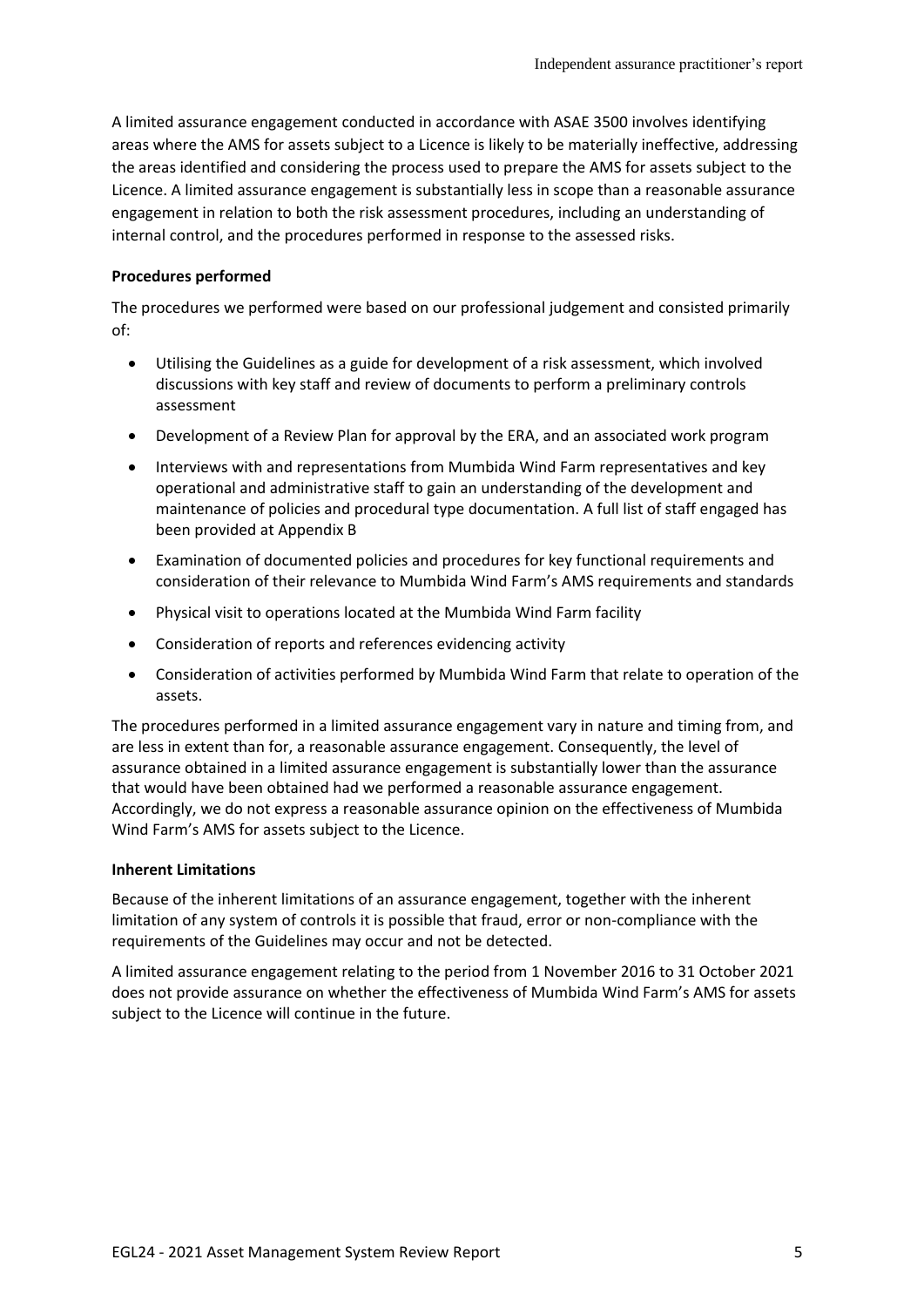A limited assurance engagement conducted in accordance with ASAE 3500 involves identifying areas where the AMS for assets subject to a Licence is likely to be materially ineffective, addressing the areas identified and considering the process used to prepare the AMS for assets subject to the Licence. A limited assurance engagement is substantially less in scope than a reasonable assurance engagement in relation to both the risk assessment procedures, including an understanding of internal control, and the procedures performed in response to the assessed risks.

**Procedures performed**

The procedures we performed were based on our professional judgement and consisted primarily of:

- Utilising the Guidelines as a guide for development of a risk assessment, which involved discussions with key staff and review of documents to perform a preliminary controls assessment
- Development of a Review Plan for approval by the ERA, and an associated work program
- Interviews with and representations from Mumbida Wind Farm representatives and key operational and administrative staff to gain an understanding of the development and maintenance of policies and procedural type documentation. A full list of staff engaged has been provided at Appendix B
- Examination of documented policies and procedures for key functional requirements and consideration of their relevance to Mumbida Wind Farm's AMS requirements and standards
- Physical visit to operations located at the Mumbida Wind Farm facility
- Consideration of reports and references evidencing activity
- Consideration of activities performed by Mumbida Wind Farm that relate to operation of the assets.

The procedures performed in a limited assurance engagement vary in nature and timing from, and are less in extent than for, a reasonable assurance engagement. Consequently, the level of assurance obtained in a limited assurance engagement is substantially lower than the assurance that would have been obtained had we performed a reasonable assurance engagement. Accordingly, we do not express a reasonable assurance opinion on the effectiveness of Mumbida Wind Farm's AMS for assets subject to the Licence.

**Inherent Limitations**

Because of the inherent limitations of an assurance engagement, together with the inherent limitation of any system of controls it is possible that fraud, error or non-compliance with the requirements of the Guidelines may occur and not be detected.

A limited assurance engagement relating to the period from 1 November 2016 to 31 October 2021 does not provide assurance on whether the effectiveness of Mumbida Wind Farm's AMS for assets subject to the Licence will continue in the future.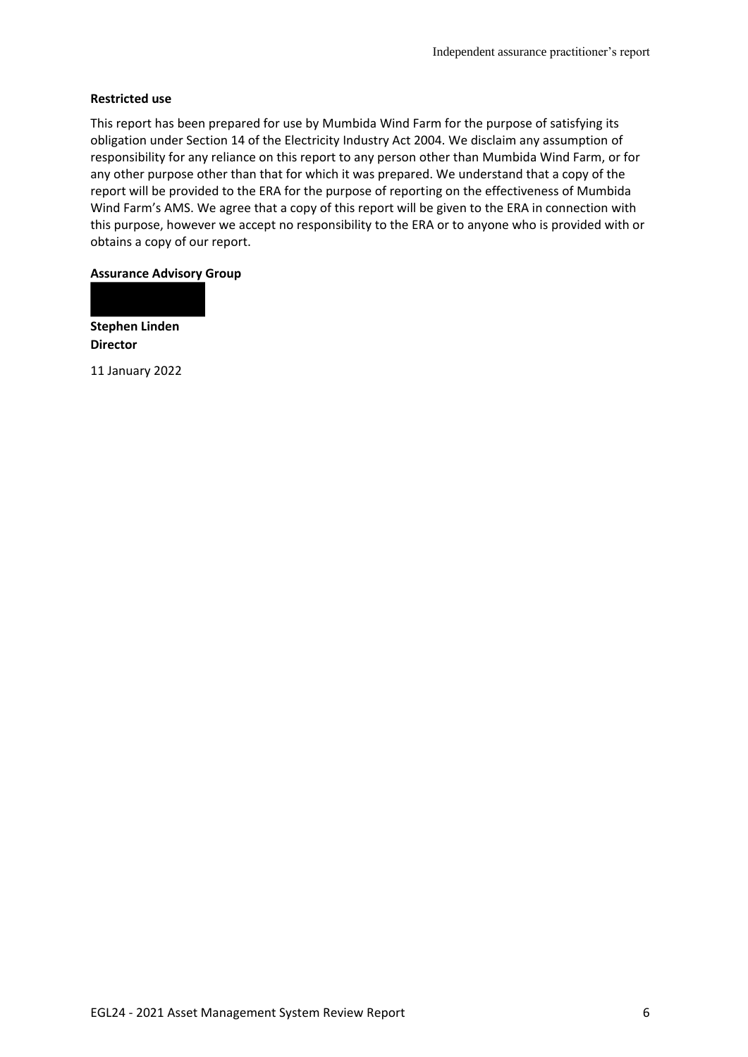**Restricted use**

This report has been prepared for use by Mumbida Wind Farm for the purpose of satisfying its obligation under Section 14 of the Electricity Industry Act 2004. We disclaim any assumption of responsibility for any reliance on this report to any person other than Mumbida Wind Farm, or for any other purpose other than that for which it was prepared. We understand that a copy of the report will be provided to the ERA for the purpose of reporting on the effectiveness of Mumbida Wind Farm's AMS. We agree that a copy of this report will be given to the ERA in connection with this purpose, however we accept no responsibility to the ERA or to anyone who is provided with or obtains a copy of our report.

**Assurance Advisory Group**

**Stephen Linden**
**Director**

11 January 2022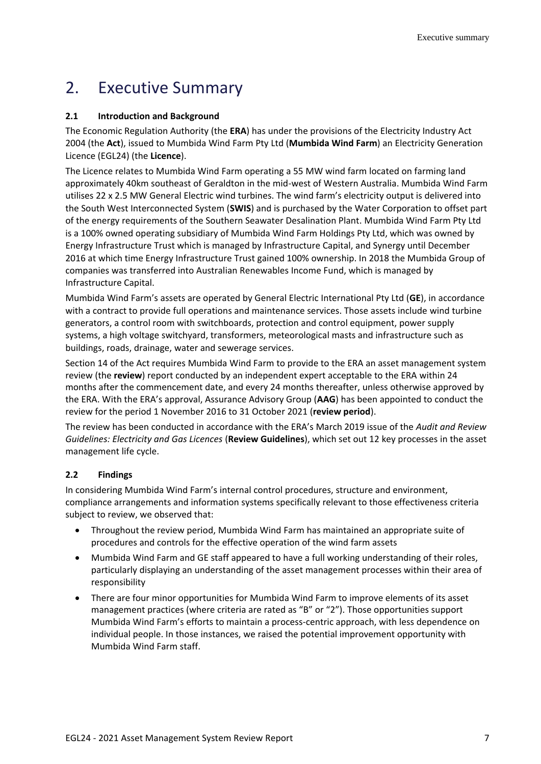# 2. Executive Summary

## 2.1 Introduction and Background

The Economic Regulation Authority (the **ERA**) has under the provisions of the Electricity Industry Act 2004 (the **Act**), issued to Mumbida Wind Farm Pty Ltd (**Mumbida Wind Farm**) an Electricity Generation Licence (EGL24) (the **Licence**).

The Licence relates to Mumbida Wind Farm operating a 55 MW wind farm located on farming land approximately 40km southeast of Geraldton in the mid-west of Western Australia. Mumbida Wind Farm utilises 22 x 2.5 MW General Electric wind turbines. The wind farm's electricity output is delivered into the South West Interconnected System (**SWIS**) and is purchased by the Water Corporation to offset part of the energy requirements of the Southern Seawater Desalination Plant. Mumbida Wind Farm Pty Ltd is a 100% owned operating subsidiary of Mumbida Wind Farm Holdings Pty Ltd, which was owned by Energy Infrastructure Trust which is managed by Infrastructure Capital, and Synergy until December 2016 at which time Energy Infrastructure Trust gained 100% ownership. In 2018 the Mumbida Group of companies was transferred into Australian Renewables Income Fund, which is managed by Infrastructure Capital.

Mumbida Wind Farm's assets are operated by General Electric International Pty Ltd (**GE**), in accordance with a contract to provide full operations and maintenance services. Those assets include wind turbine generators, a control room with switchboards, protection and control equipment, power supply systems, a high voltage switchyard, transformers, meteorological masts and infrastructure such as buildings, roads, drainage, water and sewerage services.

Section 14 of the Act requires Mumbida Wind Farm to provide to the ERA an asset management system review (the **review**) report conducted by an independent expert acceptable to the ERA within 24 months after the commencement date, and every 24 months thereafter, unless otherwise approved by the ERA. With the ERA's approval, Assurance Advisory Group (**AAG**) has been appointed to conduct the review for the period 1 November 2016 to 31 October 2021 (**review period**).

The review has been conducted in accordance with the ERA's March 2019 issue of the *Audit and Review Guidelines: Electricity and Gas Licences* (**Review Guidelines**), which set out 12 key processes in the asset management life cycle.

## 2.2 Findings

In considering Mumbida Wind Farm's internal control procedures, structure and environment, compliance arrangements and information systems specifically relevant to those effectiveness criteria subject to review, we observed that:

- Throughout the review period, Mumbida Wind Farm has maintained an appropriate suite of procedures and controls for the effective operation of the wind farm assets
- Mumbida Wind Farm and GE staff appeared to have a full working understanding of their roles, particularly displaying an understanding of the asset management processes within their area of responsibility
- There are four minor opportunities for Mumbida Wind Farm to improve elements of its asset management practices (where criteria are rated as "B" or "2"). Those opportunities support Mumbida Wind Farm's efforts to maintain a process-centric approach, with less dependence on individual people. In those instances, we raised the potential improvement opportunity with Mumbida Wind Farm staff.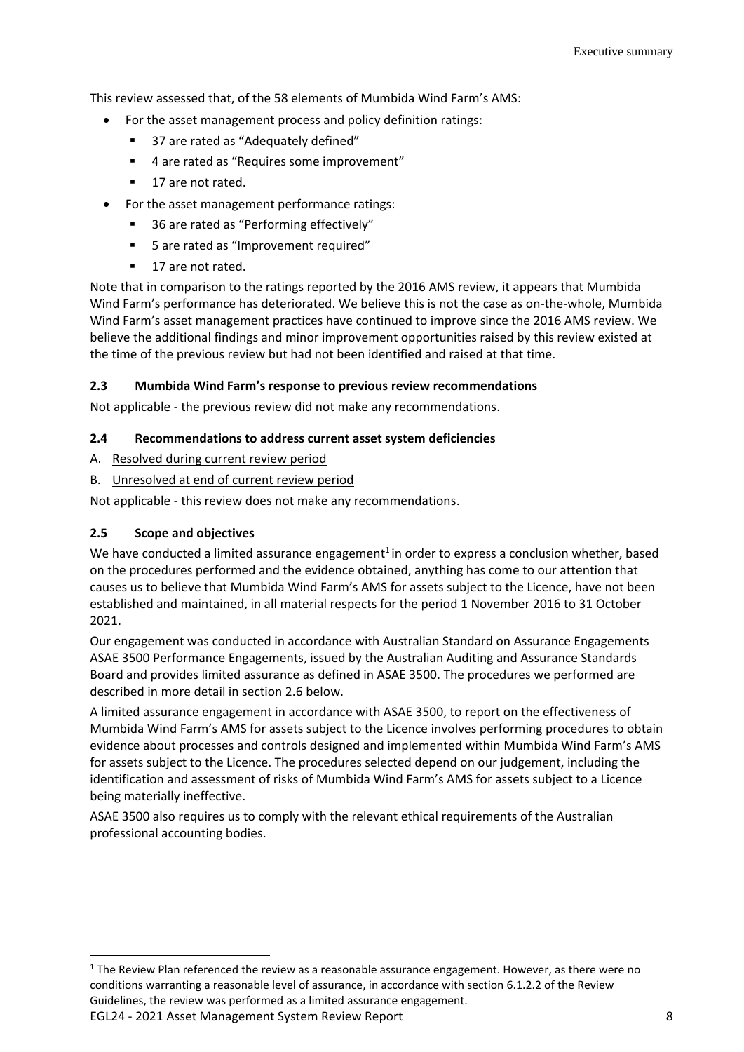This review assessed that, of the 58 elements of Mumbida Wind Farm's AMS:

- For the asset management process and policy definition ratings:
  - 37 are rated as "Adequately defined"
  - 4 are rated as "Requires some improvement"
  - 17 are not rated.
- For the asset management performance ratings:
  - 36 are rated as "Performing effectively"
  - 5 are rated as "Improvement required"
  - 17 are not rated.

Note that in comparison to the ratings reported by the 2016 AMS review, it appears that Mumbida Wind Farm's performance has deteriorated. We believe this is not the case as on-the-whole, Mumbida Wind Farm's asset management practices have continued to improve since the 2016 AMS review. We believe the additional findings and minor improvement opportunities raised by this review existed at the time of the previous review but had not been identified and raised at that time.

### 2.3 Mumbida Wind Farm's response to previous review recommendations

Not applicable - the previous review did not make any recommendations.

### 2.4 Recommendations to address current asset system deficiencies

A. Resolved during current review period

B. Unresolved at end of current review period

Not applicable - this review does not make any recommendations.

### 2.5 Scope and objectives

We have conducted a limited assurance engagement[1] in order to express a conclusion whether, based on the procedures performed and the evidence obtained, anything has come to our attention that causes us to believe that Mumbida Wind Farm's AMS for assets subject to the Licence, have not been established and maintained, in all material respects for the period 1 November 2016 to 31 October 2021.

Our engagement was conducted in accordance with Australian Standard on Assurance Engagements ASAE 3500 Performance Engagements, issued by the Australian Auditing and Assurance Standards Board and provides limited assurance as defined in ASAE 3500. The procedures we performed are described in more detail in section 2.6 below.

A limited assurance engagement in accordance with ASAE 3500, to report on the effectiveness of Mumbida Wind Farm's AMS for assets subject to the Licence involves performing procedures to obtain evidence about processes and controls designed and implemented within Mumbida Wind Farm's AMS for assets subject to the Licence. The procedures selected depend on our judgement, including the identification and assessment of risks of Mumbida Wind Farm's AMS for assets subject to a Licence being materially ineffective.

ASAE 3500 also requires us to comply with the relevant ethical requirements of the Australian professional accounting bodies.

[1] The Review Plan referenced the review as a reasonable assurance engagement. However, as there were no conditions warranting a reasonable level of assurance, in accordance with section 6.1.2.2 of the Review Guidelines, the review was performed as a limited assurance engagement.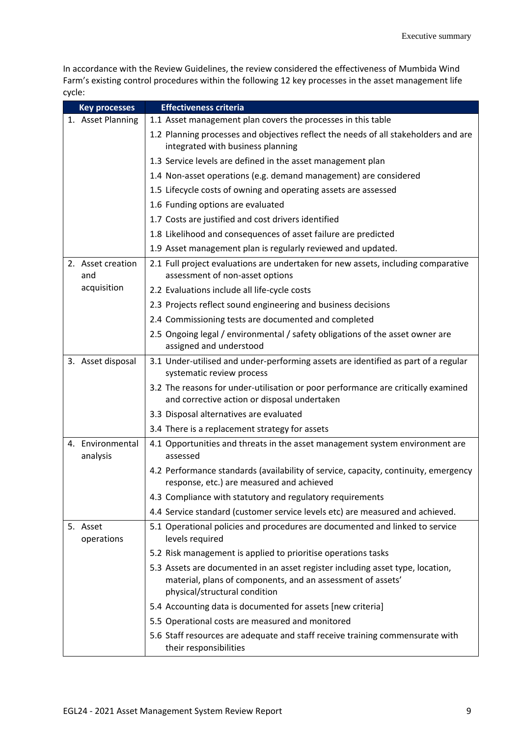In accordance with the Review Guidelines, the review considered the effectiveness of Mumbida Wind Farm's existing control procedures within the following 12 key processes in the asset management life cycle:

| Key processes | Effectiveness criteria |
|---|---|
| 1. Asset Planning | 1.1 Asset management plan covers the processes in this table |
| | 1.2 Planning processes and objectives reflect the needs of all stakeholders and are integrated with business planning |
| | 1.3 Service levels are defined in the asset management plan |
| | 1.4 Non-asset operations (e.g. demand management) are considered |
| | 1.5 Lifecycle costs of owning and operating assets are assessed |
| | 1.6 Funding options are evaluated |
| | 1.7 Costs are justified and cost drivers identified |
| | 1.8 Likelihood and consequences of asset failure are predicted |
| | 1.9 Asset management plan is regularly reviewed and updated. |
| 2. Asset creation and acquisition | 2.1 Full project evaluations are undertaken for new assets, including comparative assessment of non-asset options |
| | 2.2 Evaluations include all life-cycle costs |
| | 2.3 Projects reflect sound engineering and business decisions |
| | 2.4 Commissioning tests are documented and completed |
| | 2.5 Ongoing legal / environmental / safety obligations of the asset owner are assigned and understood |
| 3. Asset disposal | 3.1 Under-utilised and under-performing assets are identified as part of a regular systematic review process |
| | 3.2 The reasons for under-utilisation or poor performance are critically examined and corrective action or disposal undertaken |
| | 3.3 Disposal alternatives are evaluated |
| | 3.4 There is a replacement strategy for assets |
| 4. Environmental analysis | 4.1 Opportunities and threats in the asset management system environment are assessed |
| | 4.2 Performance standards (availability of service, capacity, continuity, emergency response, etc.) are measured and achieved |
| | 4.3 Compliance with statutory and regulatory requirements |
| | 4.4 Service standard (customer service levels etc) are measured and achieved. |
| 5. Asset operations | 5.1 Operational policies and procedures are documented and linked to service levels required |
| | 5.2 Risk management is applied to prioritise operations tasks |
| | 5.3 Assets are documented in an asset register including asset type, location, material, plans of components, and an assessment of assets' physical/structural condition |
| | 5.4 Accounting data is documented for assets [new criteria] |
| | 5.5 Operational costs are measured and monitored |
| | 5.6 Staff resources are adequate and staff receive training commensurate with their responsibilities |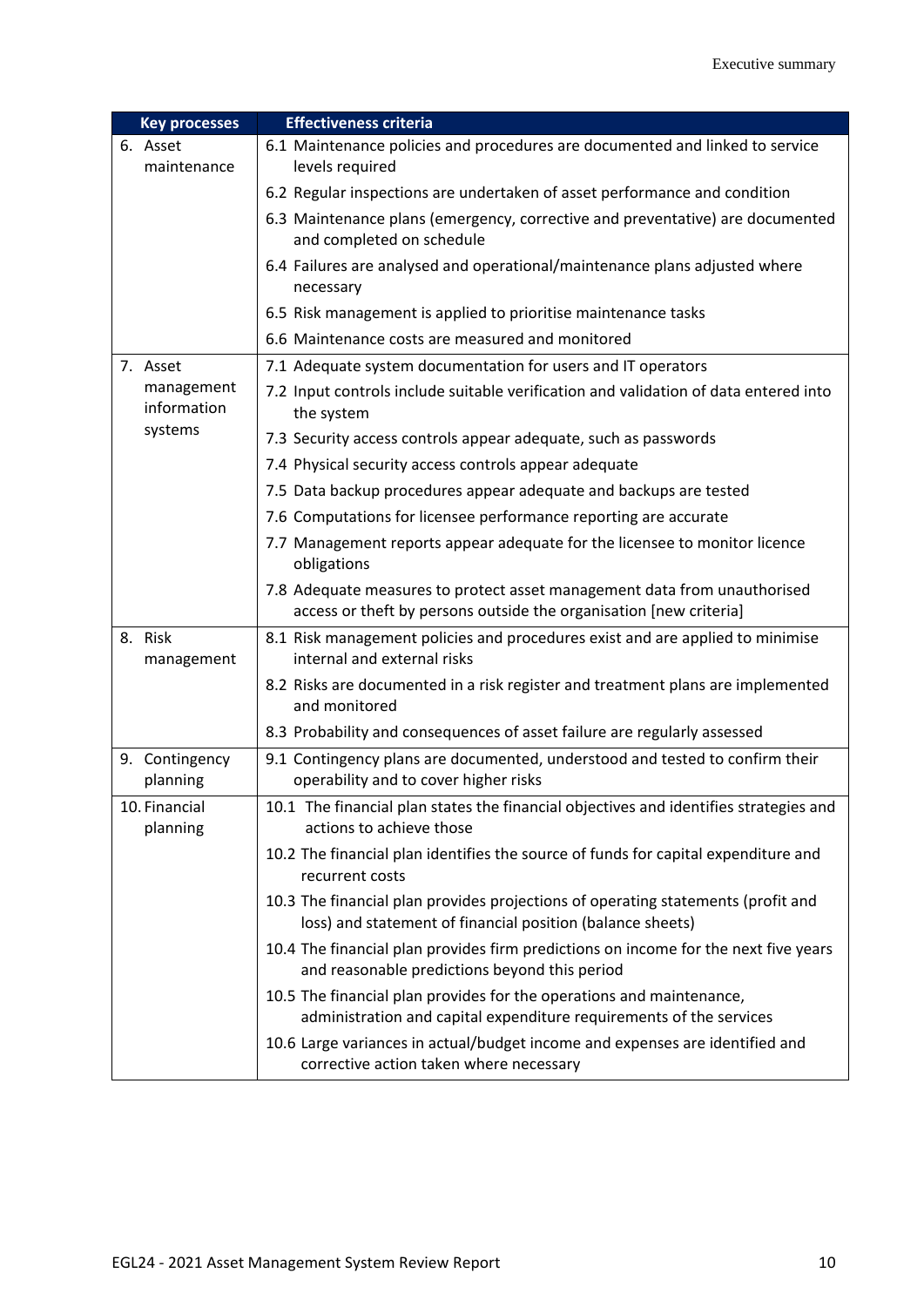| Key processes | Effectiveness criteria |
|---|---|
| 6. Asset maintenance | 6.1 Maintenance policies and procedures are documented and linked to service levels required |
| | 6.2 Regular inspections are undertaken of asset performance and condition |
| | 6.3 Maintenance plans (emergency, corrective and preventative) are documented and completed on schedule |
| | 6.4 Failures are analysed and operational/maintenance plans adjusted where necessary |
| | 6.5 Risk management is applied to prioritise maintenance tasks |
| | 6.6 Maintenance costs are measured and monitored |
| 7. Asset management information systems | 7.1 Adequate system documentation for users and IT operators |
| | 7.2 Input controls include suitable verification and validation of data entered into the system |
| | 7.3 Security access controls appear adequate, such as passwords |
| | 7.4 Physical security access controls appear adequate |
| | 7.5 Data backup procedures appear adequate and backups are tested |
| | 7.6 Computations for licensee performance reporting are accurate |
| | 7.7 Management reports appear adequate for the licensee to monitor licence obligations |
| | 7.8 Adequate measures to protect asset management data from unauthorised access or theft by persons outside the organisation [new criteria] |
| 8. Risk management | 8.1 Risk management policies and procedures exist and are applied to minimise internal and external risks |
| | 8.2 Risks are documented in a risk register and treatment plans are implemented and monitored |
| | 8.3 Probability and consequences of asset failure are regularly assessed |
| 9. Contingency planning | 9.1 Contingency plans are documented, understood and tested to confirm their operability and to cover higher risks |
| 10. Financial planning | 10.1 The financial plan states the financial objectives and identifies strategies and actions to achieve those |
| | 10.2 The financial plan identifies the source of funds for capital expenditure and recurrent costs |
| | 10.3 The financial plan provides projections of operating statements (profit and loss) and statement of financial position (balance sheets) |
| | 10.4 The financial plan provides firm predictions on income for the next five years and reasonable predictions beyond this period |
| | 10.5 The financial plan provides for the operations and maintenance, administration and capital expenditure requirements of the services |
| | 10.6 Large variances in actual/budget income and expenses are identified and corrective action taken where necessary |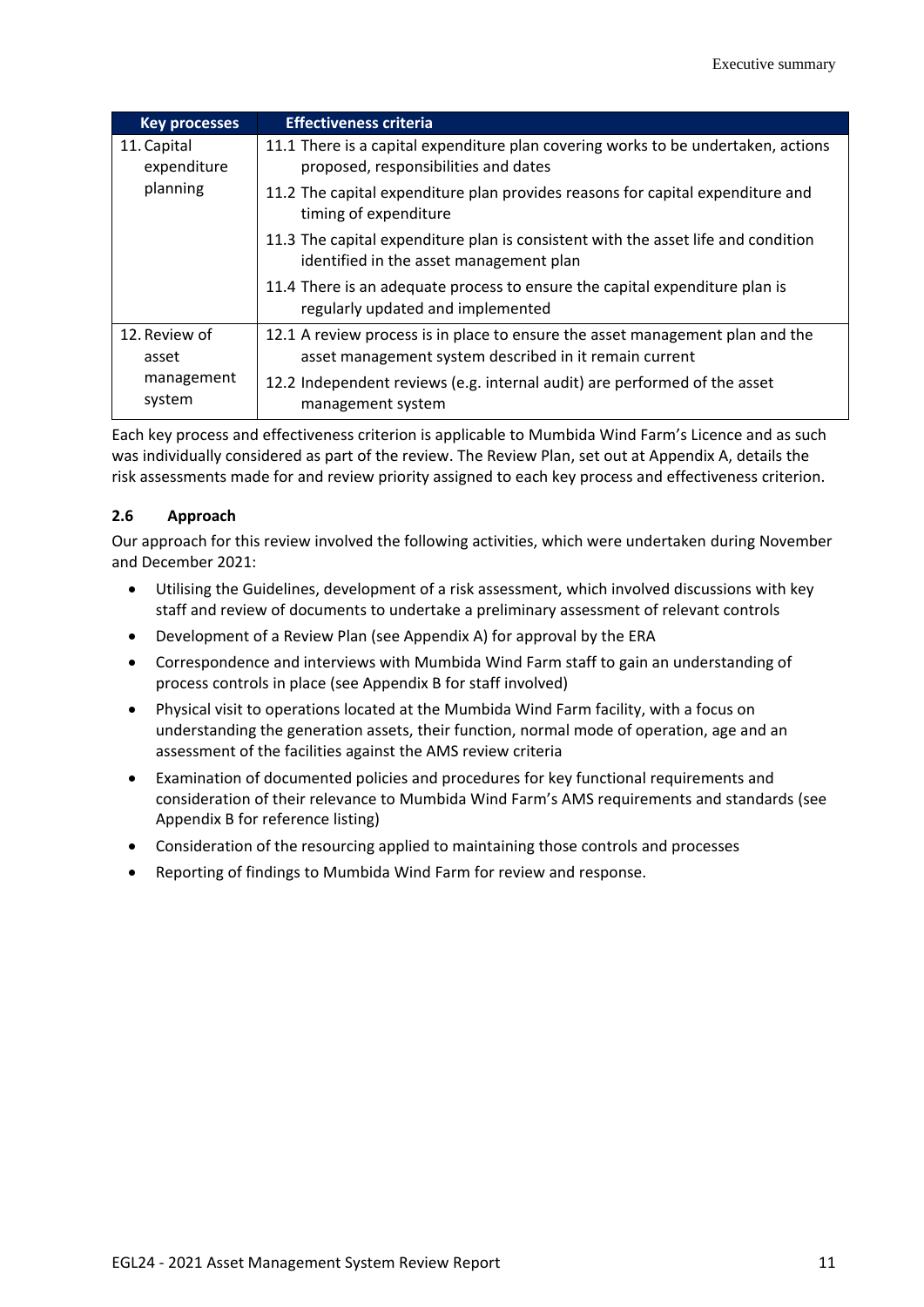| Key processes | Effectiveness criteria |
|---|---|
| 11. Capital expenditure planning | 11.1 There is a capital expenditure plan covering works to be undertaken, actions proposed, responsibilities and dates |
| | 11.2 The capital expenditure plan provides reasons for capital expenditure and timing of expenditure |
| | 11.3 The capital expenditure plan is consistent with the asset life and condition identified in the asset management plan |
| | 11.4 There is an adequate process to ensure the capital expenditure plan is regularly updated and implemented |
| 12. Review of asset management system | 12.1 A review process is in place to ensure the asset management plan and the asset management system described in it remain current |
| | 12.2 Independent reviews (e.g. internal audit) are performed of the asset management system |

Each key process and effectiveness criterion is applicable to Mumbida Wind Farm's Licence and as such was individually considered as part of the review. The Review Plan, set out at Appendix A, details the risk assessments made for and review priority assigned to each key process and effectiveness criterion.

### 2.6 Approach

Our approach for this review involved the following activities, which were undertaken during November and December 2021:

- Utilising the Guidelines, development of a risk assessment, which involved discussions with key staff and review of documents to undertake a preliminary assessment of relevant controls
- Development of a Review Plan (see Appendix A) for approval by the ERA
- Correspondence and interviews with Mumbida Wind Farm staff to gain an understanding of process controls in place (see Appendix B for staff involved)
- Physical visit to operations located at the Mumbida Wind Farm facility, with a focus on understanding the generation assets, their function, normal mode of operation, age and an assessment of the facilities against the AMS review criteria
- Examination of documented policies and procedures for key functional requirements and consideration of their relevance to Mumbida Wind Farm's AMS requirements and standards (see Appendix B for reference listing)
- Consideration of the resourcing applied to maintaining those controls and processes
- Reporting of findings to Mumbida Wind Farm for review and response.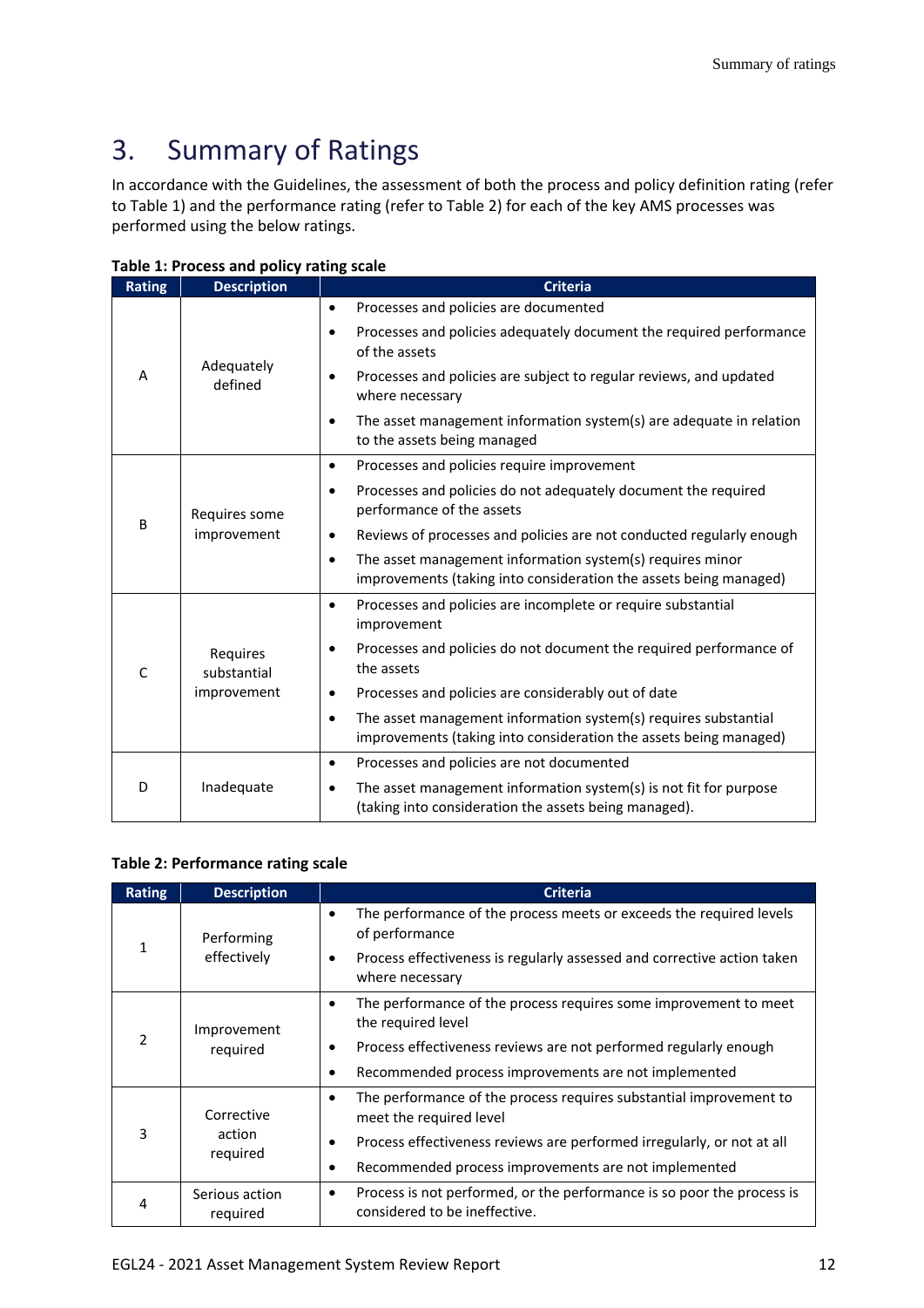# 3. Summary of Ratings

In accordance with the Guidelines, the assessment of both the process and policy definition rating (refer to Table 1) and the performance rating (refer to Table 2) for each of the key AMS processes was performed using the below ratings.

**Table 1: Process and policy rating scale**

| Rating | Description | Criteria |
|---|---|---|
| A | Adequately defined | • Processes and policies are documented<br>• Processes and policies adequately document the required performance of the assets<br>• Processes and policies are subject to regular reviews, and updated where necessary<br>• The asset management information system(s) are adequate in relation to the assets being managed |
| B | Requires some improvement | • Processes and policies require improvement<br>• Processes and policies do not adequately document the required performance of the assets<br>• Reviews of processes and policies are not conducted regularly enough<br>• The asset management information system(s) requires minor improvements (taking into consideration the assets being managed) |
| C | Requires substantial improvement | • Processes and policies are incomplete or require substantial improvement<br>• Processes and policies do not document the required performance of the assets<br>• Processes and policies are considerably out of date<br>• The asset management information system(s) requires substantial improvements (taking into consideration the assets being managed) |
| D | Inadequate | • Processes and policies are not documented<br>• The asset management information system(s) is not fit for purpose (taking into consideration the assets being managed). |

**Table 2: Performance rating scale**

| Rating | Description | Criteria |
|---|---|---|
| 1 | Performing effectively | • The performance of the process meets or exceeds the required levels of performance<br>• Process effectiveness is regularly assessed and corrective action taken where necessary |
| 2 | Improvement required | • The performance of the process requires some improvement to meet the required level<br>• Process effectiveness reviews are not performed regularly enough<br>• Recommended process improvements are not implemented |
| 3 | Corrective action required | • The performance of the process requires substantial improvement to meet the required level<br>• Process effectiveness reviews are performed irregularly, or not at all<br>• Recommended process improvements are not implemented |
| 4 | Serious action required | • Process is not performed, or the performance is so poor the process is considered to be ineffective. |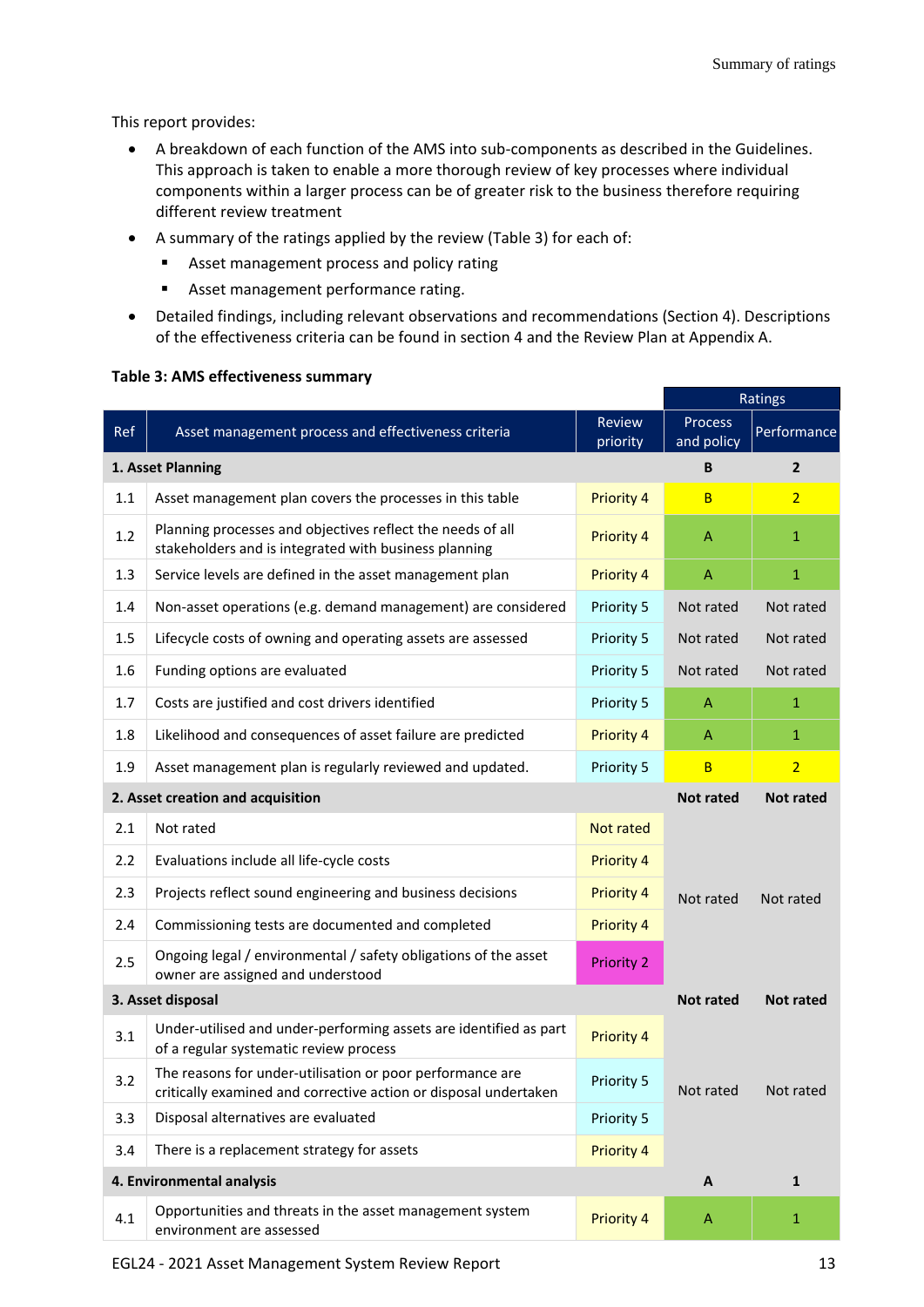This report provides:

- A breakdown of each function of the AMS into sub-components as described in the Guidelines. This approach is taken to enable a more thorough review of key processes where individual components within a larger process can be of greater risk to the business therefore requiring different review treatment
- A summary of the ratings applied by the review (Table 3) for each of:
  - Asset management process and policy rating
  - Asset management performance rating.
- Detailed findings, including relevant observations and recommendations (Section 4). Descriptions of the effectiveness criteria can be found in section 4 and the Review Plan at Appendix A.

**Table 3: AMS effectiveness summary**

| Ref | Asset management process and effectiveness criteria | Review priority | Ratings | |
|---|---|---|---|---|
| | | | Process and policy | Performance |
| **1. Asset Planning** | | | **B** | **2** |
| 1.1 | Asset management plan covers the processes in this table | Priority 4 | B | 2 |
| 1.2 | Planning processes and objectives reflect the needs of all stakeholders and is integrated with business planning | Priority 4 | A | 1 |
| 1.3 | Service levels are defined in the asset management plan | Priority 4 | A | 1 |
| 1.4 | Non-asset operations (e.g. demand management) are considered | Priority 5 | Not rated | Not rated |
| 1.5 | Lifecycle costs of owning and operating assets are assessed | Priority 5 | Not rated | Not rated |
| 1.6 | Funding options are evaluated | Priority 5 | Not rated | Not rated |
| 1.7 | Costs are justified and cost drivers identified | Priority 5 | A | 1 |
| 1.8 | Likelihood and consequences of asset failure are predicted | Priority 4 | A | 1 |
| 1.9 | Asset management plan is regularly reviewed and updated. | Priority 5 | B | 2 |
| **2. Asset creation and acquisition** | | | **Not rated** | **Not rated** |
| 2.1 | Not rated | Not rated | Not rated | Not rated |
| 2.2 | Evaluations include all life-cycle costs | Priority 4 | | |
| 2.3 | Projects reflect sound engineering and business decisions | Priority 4 | | |
| 2.4 | Commissioning tests are documented and completed | Priority 4 | | |
| 2.5 | Ongoing legal / environmental / safety obligations of the asset owner are assigned and understood | Priority 2 | | |
| **3. Asset disposal** | | | **Not rated** | **Not rated** |
| 3.1 | Under-utilised and under-performing assets are identified as part of a regular systematic review process | Priority 4 | Not rated | Not rated |
| 3.2 | The reasons for under-utilisation or poor performance are critically examined and corrective action or disposal undertaken | Priority 5 | | |
| 3.3 | Disposal alternatives are evaluated | Priority 5 | | |
| 3.4 | There is a replacement strategy for assets | Priority 4 | | |
| **4. Environmental analysis** | | | **A** | **1** |
| 4.1 | Opportunities and threats in the asset management system environment are assessed | Priority 4 | A | 1 |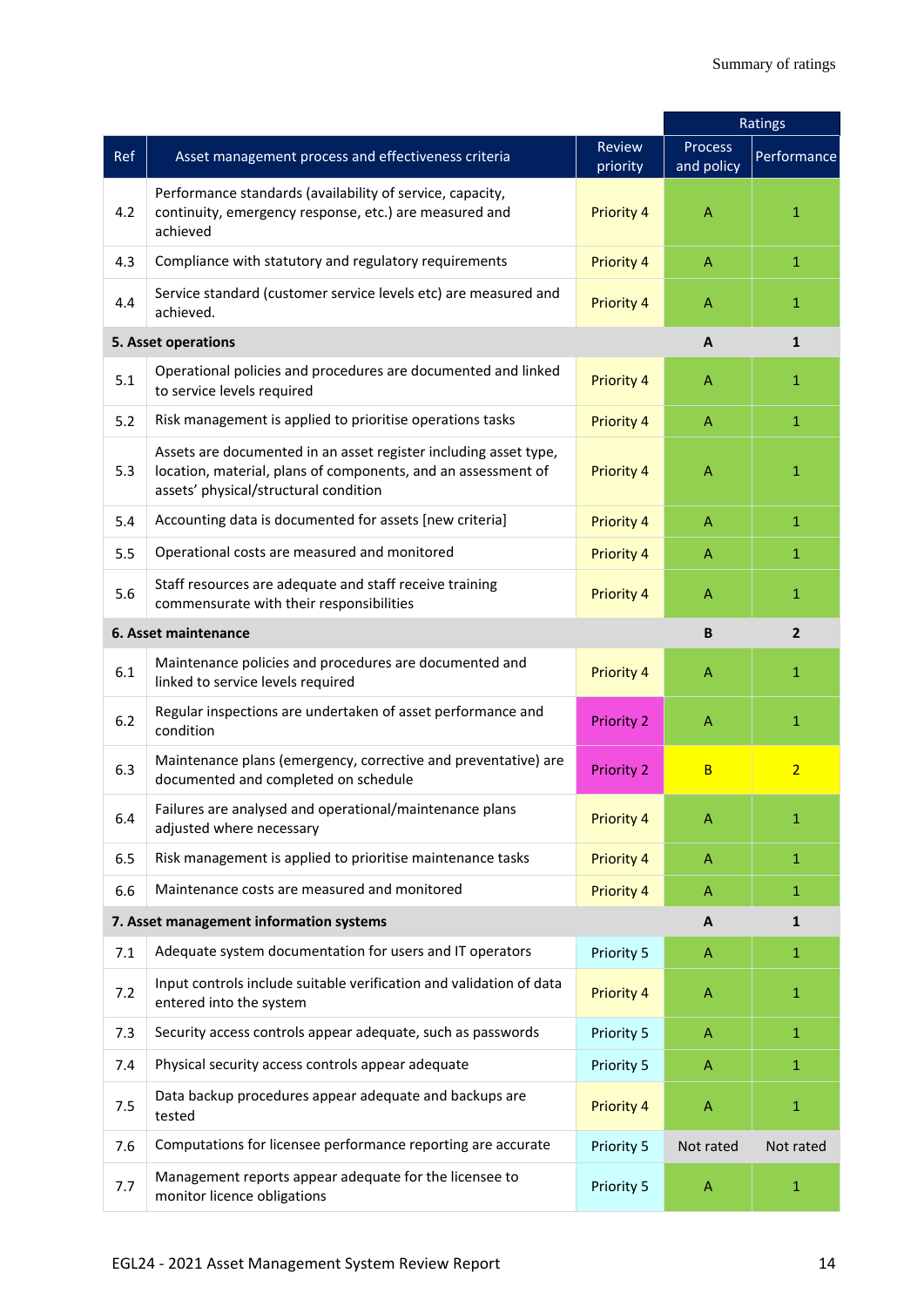| Ref | Asset management process and effectiveness criteria | Review priority | Ratings | |
|---|---|---|---|---|
| | | | Process and policy | Performance |
| 4.2 | Performance standards (availability of service, capacity, continuity, emergency response, etc.) are measured and achieved | Priority 4 | A | 1 |
| 4.3 | Compliance with statutory and regulatory requirements | Priority 4 | A | 1 |
| 4.4 | Service standard (customer service levels etc) are measured and achieved. | Priority 4 | A | 1 |
| **5. Asset operations** | | | **A** | **1** |
| 5.1 | Operational policies and procedures are documented and linked to service levels required | Priority 4 | A | 1 |
| 5.2 | Risk management is applied to prioritise operations tasks | Priority 4 | A | 1 |
| 5.3 | Assets are documented in an asset register including asset type, location, material, plans of components, and an assessment of assets' physical/structural condition | Priority 4 | A | 1 |
| 5.4 | Accounting data is documented for assets [new criteria] | Priority 4 | A | 1 |
| 5.5 | Operational costs are measured and monitored | Priority 4 | A | 1 |
| 5.6 | Staff resources are adequate and staff receive training commensurate with their responsibilities | Priority 4 | A | 1 |
| **6. Asset maintenance** | | | **B** | **2** |
| 6.1 | Maintenance policies and procedures are documented and linked to service levels required | Priority 4 | A | 1 |
| 6.2 | Regular inspections are undertaken of asset performance and condition | Priority 2 | A | 1 |
| 6.3 | Maintenance plans (emergency, corrective and preventative) are documented and completed on schedule | Priority 2 | B | 2 |
| 6.4 | Failures are analysed and operational/maintenance plans adjusted where necessary | Priority 4 | A | 1 |
| 6.5 | Risk management is applied to prioritise maintenance tasks | Priority 4 | A | 1 |
| 6.6 | Maintenance costs are measured and monitored | Priority 4 | A | 1 |
| **7. Asset management information systems** | | | **A** | **1** |
| 7.1 | Adequate system documentation for users and IT operators | Priority 5 | A | 1 |
| 7.2 | Input controls include suitable verification and validation of data entered into the system | Priority 4 | A | 1 |
| 7.3 | Security access controls appear adequate, such as passwords | Priority 5 | A | 1 |
| 7.4 | Physical security access controls appear adequate | Priority 5 | A | 1 |
| 7.5 | Data backup procedures appear adequate and backups are tested | Priority 4 | A | 1 |
| 7.6 | Computations for licensee performance reporting are accurate | Priority 5 | Not rated | Not rated |
| 7.7 | Management reports appear adequate for the licensee to monitor licence obligations | Priority 5 | A | 1 |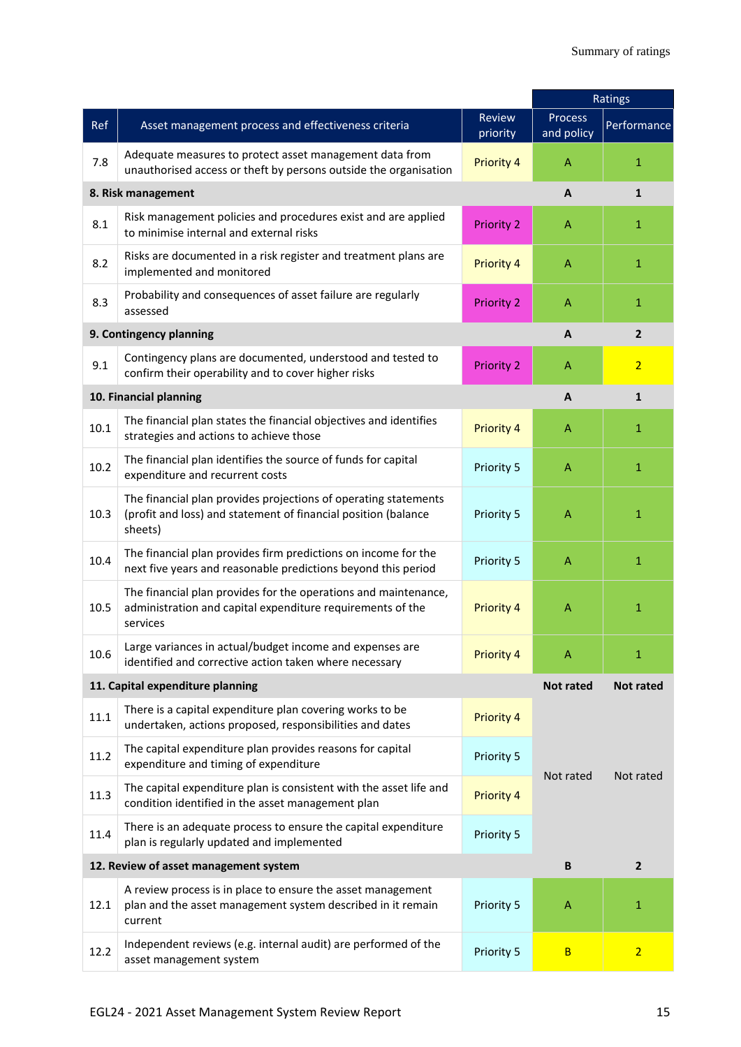| Ref | Asset management process and effectiveness criteria | Review priority | Ratings | |
|---|---|---|---|---|
| | | | Process and policy | Performance |
| 7.8 | Adequate measures to protect asset management data from unauthorised access or theft by persons outside the organisation | Priority 4 | A | 1 |
| **8. Risk management** | | | **A** | **1** |
| 8.1 | Risk management policies and procedures exist and are applied to minimise internal and external risks | Priority 2 | A | 1 |
| 8.2 | Risks are documented in a risk register and treatment plans are implemented and monitored | Priority 4 | A | 1 |
| 8.3 | Probability and consequences of asset failure are regularly assessed | Priority 2 | A | 1 |
| **9. Contingency planning** | | | **A** | **2** |
| 9.1 | Contingency plans are documented, understood and tested to confirm their operability and to cover higher risks | Priority 2 | A | 2 |
| **10. Financial planning** | | | **A** | **1** |
| 10.1 | The financial plan states the financial objectives and identifies strategies and actions to achieve those | Priority 4 | A | 1 |
| 10.2 | The financial plan identifies the source of funds for capital expenditure and recurrent costs | Priority 5 | A | 1 |
| 10.3 | The financial plan provides projections of operating statements (profit and loss) and statement of financial position (balance sheets) | Priority 5 | A | 1 |
| 10.4 | The financial plan provides firm predictions on income for the next five years and reasonable predictions beyond this period | Priority 5 | A | 1 |
| 10.5 | The financial plan provides for the operations and maintenance, administration and capital expenditure requirements of the services | Priority 4 | A | 1 |
| 10.6 | Large variances in actual/budget income and expenses are identified and corrective action taken where necessary | Priority 4 | A | 1 |
| **11. Capital expenditure planning** | | | **Not rated** | **Not rated** |
| 11.1 | There is a capital expenditure plan covering works to be undertaken, actions proposed, responsibilities and dates | Priority 4 | Not rated | Not rated |
| 11.2 | The capital expenditure plan provides reasons for capital expenditure and timing of expenditure | Priority 5 | | |
| 11.3 | The capital expenditure plan is consistent with the asset life and condition identified in the asset management plan | Priority 4 | | |
| 11.4 | There is an adequate process to ensure the capital expenditure plan is regularly updated and implemented | Priority 5 | | |
| **12. Review of asset management system** | | | **B** | **2** |
| 12.1 | A review process is in place to ensure the asset management plan and the asset management system described in it remain current | Priority 5 | A | 1 |
| 12.2 | Independent reviews (e.g. internal audit) are performed of the asset management system | Priority 5 | B | 2 |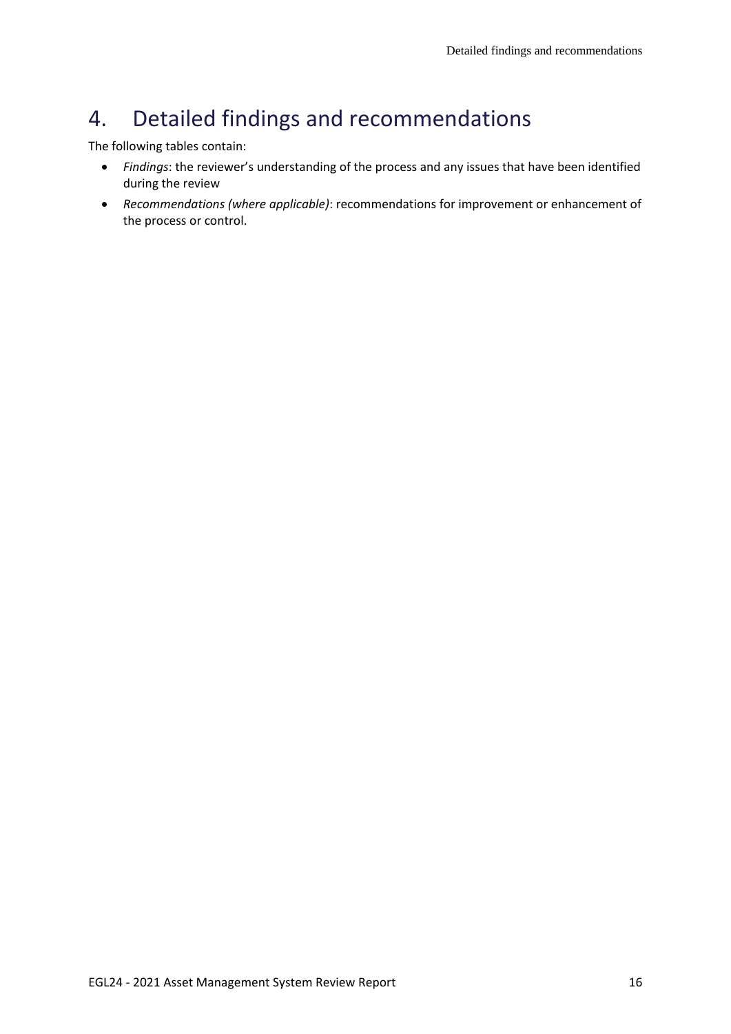# 4. Detailed findings and recommendations

The following tables contain:

- *Findings*: the reviewer's understanding of the process and any issues that have been identified during the review
- *Recommendations (where applicable)*: recommendations for improvement or enhancement of the process or control.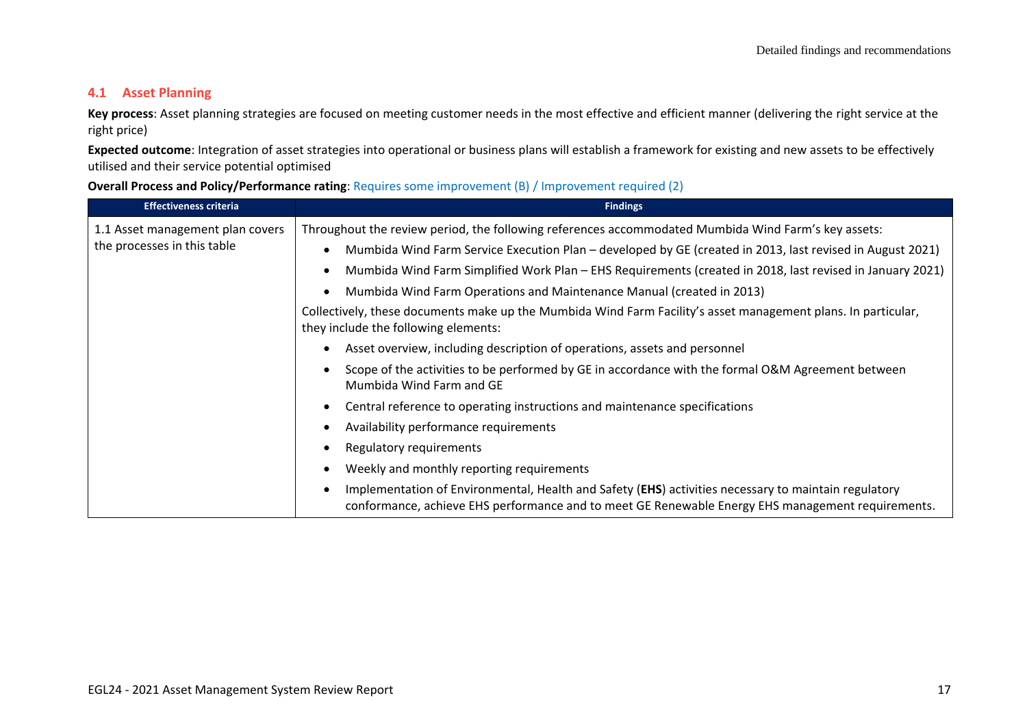## 4.1 Asset Planning

**Key process**: Asset planning strategies are focused on meeting customer needs in the most effective and efficient manner (delivering the right service at the right price)

**Expected outcome**: Integration of asset strategies into operational or business plans will establish a framework for existing and new assets to be effectively utilised and their service potential optimised

**Overall Process and Policy/Performance rating**: Requires some improvement (B) / Improvement required (2)

| Effectiveness criteria | Findings |
|---|---|
| 1.1 Asset management plan covers the processes in this table | Throughout the review period, the following references accommodated Mumbida Wind Farm's key assets:<br>• Mumbida Wind Farm Service Execution Plan – developed by GE (created in 2013, last revised in August 2021)<br>• Mumbida Wind Farm Simplified Work Plan – EHS Requirements (created in 2018, last revised in January 2021)<br>• Mumbida Wind Farm Operations and Maintenance Manual (created in 2013)<br>Collectively, these documents make up the Mumbida Wind Farm Facility's asset management plans. In particular, they include the following elements:<br>• Asset overview, including description of operations, assets and personnel<br>• Scope of the activities to be performed by GE in accordance with the formal O&M Agreement between Mumbida Wind Farm and GE<br>• Central reference to operating instructions and maintenance specifications<br>• Availability performance requirements<br>• Regulatory requirements<br>• Weekly and monthly reporting requirements<br>• Implementation of Environmental, Health and Safety (**EHS**) activities necessary to maintain regulatory conformance, achieve EHS performance and to meet GE Renewable Energy EHS management requirements. |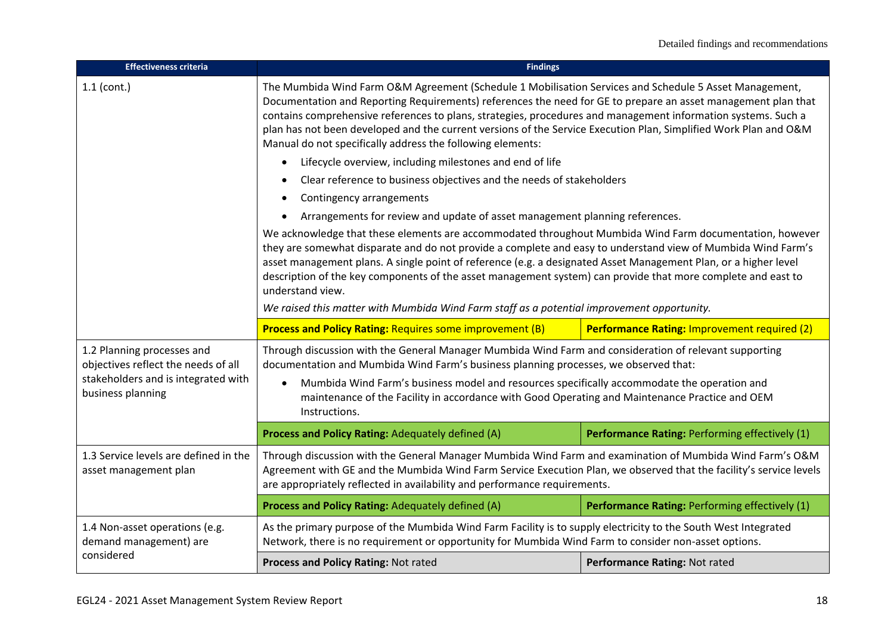| Effectiveness criteria | Findings | |
|---|---|---|
| 1.1 (cont.) | The Mumbida Wind Farm O&M Agreement (Schedule 1 Mobilisation Services and Schedule 5 Asset Management, Documentation and Reporting Requirements) references the need for GE to prepare an asset management plan that contains comprehensive references to plans, strategies, procedures and management information systems. Such a plan has not been developed and the current versions of the Service Execution Plan, Simplified Work Plan and O&M Manual do not specifically address the following elements:<br>• Lifecycle overview, including milestones and end of life<br>• Clear reference to business objectives and the needs of stakeholders<br>• Contingency arrangements<br>• Arrangements for review and update of asset management planning references.<br>We acknowledge that these elements are accommodated throughout Mumbida Wind Farm documentation, however they are somewhat disparate and do not provide a complete and easy to understand view of Mumbida Wind Farm's asset management plans. A single point of reference (e.g. a designated Asset Management Plan, or a higher level description of the key components of the asset management system) can provide that more complete and east to understand view.<br>*We raised this matter with Mumbida Wind Farm staff as a potential improvement opportunity.* | |
| | **Process and Policy Rating:** Requires some improvement (B) | **Performance Rating:** Improvement required (2) |
| 1.2 Planning processes and objectives reflect the needs of all stakeholders and is integrated with business planning | Through discussion with the General Manager Mumbida Wind Farm and consideration of relevant supporting documentation and Mumbida Wind Farm's business planning processes, we observed that:<br>• Mumbida Wind Farm's business model and resources specifically accommodate the operation and maintenance of the Facility in accordance with Good Operating and Maintenance Practice and OEM Instructions. | |
| | **Process and Policy Rating:** Adequately defined (A) | **Performance Rating:** Performing effectively (1) |
| 1.3 Service levels are defined in the asset management plan | Through discussion with the General Manager Mumbida Wind Farm and examination of Mumbida Wind Farm's O&M Agreement with GE and the Mumbida Wind Farm Service Execution Plan, we observed that the facility's service levels are appropriately reflected in availability and performance requirements. | |
| | **Process and Policy Rating:** Adequately defined (A) | **Performance Rating:** Performing effectively (1) |
| 1.4 Non-asset operations (e.g. demand management) are considered | As the primary purpose of the Mumbida Wind Farm Facility is to supply electricity to the South West Integrated Network, there is no requirement or opportunity for Mumbida Wind Farm to consider non-asset options. | |
| | **Process and Policy Rating:** Not rated | **Performance Rating:** Not rated |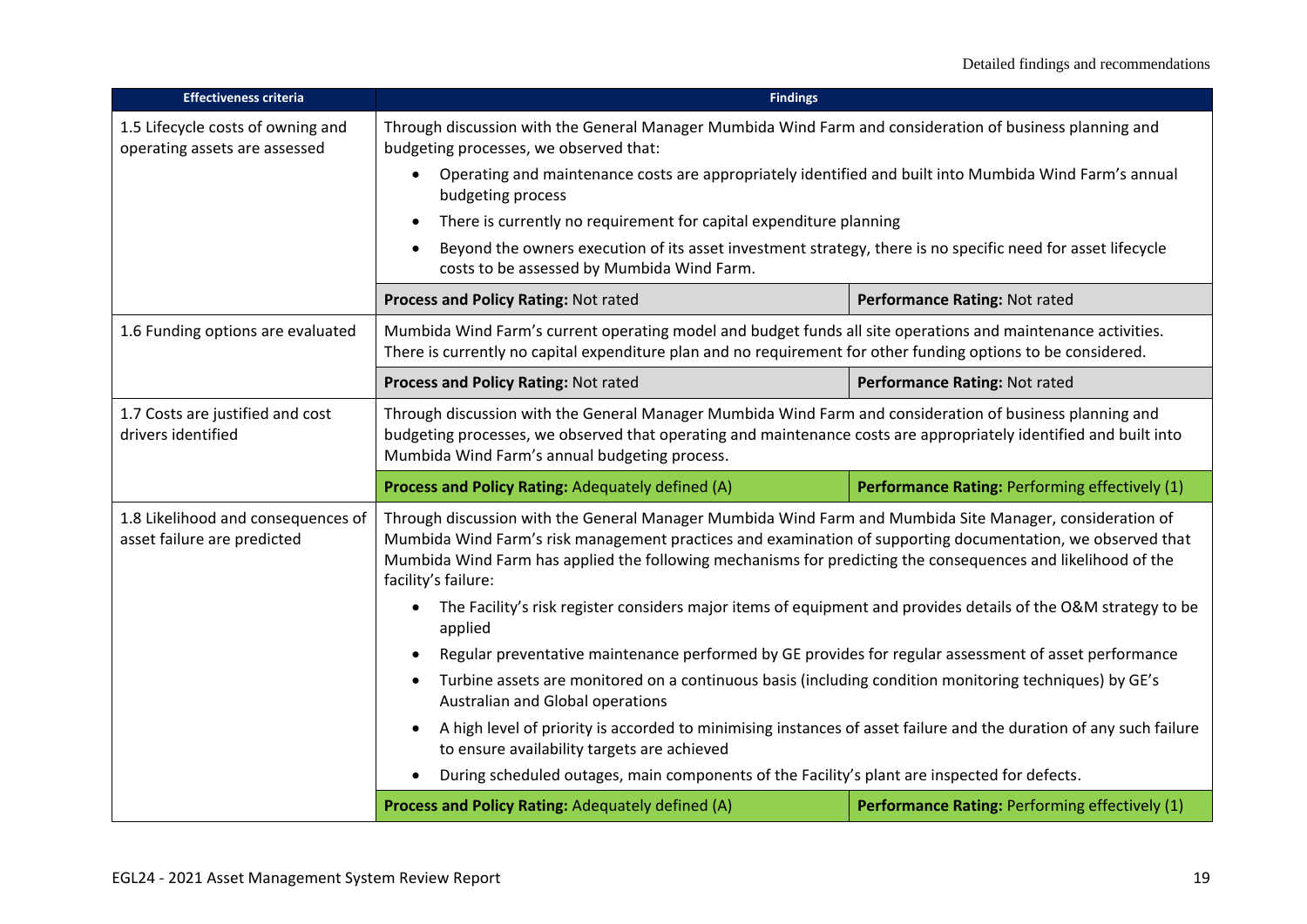| Effectiveness criteria | Findings | |
|---|---|---|
| 1.5 Lifecycle costs of owning and operating assets are assessed | Through discussion with the General Manager Mumbida Wind Farm and consideration of business planning and budgeting processes, we observed that:<br>• Operating and maintenance costs are appropriately identified and built into Mumbida Wind Farm's annual budgeting process<br>• There is currently no requirement for capital expenditure planning<br>• Beyond the owners execution of its asset investment strategy, there is no specific need for asset lifecycle costs to be assessed by Mumbida Wind Farm. | |
| | **Process and Policy Rating:** Not rated | **Performance Rating:** Not rated |
| 1.6 Funding options are evaluated | Mumbida Wind Farm's current operating model and budget funds all site operations and maintenance activities. There is currently no capital expenditure plan and no requirement for other funding options to be considered. | |
| | **Process and Policy Rating:** Not rated | **Performance Rating:** Not rated |
| 1.7 Costs are justified and cost drivers identified | Through discussion with the General Manager Mumbida Wind Farm and consideration of business planning and budgeting processes, we observed that operating and maintenance costs are appropriately identified and built into Mumbida Wind Farm's annual budgeting process. | |
| | **Process and Policy Rating:** Adequately defined (A) | **Performance Rating:** Performing effectively (1) |
| 1.8 Likelihood and consequences of asset failure are predicted | Through discussion with the General Manager Mumbida Wind Farm and Mumbida Site Manager, consideration of Mumbida Wind Farm's risk management practices and examination of supporting documentation, we observed that Mumbida Wind Farm has applied the following mechanisms for predicting the consequences and likelihood of the facility's failure:<br>• The Facility's risk register considers major items of equipment and provides details of the O&M strategy to be applied<br>• Regular preventative maintenance performed by GE provides for regular assessment of asset performance<br>• Turbine assets are monitored on a continuous basis (including condition monitoring techniques) by GE's Australian and Global operations<br>• A high level of priority is accorded to minimising instances of asset failure and the duration of any such failure to ensure availability targets are achieved<br>• During scheduled outages, main components of the Facility's plant are inspected for defects. | |
| | **Process and Policy Rating:** Adequately defined (A) | **Performance Rating:** Performing effectively (1) |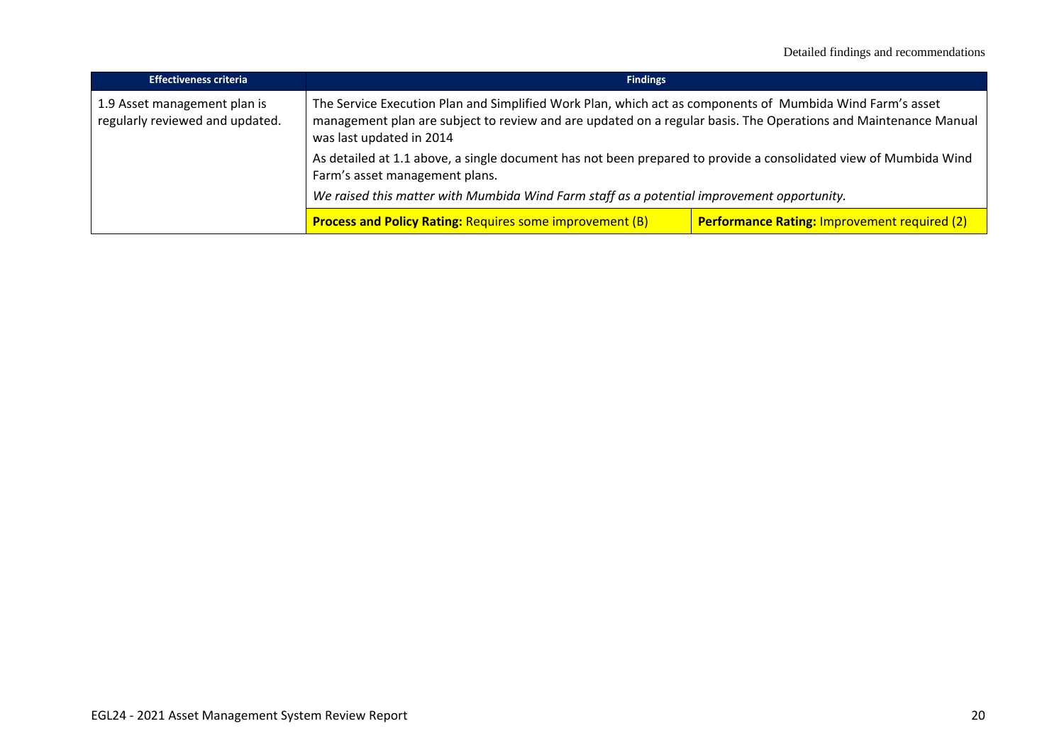| Effectiveness criteria | Findings | |
|---|---|---|
| 1.9 Asset management plan is regularly reviewed and updated. | The Service Execution Plan and Simplified Work Plan, which act as components of Mumbida Wind Farm's asset management plan are subject to review and are updated on a regular basis. The Operations and Maintenance Manual was last updated in 2014<br><br>As detailed at 1.1 above, a single document has not been prepared to provide a consolidated view of Mumbida Wind Farm's asset management plans.<br><br>*We raised this matter with Mumbida Wind Farm staff as a potential improvement opportunity.* | |
| | **Process and Policy Rating:** Requires some improvement (B) | **Performance Rating:** Improvement required (2) |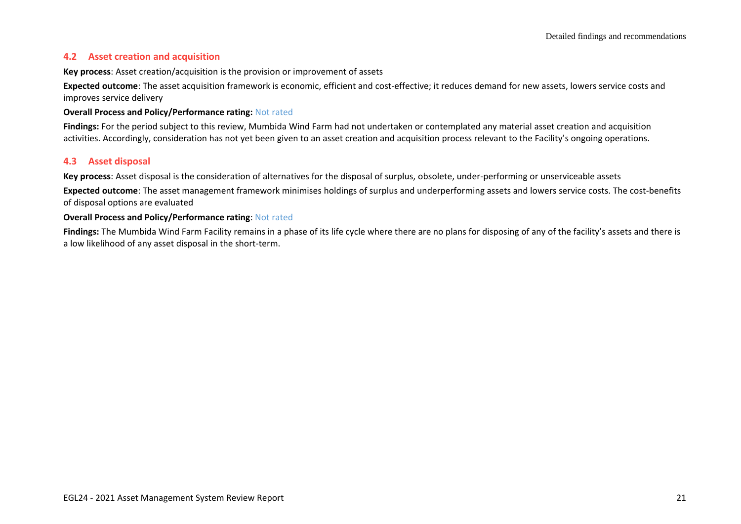## 4.2 Asset creation and acquisition

**Key process**: Asset creation/acquisition is the provision or improvement of assets

**Expected outcome**: The asset acquisition framework is economic, efficient and cost-effective; it reduces demand for new assets, lowers service costs and improves service delivery

**Overall Process and Policy/Performance rating:** Not rated

**Findings:** For the period subject to this review, Mumbida Wind Farm had not undertaken or contemplated any material asset creation and acquisition activities. Accordingly, consideration has not yet been given to an asset creation and acquisition process relevant to the Facility's ongoing operations.

## 4.3 Asset disposal

**Key process**: Asset disposal is the consideration of alternatives for the disposal of surplus, obsolete, under-performing or unserviceable assets

**Expected outcome**: The asset management framework minimises holdings of surplus and underperforming assets and lowers service costs. The cost-benefits of disposal options are evaluated

**Overall Process and Policy/Performance rating**: Not rated

**Findings:** The Mumbida Wind Farm Facility remains in a phase of its life cycle where there are no plans for disposing of any of the facility's assets and there is a low likelihood of any asset disposal in the short-term.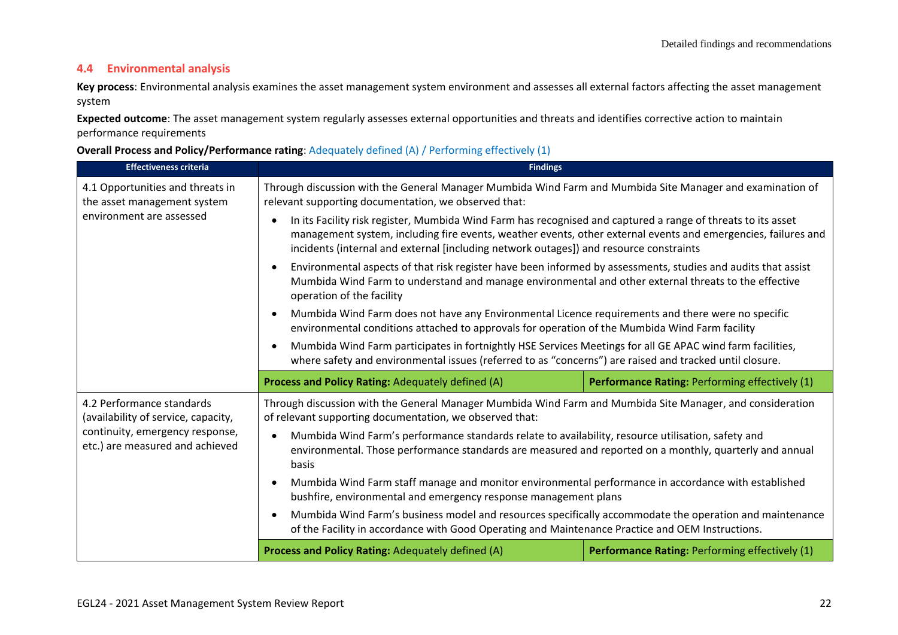## 4.4 Environmental analysis

**Key process**: Environmental analysis examines the asset management system environment and assesses all external factors affecting the asset management system

**Expected outcome**: The asset management system regularly assesses external opportunities and threats and identifies corrective action to maintain performance requirements

**Overall Process and Policy/Performance rating**: Adequately defined (A) / Performing effectively (1)

| Effectiveness criteria | Findings | |
|---|---|---|
| 4.1 Opportunities and threats in the asset management system environment are assessed | Through discussion with the General Manager Mumbida Wind Farm and Mumbida Site Manager and examination of relevant supporting documentation, we observed that:<br>• In its Facility risk register, Mumbida Wind Farm has recognised and captured a range of threats to its asset management system, including fire events, weather events, other external events and emergencies, failures and incidents (internal and external [including network outages]) and resource constraints<br>• Environmental aspects of that risk register have been informed by assessments, studies and audits that assist Mumbida Wind Farm to understand and manage environmental and other external threats to the effective operation of the facility<br>• Mumbida Wind Farm does not have any Environmental Licence requirements and there were no specific environmental conditions attached to approvals for operation of the Mumbida Wind Farm facility<br>• Mumbida Wind Farm participates in fortnightly HSE Services Meetings for all GE APAC wind farm facilities, where safety and environmental issues (referred to as "concerns") are raised and tracked until closure. | |
| | **Process and Policy Rating:** Adequately defined (A) | **Performance Rating:** Performing effectively (1) |
| 4.2 Performance standards (availability of service, capacity, continuity, emergency response, etc.) are measured and achieved | Through discussion with the General Manager Mumbida Wind Farm and Mumbida Site Manager, and consideration of relevant supporting documentation, we observed that:<br>• Mumbida Wind Farm's performance standards relate to availability, resource utilisation, safety and environmental. Those performance standards are measured and reported on a monthly, quarterly and annual basis<br>• Mumbida Wind Farm staff manage and monitor environmental performance in accordance with established bushfire, environmental and emergency response management plans<br>• Mumbida Wind Farm's business model and resources specifically accommodate the operation and maintenance of the Facility in accordance with Good Operating and Maintenance Practice and OEM Instructions. | |
| | **Process and Policy Rating:** Adequately defined (A) | **Performance Rating:** Performing effectively (1) |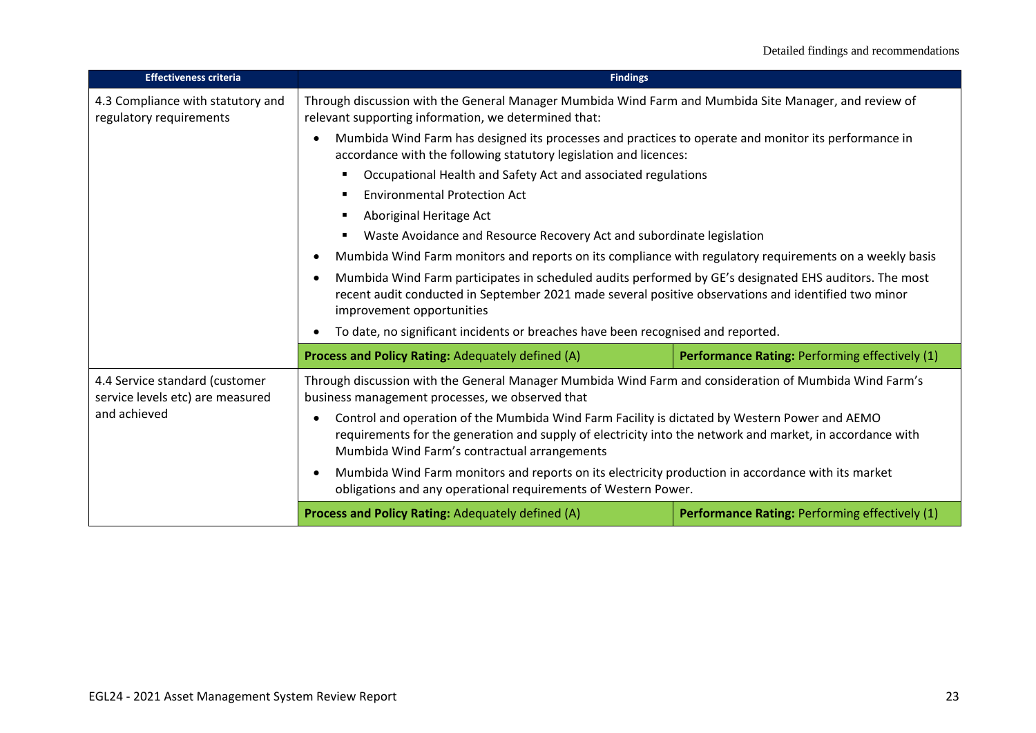| Effectiveness criteria | Findings | |
|---|---|---|
| 4.3 Compliance with statutory and regulatory requirements | Through discussion with the General Manager Mumbida Wind Farm and Mumbida Site Manager, and review of relevant supporting information, we determined that:<br>• Mumbida Wind Farm has designed its processes and practices to operate and monitor its performance in accordance with the following statutory legislation and licences:<br>  ▪ Occupational Health and Safety Act and associated regulations<br>  ▪ Environmental Protection Act<br>  ▪ Aboriginal Heritage Act<br>  ▪ Waste Avoidance and Resource Recovery Act and subordinate legislation<br>• Mumbida Wind Farm monitors and reports on its compliance with regulatory requirements on a weekly basis<br>• Mumbida Wind Farm participates in scheduled audits performed by GE's designated EHS auditors. The most recent audit conducted in September 2021 made several positive observations and identified two minor improvement opportunities<br>• To date, no significant incidents or breaches have been recognised and reported. | |
| | **Process and Policy Rating:** Adequately defined (A) | **Performance Rating:** Performing effectively (1) |
| 4.4 Service standard (customer service levels etc) are measured and achieved | Through discussion with the General Manager Mumbida Wind Farm and consideration of Mumbida Wind Farm's business management processes, we observed that<br>• Control and operation of the Mumbida Wind Farm Facility is dictated by Western Power and AEMO requirements for the generation and supply of electricity into the network and market, in accordance with Mumbida Wind Farm's contractual arrangements<br>• Mumbida Wind Farm monitors and reports on its electricity production in accordance with its market obligations and any operational requirements of Western Power. | |
| | **Process and Policy Rating:** Adequately defined (A) | **Performance Rating:** Performing effectively (1) |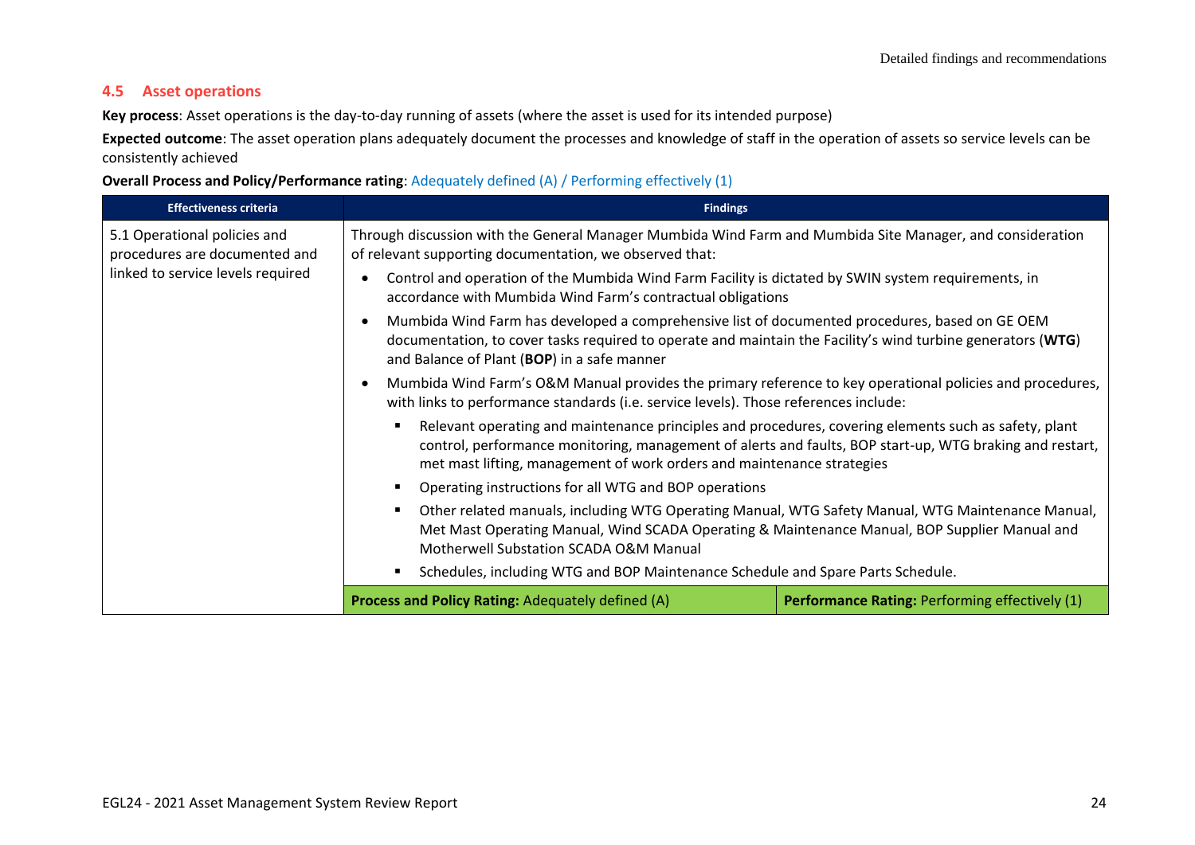## 4.5 Asset operations

**Key process**: Asset operations is the day-to-day running of assets (where the asset is used for its intended purpose)

**Expected outcome**: The asset operation plans adequately document the processes and knowledge of staff in the operation of assets so service levels can be consistently achieved

**Overall Process and Policy/Performance rating**: Adequately defined (A) / Performing effectively (1)

| Effectiveness criteria | Findings | |
|---|---|---|
| 5.1 Operational policies and procedures are documented and linked to service levels required | Through discussion with the General Manager Mumbida Wind Farm and Mumbida Site Manager, and consideration of relevant supporting documentation, we observed that:<br>• Control and operation of the Mumbida Wind Farm Facility is dictated by SWIN system requirements, in accordance with Mumbida Wind Farm's contractual obligations<br>• Mumbida Wind Farm has developed a comprehensive list of documented procedures, based on GE OEM documentation, to cover tasks required to operate and maintain the Facility's wind turbine generators (**WTG**) and Balance of Plant (**BOP**) in a safe manner<br>• Mumbida Wind Farm's O&M Manual provides the primary reference to key operational policies and procedures, with links to performance standards (i.e. service levels). Those references include:<br>&nbsp;&nbsp;▪ Relevant operating and maintenance principles and procedures, covering elements such as safety, plant control, performance monitoring, management of alerts and faults, BOP start-up, WTG braking and restart, met mast lifting, management of work orders and maintenance strategies<br>&nbsp;&nbsp;▪ Operating instructions for all WTG and BOP operations<br>&nbsp;&nbsp;▪ Other related manuals, including WTG Operating Manual, WTG Safety Manual, WTG Maintenance Manual, Met Mast Operating Manual, Wind SCADA Operating & Maintenance Manual, BOP Supplier Manual and Motherwell Substation SCADA O&M Manual<br>&nbsp;&nbsp;▪ Schedules, including WTG and BOP Maintenance Schedule and Spare Parts Schedule. | |
| | **Process and Policy Rating:** Adequately defined (A) | **Performance Rating:** Performing effectively (1) |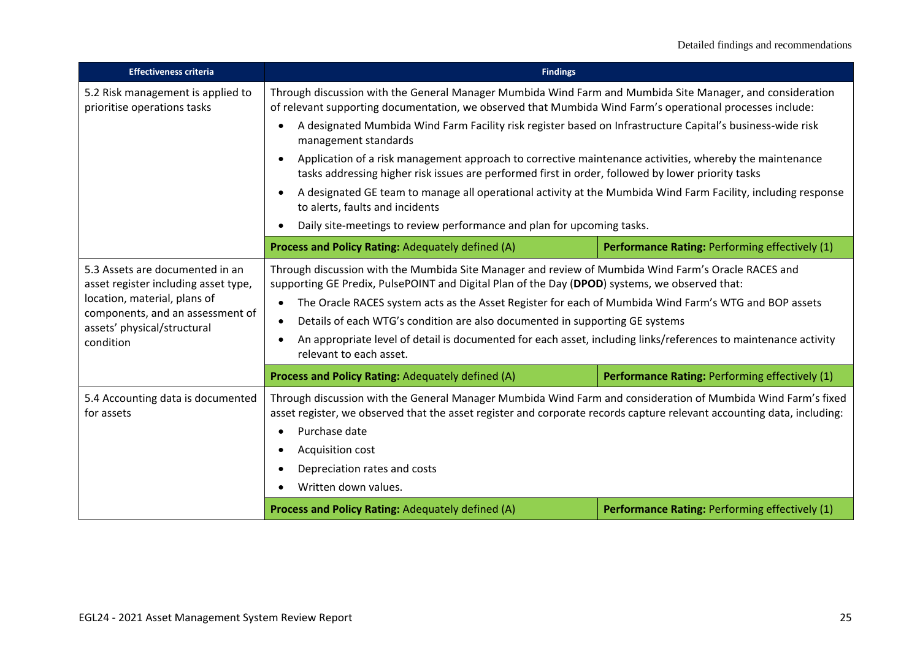| Effectiveness criteria | Findings | |
|---|---|---|
| 5.2 Risk management is applied to prioritise operations tasks | Through discussion with the General Manager Mumbida Wind Farm and Mumbida Site Manager, and consideration of relevant supporting documentation, we observed that Mumbida Wind Farm's operational processes include:<br>• A designated Mumbida Wind Farm Facility risk register based on Infrastructure Capital's business-wide risk management standards<br>• Application of a risk management approach to corrective maintenance activities, whereby the maintenance tasks addressing higher risk issues are performed first in order, followed by lower priority tasks<br>• A designated GE team to manage all operational activity at the Mumbida Wind Farm Facility, including response to alerts, faults and incidents<br>• Daily site-meetings to review performance and plan for upcoming tasks. | |
| | **Process and Policy Rating:** Adequately defined (A) | **Performance Rating:** Performing effectively (1) |
| 5.3 Assets are documented in an asset register including asset type, location, material, plans of components, and an assessment of assets' physical/structural condition | Through discussion with the Mumbida Site Manager and review of Mumbida Wind Farm's Oracle RACES and supporting GE Predix, PulsePOINT and Digital Plan of the Day (**DPOD**) systems, we observed that:<br>• The Oracle RACES system acts as the Asset Register for each of Mumbida Wind Farm's WTG and BOP assets<br>• Details of each WTG's condition are also documented in supporting GE systems<br>• An appropriate level of detail is documented for each asset, including links/references to maintenance activity relevant to each asset. | |
| | **Process and Policy Rating:** Adequately defined (A) | **Performance Rating:** Performing effectively (1) |
| 5.4 Accounting data is documented for assets | Through discussion with the General Manager Mumbida Wind Farm and consideration of Mumbida Wind Farm's fixed asset register, we observed that the asset register and corporate records capture relevant accounting data, including:<br>• Purchase date<br>• Acquisition cost<br>• Depreciation rates and costs<br>• Written down values. | |
| | **Process and Policy Rating:** Adequately defined (A) | **Performance Rating:** Performing effectively (1) |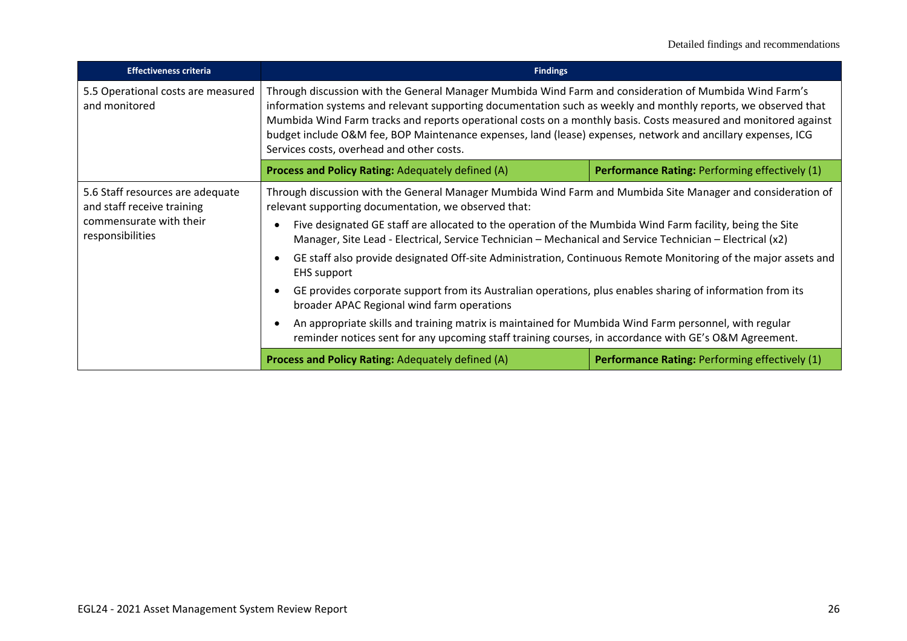| Effectiveness criteria | Findings | |
|---|---|---|
| 5.5 Operational costs are measured and monitored | Through discussion with the General Manager Mumbida Wind Farm and consideration of Mumbida Wind Farm's information systems and relevant supporting documentation such as weekly and monthly reports, we observed that Mumbida Wind Farm tracks and reports operational costs on a monthly basis. Costs measured and monitored against budget include O&M fee, BOP Maintenance expenses, land (lease) expenses, network and ancillary expenses, ICG Services costs, overhead and other costs. | |
| | **Process and Policy Rating:** Adequately defined (A) | **Performance Rating:** Performing effectively (1) |
| 5.6 Staff resources are adequate and staff receive training commensurate with their responsibilities | Through discussion with the General Manager Mumbida Wind Farm and Mumbida Site Manager and consideration of relevant supporting documentation, we observed that:<br>• Five designated GE staff are allocated to the operation of the Mumbida Wind Farm facility, being the Site Manager, Site Lead - Electrical, Service Technician – Mechanical and Service Technician – Electrical (x2)<br>• GE staff also provide designated Off-site Administration, Continuous Remote Monitoring of the major assets and EHS support<br>• GE provides corporate support from its Australian operations, plus enables sharing of information from its broader APAC Regional wind farm operations<br>• An appropriate skills and training matrix is maintained for Mumbida Wind Farm personnel, with regular reminder notices sent for any upcoming staff training courses, in accordance with GE's O&M Agreement. | |
| | **Process and Policy Rating:** Adequately defined (A) | **Performance Rating:** Performing effectively (1) |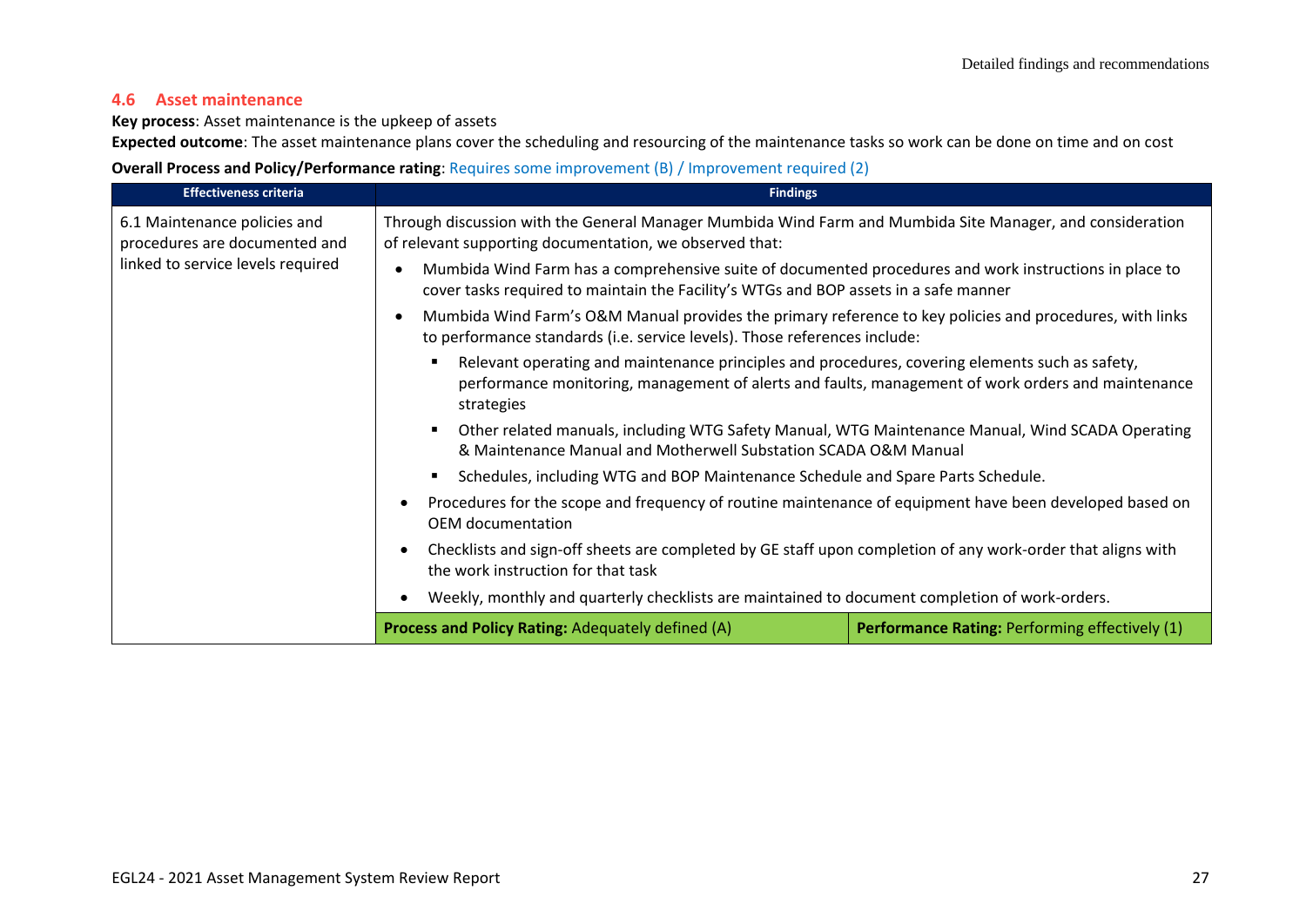## 4.6 Asset maintenance

**Key process**: Asset maintenance is the upkeep of assets

**Expected outcome**: The asset maintenance plans cover the scheduling and resourcing of the maintenance tasks so work can be done on time and on cost

**Overall Process and Policy/Performance rating**: Requires some improvement (B) / Improvement required (2)

| Effectiveness criteria | Findings | |
|---|---|---|
| 6.1 Maintenance policies and procedures are documented and linked to service levels required | Through discussion with the General Manager Mumbida Wind Farm and Mumbida Site Manager, and consideration of relevant supporting documentation, we observed that:<br>• Mumbida Wind Farm has a comprehensive suite of documented procedures and work instructions in place to cover tasks required to maintain the Facility's WTGs and BOP assets in a safe manner<br>• Mumbida Wind Farm's O&M Manual provides the primary reference to key policies and procedures, with links to performance standards (i.e. service levels). Those references include:<br>&nbsp;&nbsp;▪ Relevant operating and maintenance principles and procedures, covering elements such as safety, performance monitoring, management of alerts and faults, management of work orders and maintenance strategies<br>&nbsp;&nbsp;▪ Other related manuals, including WTG Safety Manual, WTG Maintenance Manual, Wind SCADA Operating & Maintenance Manual and Motherwell Substation SCADA O&M Manual<br>&nbsp;&nbsp;▪ Schedules, including WTG and BOP Maintenance Schedule and Spare Parts Schedule.<br>• Procedures for the scope and frequency of routine maintenance of equipment have been developed based on OEM documentation<br>• Checklists and sign-off sheets are completed by GE staff upon completion of any work-order that aligns with the work instruction for that task<br>• Weekly, monthly and quarterly checklists are maintained to document completion of work-orders. | |
| | **Process and Policy Rating:** Adequately defined (A) | **Performance Rating:** Performing effectively (1) |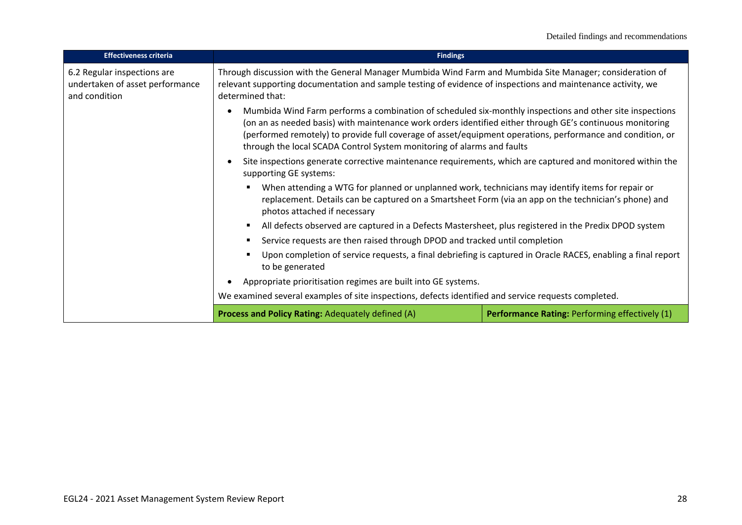| Effectiveness criteria | Findings | |
|---|---|---|
| 6.2 Regular inspections are undertaken of asset performance and condition | Through discussion with the General Manager Mumbida Wind Farm and Mumbida Site Manager; consideration of relevant supporting documentation and sample testing of evidence of inspections and maintenance activity, we determined that:<br><br>• Mumbida Wind Farm performs a combination of scheduled six-monthly inspections and other site inspections (on an as needed basis) with maintenance work orders identified either through GE's continuous monitoring (performed remotely) to provide full coverage of asset/equipment operations, performance and condition, or through the local SCADA Control System monitoring of alarms and faults<br>• Site inspections generate corrective maintenance requirements, which are captured and monitored within the supporting GE systems:<br>  ▪ When attending a WTG for planned or unplanned work, technicians may identify items for repair or replacement. Details can be captured on a Smartsheet Form (via an app on the technician's phone) and photos attached if necessary<br>  ▪ All defects observed are captured in a Defects Mastersheet, plus registered in the Predix DPOD system<br>  ▪ Service requests are then raised through DPOD and tracked until completion<br>  ▪ Upon completion of service requests, a final debriefing is captured in Oracle RACES, enabling a final report to be generated<br>• Appropriate prioritisation regimes are built into GE systems.<br><br>We examined several examples of site inspections, defects identified and service requests completed. | |
| | **Process and Policy Rating:** Adequately defined (A) | **Performance Rating:** Performing effectively (1) |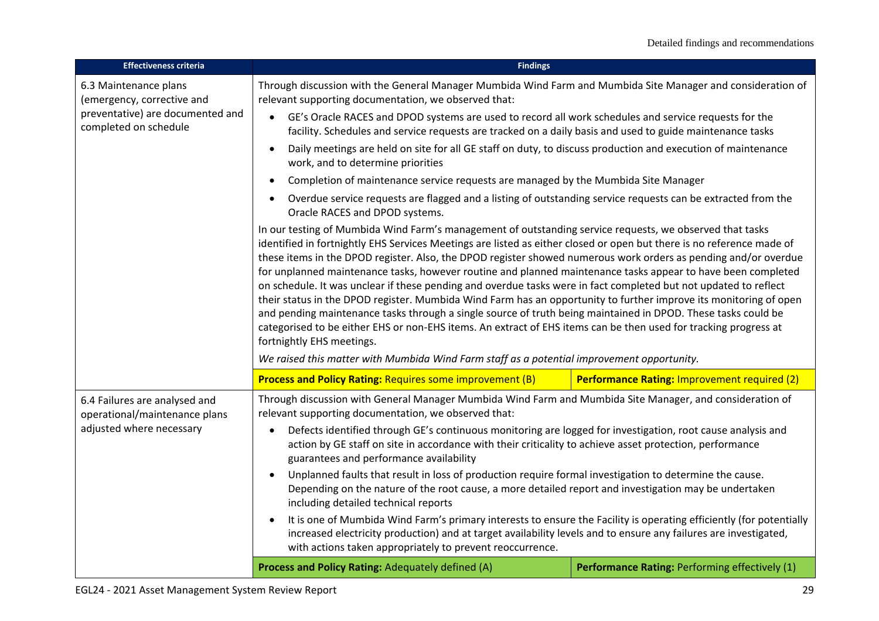| Effectiveness criteria | Findings | |
|---|---|---|
| 6.3 Maintenance plans (emergency, corrective and preventative) are documented and completed on schedule | Through discussion with the General Manager Mumbida Wind Farm and Mumbida Site Manager and consideration of relevant supporting documentation, we observed that:<br>• GE's Oracle RACES and DPOD systems are used to record all work schedules and service requests for the facility. Schedules and service requests are tracked on a daily basis and used to guide maintenance tasks<br>• Daily meetings are held on site for all GE staff on duty, to discuss production and execution of maintenance work, and to determine priorities<br>• Completion of maintenance service requests are managed by the Mumbida Site Manager<br>• Overdue service requests are flagged and a listing of outstanding service requests can be extracted from the Oracle RACES and DPOD systems.<br><br>In our testing of Mumbida Wind Farm's management of outstanding service requests, we observed that tasks identified in fortnightly EHS Services Meetings are listed as either closed or open but there is no reference made of these items in the DPOD register. Also, the DPOD register showed numerous work orders as pending and/or overdue for unplanned maintenance tasks, however routine and planned maintenance tasks appear to have been completed on schedule. It was unclear if these pending and overdue tasks were in fact completed but not updated to reflect their status in the DPOD register. Mumbida Wind Farm has an opportunity to further improve its monitoring of open and pending maintenance tasks through a single source of truth being maintained in DPOD. These tasks could be categorised to be either EHS or non-EHS items. An extract of EHS items can be then used for tracking progress at fortnightly EHS meetings.<br><br>*We raised this matter with Mumbida Wind Farm staff as a potential improvement opportunity.* | |
| | **Process and Policy Rating:** Requires some improvement (B) | **Performance Rating:** Improvement required (2) |
| 6.4 Failures are analysed and operational/maintenance plans adjusted where necessary | Through discussion with General Manager Mumbida Wind Farm and Mumbida Site Manager, and consideration of relevant supporting documentation, we observed that:<br>• Defects identified through GE's continuous monitoring are logged for investigation, root cause analysis and action by GE staff on site in accordance with their criticality to achieve asset protection, performance guarantees and performance availability<br>• Unplanned faults that result in loss of production require formal investigation to determine the cause. Depending on the nature of the root cause, a more detailed report and investigation may be undertaken including detailed technical reports<br>• It is one of Mumbida Wind Farm's primary interests to ensure the Facility is operating efficiently (for potentially increased electricity production) and at target availability levels and to ensure any failures are investigated, with actions taken appropriately to prevent reoccurrence. | |
| | **Process and Policy Rating:** Adequately defined (A) | **Performance Rating:** Performing effectively (1) |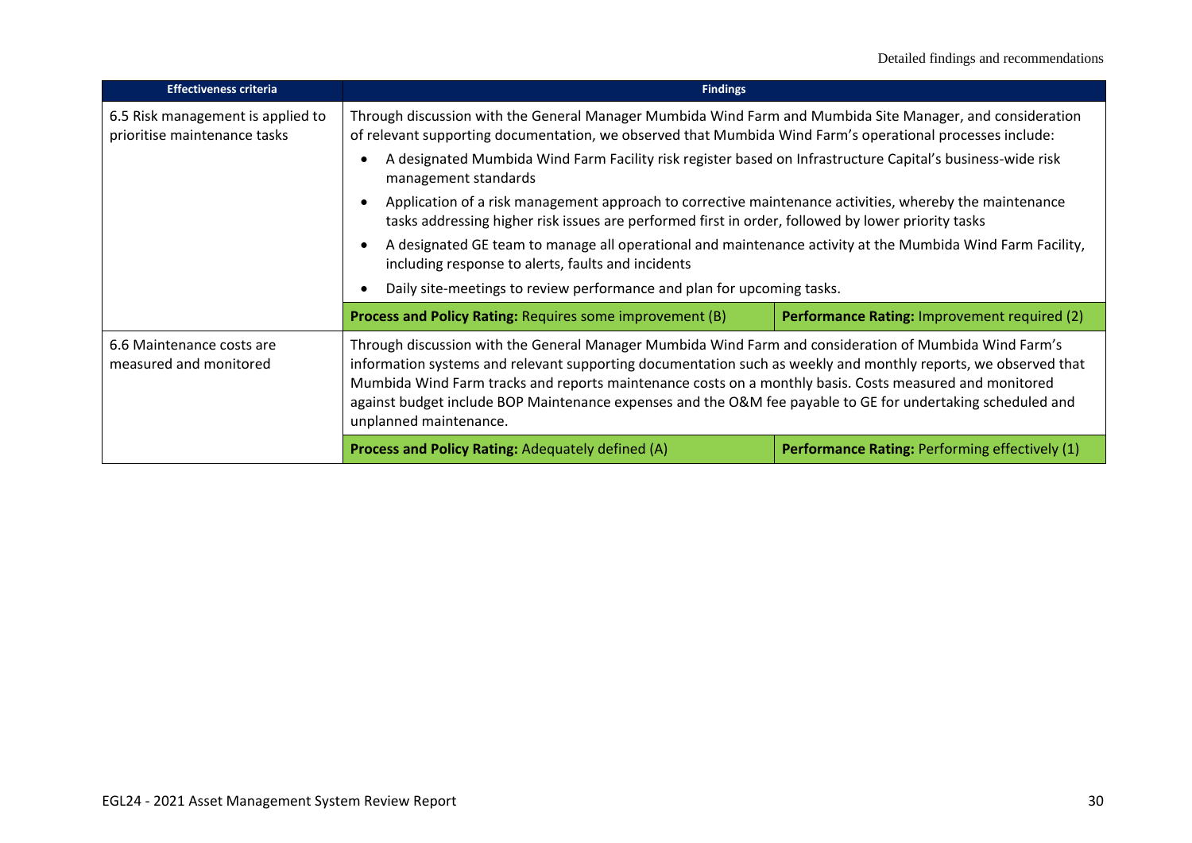| Effectiveness criteria | Findings | |
|---|---|---|
| 6.5 Risk management is applied to prioritise maintenance tasks | Through discussion with the General Manager Mumbida Wind Farm and Mumbida Site Manager, and consideration of relevant supporting documentation, we observed that Mumbida Wind Farm's operational processes include:<br>• A designated Mumbida Wind Farm Facility risk register based on Infrastructure Capital's business-wide risk management standards<br>• Application of a risk management approach to corrective maintenance activities, whereby the maintenance tasks addressing higher risk issues are performed first in order, followed by lower priority tasks<br>• A designated GE team to manage all operational and maintenance activity at the Mumbida Wind Farm Facility, including response to alerts, faults and incidents<br>• Daily site-meetings to review performance and plan for upcoming tasks. | |
| | **Process and Policy Rating:** Requires some improvement (B) | **Performance Rating:** Improvement required (2) |
| 6.6 Maintenance costs are measured and monitored | Through discussion with the General Manager Mumbida Wind Farm and consideration of Mumbida Wind Farm's information systems and relevant supporting documentation such as weekly and monthly reports, we observed that Mumbida Wind Farm tracks and reports maintenance costs on a monthly basis. Costs measured and monitored against budget include BOP Maintenance expenses and the O&M fee payable to GE for undertaking scheduled and unplanned maintenance. | |
| | **Process and Policy Rating:** Adequately defined (A) | **Performance Rating:** Performing effectively (1) |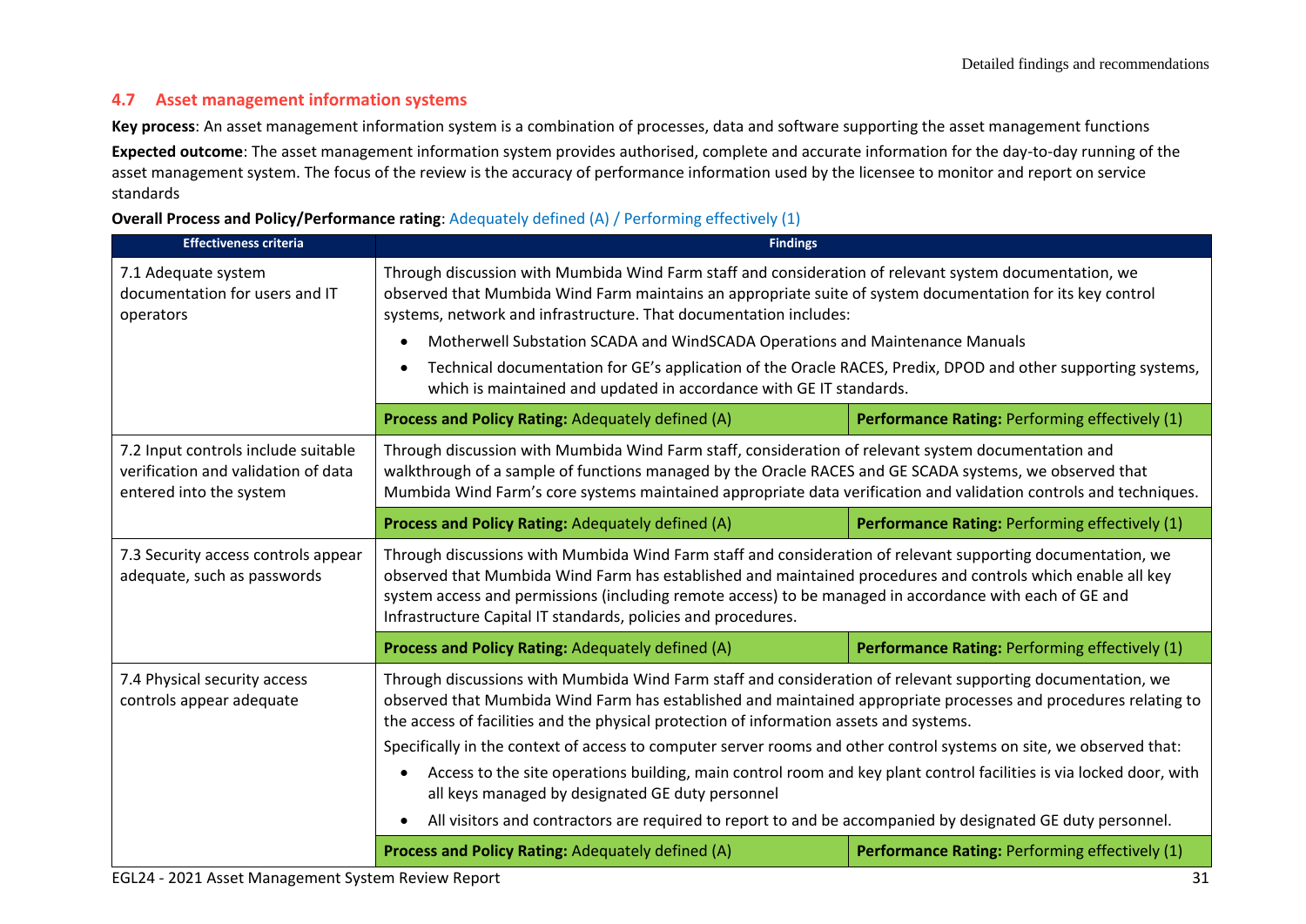### 4.7 Asset management information systems

**Key process**: An asset management information system is a combination of processes, data and software supporting the asset management functions

**Expected outcome**: The asset management information system provides authorised, complete and accurate information for the day-to-day running of the asset management system. The focus of the review is the accuracy of performance information used by the licensee to monitor and report on service standards

**Overall Process and Policy/Performance rating**: Adequately defined (A) / Performing effectively (1)

| Effectiveness criteria | Findings | |
|---|---|---|
| 7.1 Adequate system documentation for users and IT operators | Through discussion with Mumbida Wind Farm staff and consideration of relevant system documentation, we observed that Mumbida Wind Farm maintains an appropriate suite of system documentation for its key control systems, network and infrastructure. That documentation includes:<br>• Motherwell Substation SCADA and WindSCADA Operations and Maintenance Manuals<br>• Technical documentation for GE's application of the Oracle RACES, Predix, DPOD and other supporting systems, which is maintained and updated in accordance with GE IT standards. | |
| | **Process and Policy Rating:** Adequately defined (A) | **Performance Rating:** Performing effectively (1) |
| 7.2 Input controls include suitable verification and validation of data entered into the system | Through discussion with Mumbida Wind Farm staff, consideration of relevant system documentation and walkthrough of a sample of functions managed by the Oracle RACES and GE SCADA systems, we observed that Mumbida Wind Farm's core systems maintained appropriate data verification and validation controls and techniques. | |
| | **Process and Policy Rating:** Adequately defined (A) | **Performance Rating:** Performing effectively (1) |
| 7.3 Security access controls appear adequate, such as passwords | Through discussions with Mumbida Wind Farm staff and consideration of relevant supporting documentation, we observed that Mumbida Wind Farm has established and maintained procedures and controls which enable all key system access and permissions (including remote access) to be managed in accordance with each of GE and Infrastructure Capital IT standards, policies and procedures. | |
| | **Process and Policy Rating:** Adequately defined (A) | **Performance Rating:** Performing effectively (1) |
| 7.4 Physical security access controls appear adequate | Through discussions with Mumbida Wind Farm staff and consideration of relevant supporting documentation, we observed that Mumbida Wind Farm has established and maintained appropriate processes and procedures relating to the access of facilities and the physical protection of information assets and systems.<br>Specifically in the context of access to computer server rooms and other control systems on site, we observed that:<br>• Access to the site operations building, main control room and key plant control facilities is via locked door, with all keys managed by designated GE duty personnel<br>• All visitors and contractors are required to report to and be accompanied by designated GE duty personnel. | |
| | **Process and Policy Rating:** Adequately defined (A) | **Performance Rating:** Performing effectively (1) |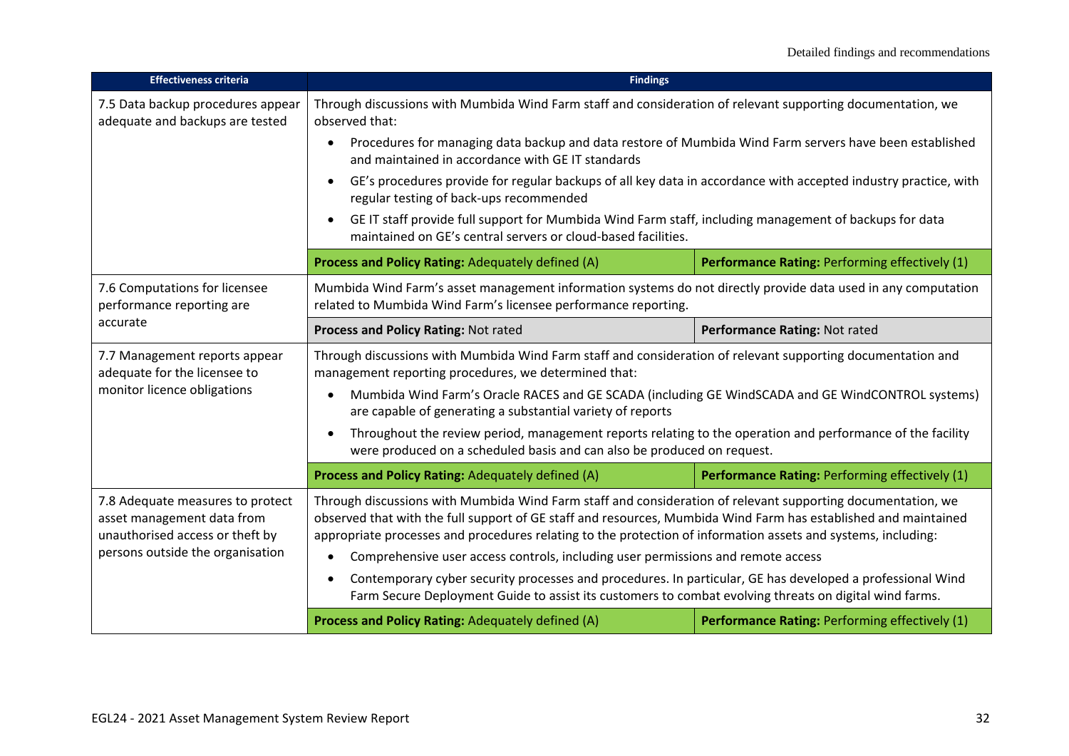| Effectiveness criteria | Findings | |
|---|---|---|
| 7.5 Data backup procedures appear adequate and backups are tested | Through discussions with Mumbida Wind Farm staff and consideration of relevant supporting documentation, we observed that:<br>• Procedures for managing data backup and data restore of Mumbida Wind Farm servers have been established and maintained in accordance with GE IT standards<br>• GE's procedures provide for regular backups of all key data in accordance with accepted industry practice, with regular testing of back-ups recommended<br>• GE IT staff provide full support for Mumbida Wind Farm staff, including management of backups for data maintained on GE's central servers or cloud-based facilities. | |
| | **Process and Policy Rating:** Adequately defined (A) | **Performance Rating:** Performing effectively (1) |
| 7.6 Computations for licensee performance reporting are accurate | Mumbida Wind Farm's asset management information systems do not directly provide data used in any computation related to Mumbida Wind Farm's licensee performance reporting. | |
| | **Process and Policy Rating:** Not rated | **Performance Rating:** Not rated |
| 7.7 Management reports appear adequate for the licensee to monitor licence obligations | Through discussions with Mumbida Wind Farm staff and consideration of relevant supporting documentation and management reporting procedures, we determined that:<br>• Mumbida Wind Farm's Oracle RACES and GE SCADA (including GE WindSCADA and GE WindCONTROL systems) are capable of generating a substantial variety of reports<br>• Throughout the review period, management reports relating to the operation and performance of the facility were produced on a scheduled basis and can also be produced on request. | |
| | **Process and Policy Rating:** Adequately defined (A) | **Performance Rating:** Performing effectively (1) |
| 7.8 Adequate measures to protect asset management data from unauthorised access or theft by persons outside the organisation | Through discussions with Mumbida Wind Farm staff and consideration of relevant supporting documentation, we observed that with the full support of GE staff and resources, Mumbida Wind Farm has established and maintained appropriate processes and procedures relating to the protection of information assets and systems, including:<br>• Comprehensive user access controls, including user permissions and remote access<br>• Contemporary cyber security processes and procedures. In particular, GE has developed a professional Wind Farm Secure Deployment Guide to assist its customers to combat evolving threats on digital wind farms. | |
| | **Process and Policy Rating:** Adequately defined (A) | **Performance Rating:** Performing effectively (1) |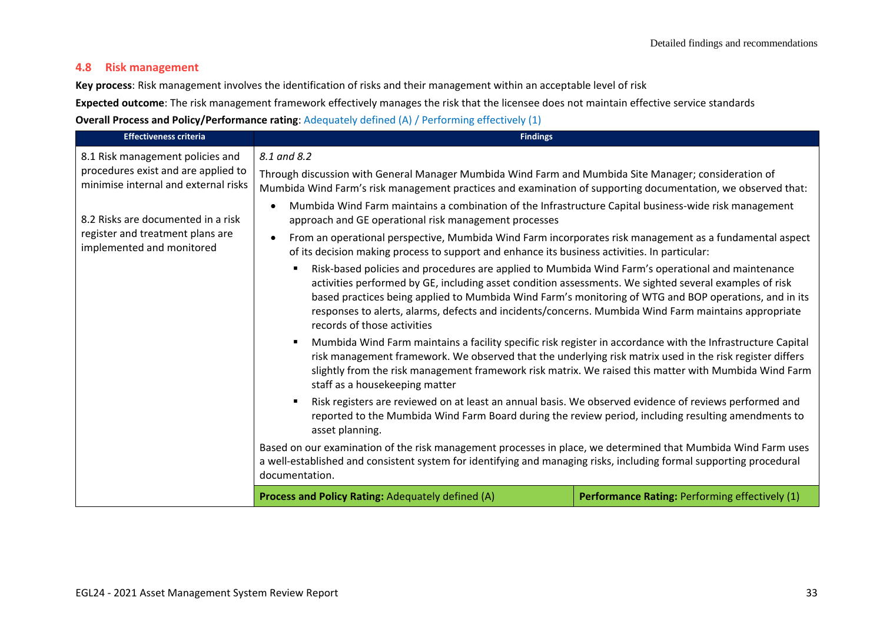## 4.8 Risk management

**Key process**: Risk management involves the identification of risks and their management within an acceptable level of risk

**Expected outcome**: The risk management framework effectively manages the risk that the licensee does not maintain effective service standards

**Overall Process and Policy/Performance rating**: Adequately defined (A) / Performing effectively (1)

| Effectiveness criteria | Findings | |
|---|---|---|
| 8.1 Risk management policies and procedures exist and are applied to minimise internal and external risks<br><br>8.2 Risks are documented in a risk register and treatment plans are implemented and monitored | *8.1 and 8.2*<br><br>Through discussion with General Manager Mumbida Wind Farm and Mumbida Site Manager; consideration of Mumbida Wind Farm's risk management practices and examination of supporting documentation, we observed that:<br><br>• Mumbida Wind Farm maintains a combination of the Infrastructure Capital business-wide risk management approach and GE operational risk management processes<br>• From an operational perspective, Mumbida Wind Farm incorporates risk management as a fundamental aspect of its decision making process to support and enhance its business activities. In particular:<br>&nbsp;&nbsp;▪ Risk-based policies and procedures are applied to Mumbida Wind Farm's operational and maintenance activities performed by GE, including asset condition assessments. We sighted several examples of risk based practices being applied to Mumbida Wind Farm's monitoring of WTG and BOP operations, and in its responses to alerts, alarms, defects and incidents/concerns. Mumbida Wind Farm maintains appropriate records of those activities<br>&nbsp;&nbsp;▪ Mumbida Wind Farm maintains a facility specific risk register in accordance with the Infrastructure Capital risk management framework. We observed that the underlying risk matrix used in the risk register differs slightly from the risk management framework risk matrix. We raised this matter with Mumbida Wind Farm staff as a housekeeping matter<br>&nbsp;&nbsp;▪ Risk registers are reviewed on at least an annual basis. We observed evidence of reviews performed and reported to the Mumbida Wind Farm Board during the review period, including resulting amendments to asset planning.<br><br>Based on our examination of the risk management processes in place, we determined that Mumbida Wind Farm uses a well-established and consistent system for identifying and managing risks, including formal supporting procedural documentation. | |
| | **Process and Policy Rating:** Adequately defined (A) | **Performance Rating:** Performing effectively (1) |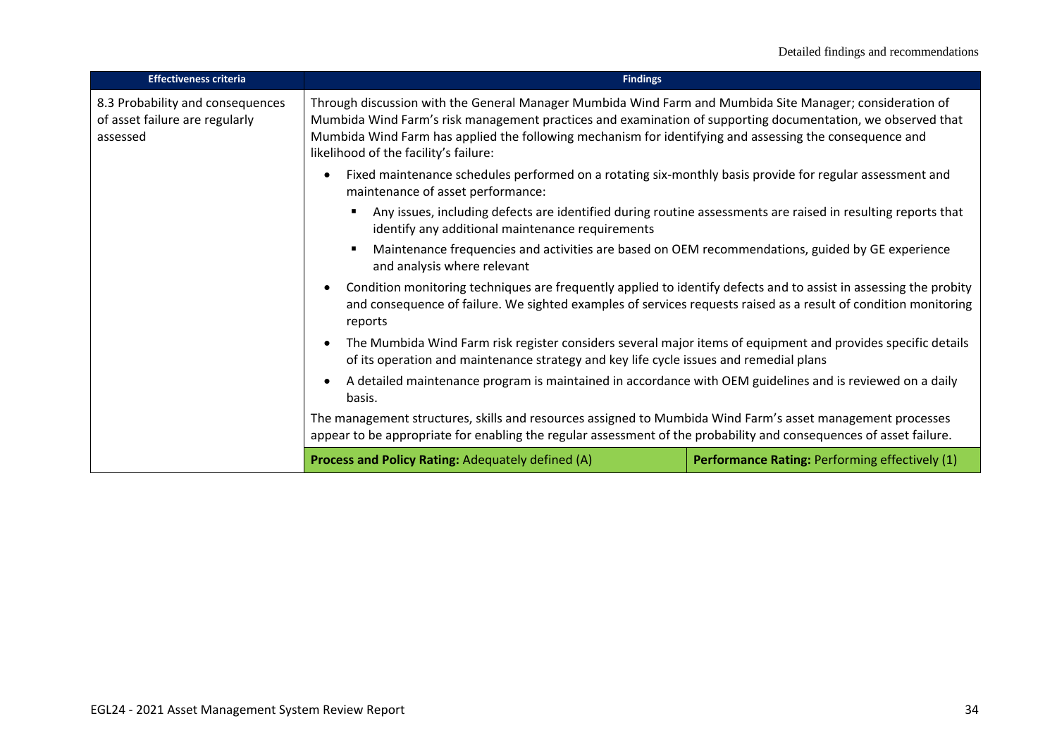| Effectiveness criteria | Findings | |
|---|---|---|
| 8.3 Probability and consequences of asset failure are regularly assessed | Through discussion with the General Manager Mumbida Wind Farm and Mumbida Site Manager; consideration of Mumbida Wind Farm's risk management practices and examination of supporting documentation, we observed that Mumbida Wind Farm has applied the following mechanism for identifying and assessing the consequence and likelihood of the facility's failure:<br><br>• Fixed maintenance schedules performed on a rotating six-monthly basis provide for regular assessment and maintenance of asset performance:<br>&nbsp;&nbsp;&nbsp;&nbsp;▪ Any issues, including defects are identified during routine assessments are raised in resulting reports that identify any additional maintenance requirements<br>&nbsp;&nbsp;&nbsp;&nbsp;▪ Maintenance frequencies and activities are based on OEM recommendations, guided by GE experience and analysis where relevant<br>• Condition monitoring techniques are frequently applied to identify defects and to assist in assessing the probity and consequence of failure. We sighted examples of services requests raised as a result of condition monitoring reports<br>• The Mumbida Wind Farm risk register considers several major items of equipment and provides specific details of its operation and maintenance strategy and key life cycle issues and remedial plans<br>• A detailed maintenance program is maintained in accordance with OEM guidelines and is reviewed on a daily basis.<br><br>The management structures, skills and resources assigned to Mumbida Wind Farm's asset management processes appear to be appropriate for enabling the regular assessment of the probability and consequences of asset failure. | |
| | **Process and Policy Rating:** Adequately defined (A) | **Performance Rating:** Performing effectively (1) |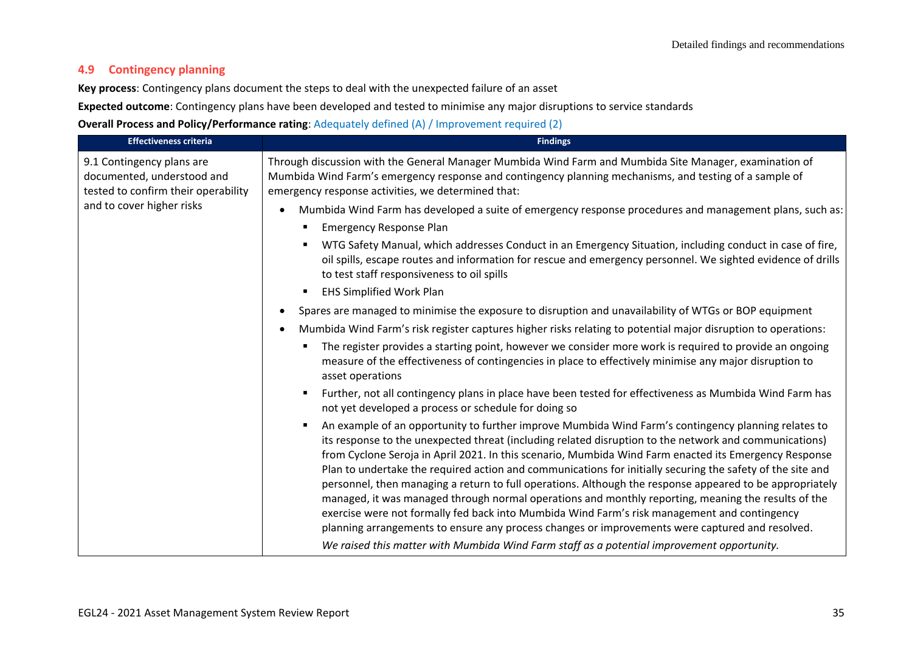## 4.9 Contingency planning

**Key process**: Contingency plans document the steps to deal with the unexpected failure of an asset

**Expected outcome**: Contingency plans have been developed and tested to minimise any major disruptions to service standards

**Overall Process and Policy/Performance rating**: Adequately defined (A) / Improvement required (2)

| Effectiveness criteria | Findings |
|---|---|
| 9.1 Contingency plans are documented, understood and tested to confirm their operability and to cover higher risks | Through discussion with the General Manager Mumbida Wind Farm and Mumbida Site Manager, examination of Mumbida Wind Farm's emergency response and contingency planning mechanisms, and testing of a sample of emergency response activities, we determined that:<br>• Mumbida Wind Farm has developed a suite of emergency response procedures and management plans, such as:<br>&nbsp;&nbsp;▪ Emergency Response Plan<br>&nbsp;&nbsp;▪ WTG Safety Manual, which addresses Conduct in an Emergency Situation, including conduct in case of fire, oil spills, escape routes and information for rescue and emergency personnel. We sighted evidence of drills to test staff responsiveness to oil spills<br>&nbsp;&nbsp;▪ EHS Simplified Work Plan<br>• Spares are managed to minimise the exposure to disruption and unavailability of WTGs or BOP equipment<br>• Mumbida Wind Farm's risk register captures higher risks relating to potential major disruption to operations:<br>&nbsp;&nbsp;▪ The register provides a starting point, however we consider more work is required to provide an ongoing measure of the effectiveness of contingencies in place to effectively minimise any major disruption to asset operations<br>&nbsp;&nbsp;▪ Further, not all contingency plans in place have been tested for effectiveness as Mumbida Wind Farm has not yet developed a process or schedule for doing so<br>&nbsp;&nbsp;▪ An example of an opportunity to further improve Mumbida Wind Farm's contingency planning relates to its response to the unexpected threat (including related disruption to the network and communications) from Cyclone Seroja in April 2021. In this scenario, Mumbida Wind Farm enacted its Emergency Response Plan to undertake the required action and communications for initially securing the safety of the site and personnel, then managing a return to full operations. Although the response appeared to be appropriately managed, it was managed through normal operations and monthly reporting, meaning the results of the exercise were not formally fed back into Mumbida Wind Farm's risk management and contingency planning arrangements to ensure any process changes or improvements were captured and resolved.<br>&nbsp;&nbsp;*We raised this matter with Mumbida Wind Farm staff as a potential improvement opportunity.* |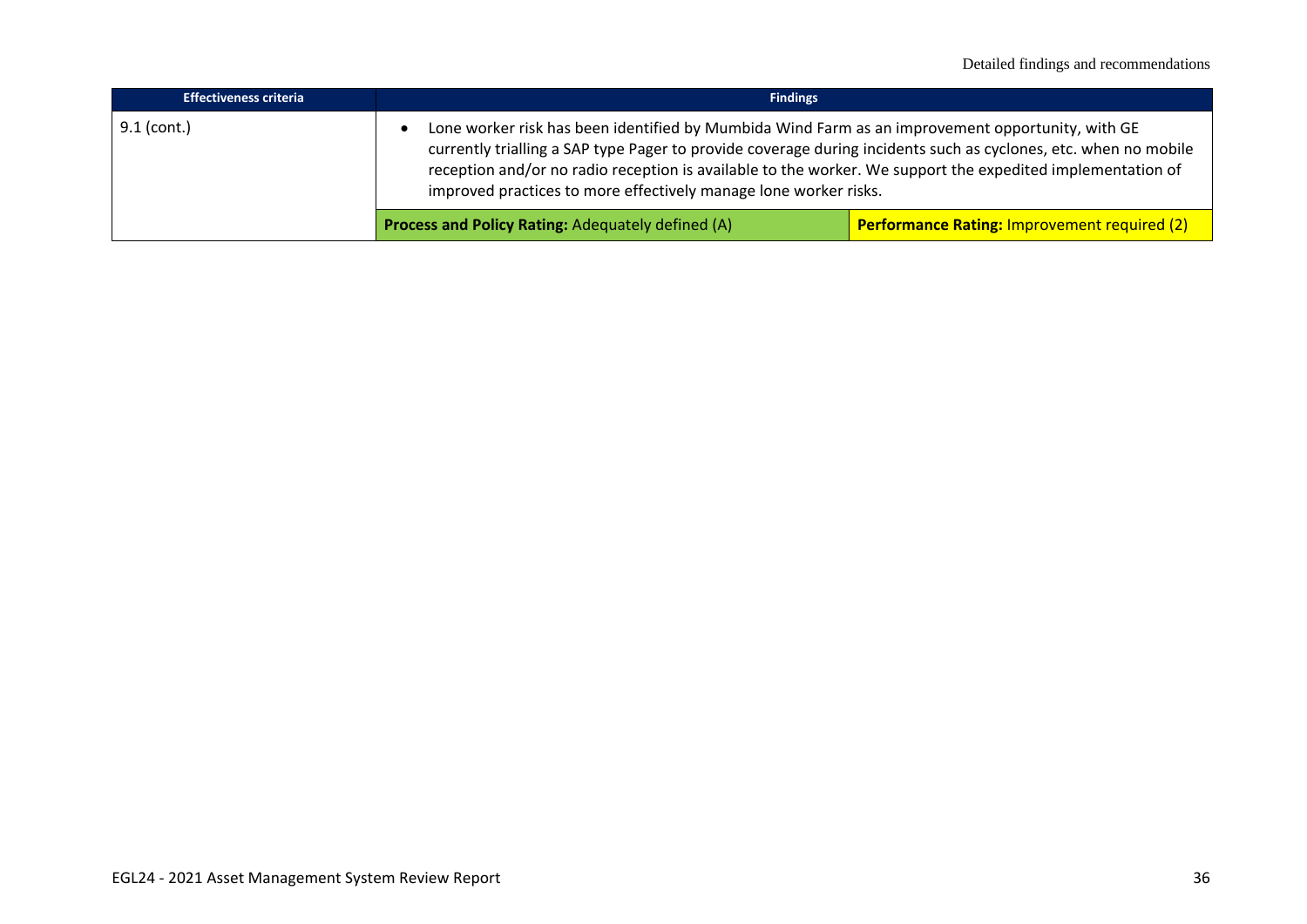| Effectiveness criteria | Findings | |
|---|---|---|
| 9.1 (cont.) | • Lone worker risk has been identified by Mumbida Wind Farm as an improvement opportunity, with GE currently trialling a SAP type Pager to provide coverage during incidents such as cyclones, etc. when no mobile reception and/or no radio reception is available to the worker. We support the expedited implementation of improved practices to more effectively manage lone worker risks. | |
| | **Process and Policy Rating:** Adequately defined (A) | **Performance Rating:** Improvement required (2) |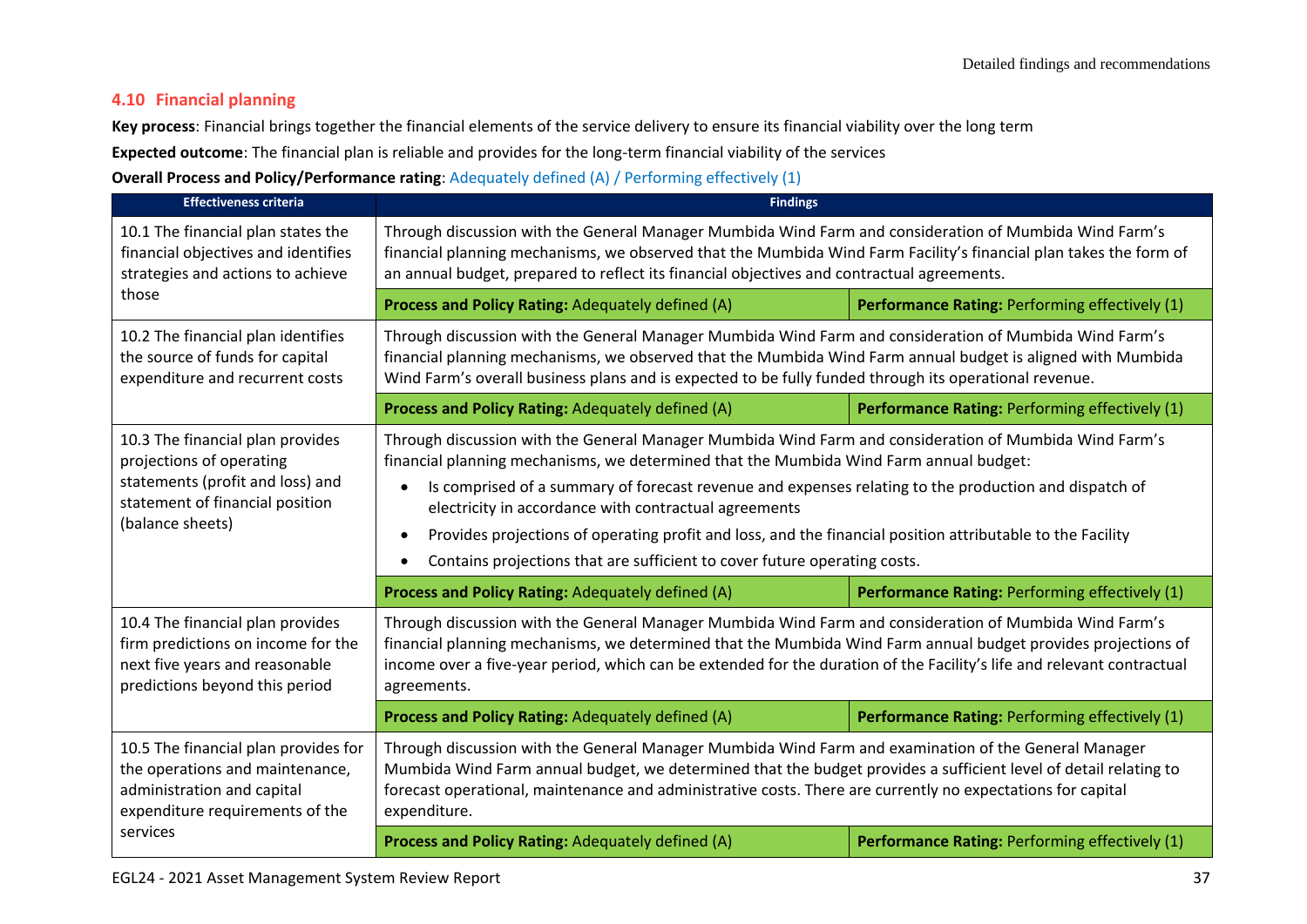## 4.10 Financial planning

**Key process**: Financial brings together the financial elements of the service delivery to ensure its financial viability over the long term

**Expected outcome**: The financial plan is reliable and provides for the long-term financial viability of the services

**Overall Process and Policy/Performance rating**: Adequately defined (A) / Performing effectively (1)

| Effectiveness criteria | Findings | |
|---|---|---|
| 10.1 The financial plan states the financial objectives and identifies strategies and actions to achieve those | Through discussion with the General Manager Mumbida Wind Farm and consideration of Mumbida Wind Farm's financial planning mechanisms, we observed that the Mumbida Wind Farm Facility's financial plan takes the form of an annual budget, prepared to reflect its financial objectives and contractual agreements. | |
| | **Process and Policy Rating:** Adequately defined (A) | **Performance Rating:** Performing effectively (1) |
| 10.2 The financial plan identifies the source of funds for capital expenditure and recurrent costs | Through discussion with the General Manager Mumbida Wind Farm and consideration of Mumbida Wind Farm's financial planning mechanisms, we observed that the Mumbida Wind Farm annual budget is aligned with Mumbida Wind Farm's overall business plans and is expected to be fully funded through its operational revenue. | |
| | **Process and Policy Rating:** Adequately defined (A) | **Performance Rating:** Performing effectively (1) |
| 10.3 The financial plan provides projections of operating statements (profit and loss) and statement of financial position (balance sheets) | Through discussion with the General Manager Mumbida Wind Farm and consideration of Mumbida Wind Farm's financial planning mechanisms, we determined that the Mumbida Wind Farm annual budget:<br>• Is comprised of a summary of forecast revenue and expenses relating to the production and dispatch of electricity in accordance with contractual agreements<br>• Provides projections of operating profit and loss, and the financial position attributable to the Facility<br>• Contains projections that are sufficient to cover future operating costs. | |
| | **Process and Policy Rating:** Adequately defined (A) | **Performance Rating:** Performing effectively (1) |
| 10.4 The financial plan provides firm predictions on income for the next five years and reasonable predictions beyond this period | Through discussion with the General Manager Mumbida Wind Farm and consideration of Mumbida Wind Farm's financial planning mechanisms, we determined that the Mumbida Wind Farm annual budget provides projections of income over a five-year period, which can be extended for the duration of the Facility's life and relevant contractual agreements. | |
| | **Process and Policy Rating:** Adequately defined (A) | **Performance Rating:** Performing effectively (1) |
| 10.5 The financial plan provides for the operations and maintenance, administration and capital expenditure requirements of the services | Through discussion with the General Manager Mumbida Wind Farm and examination of the General Manager Mumbida Wind Farm annual budget, we determined that the budget provides a sufficient level of detail relating to forecast operational, maintenance and administrative costs. There are currently no expectations for capital expenditure. | |
| | **Process and Policy Rating:** Adequately defined (A) | **Performance Rating:** Performing effectively (1) |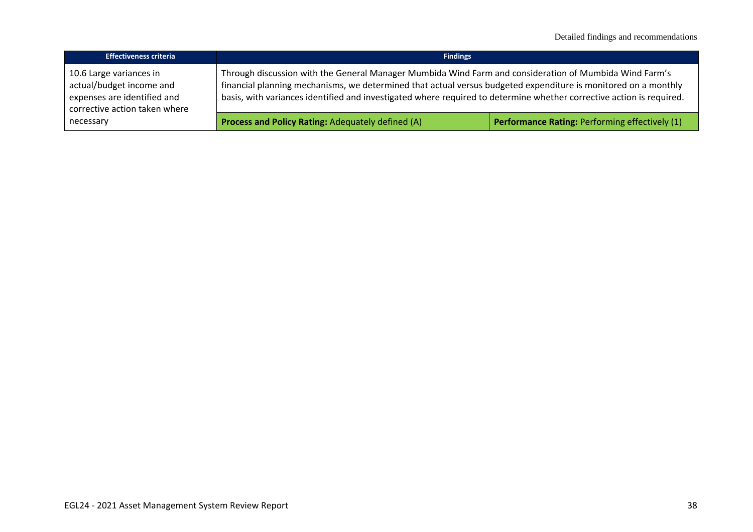| Effectiveness criteria | Findings | |
|---|---|---|
| 10.6 Large variances in actual/budget income and expenses are identified and corrective action taken where necessary | Through discussion with the General Manager Mumbida Wind Farm and consideration of Mumbida Wind Farm's financial planning mechanisms, we determined that actual versus budgeted expenditure is monitored on a monthly basis, with variances identified and investigated where required to determine whether corrective action is required. | |
| | **Process and Policy Rating:** Adequately defined (A) | **Performance Rating:** Performing effectively (1) |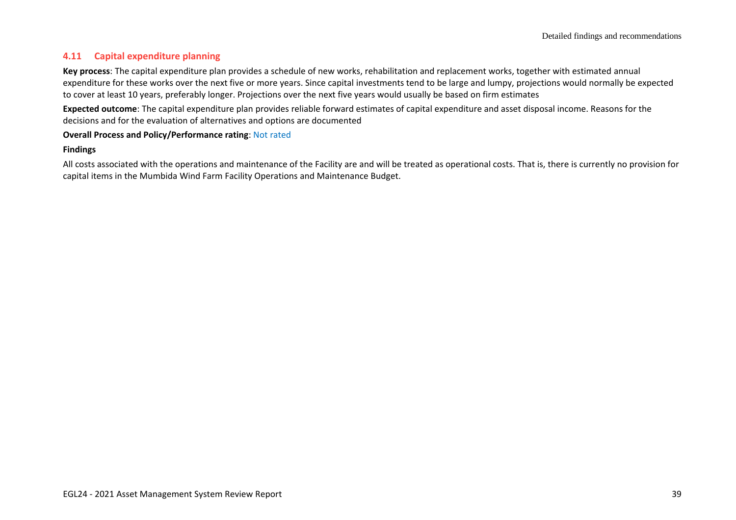## 4.11 Capital expenditure planning

**Key process**: The capital expenditure plan provides a schedule of new works, rehabilitation and replacement works, together with estimated annual expenditure for these works over the next five or more years. Since capital investments tend to be large and lumpy, projections would normally be expected to cover at least 10 years, preferably longer. Projections over the next five years would usually be based on firm estimates

**Expected outcome**: The capital expenditure plan provides reliable forward estimates of capital expenditure and asset disposal income. Reasons for the decisions and for the evaluation of alternatives and options are documented

**Overall Process and Policy/Performance rating**: Not rated

**Findings**

All costs associated with the operations and maintenance of the Facility are and will be treated as operational costs. That is, there is currently no provision for capital items in the Mumbida Wind Farm Facility Operations and Maintenance Budget.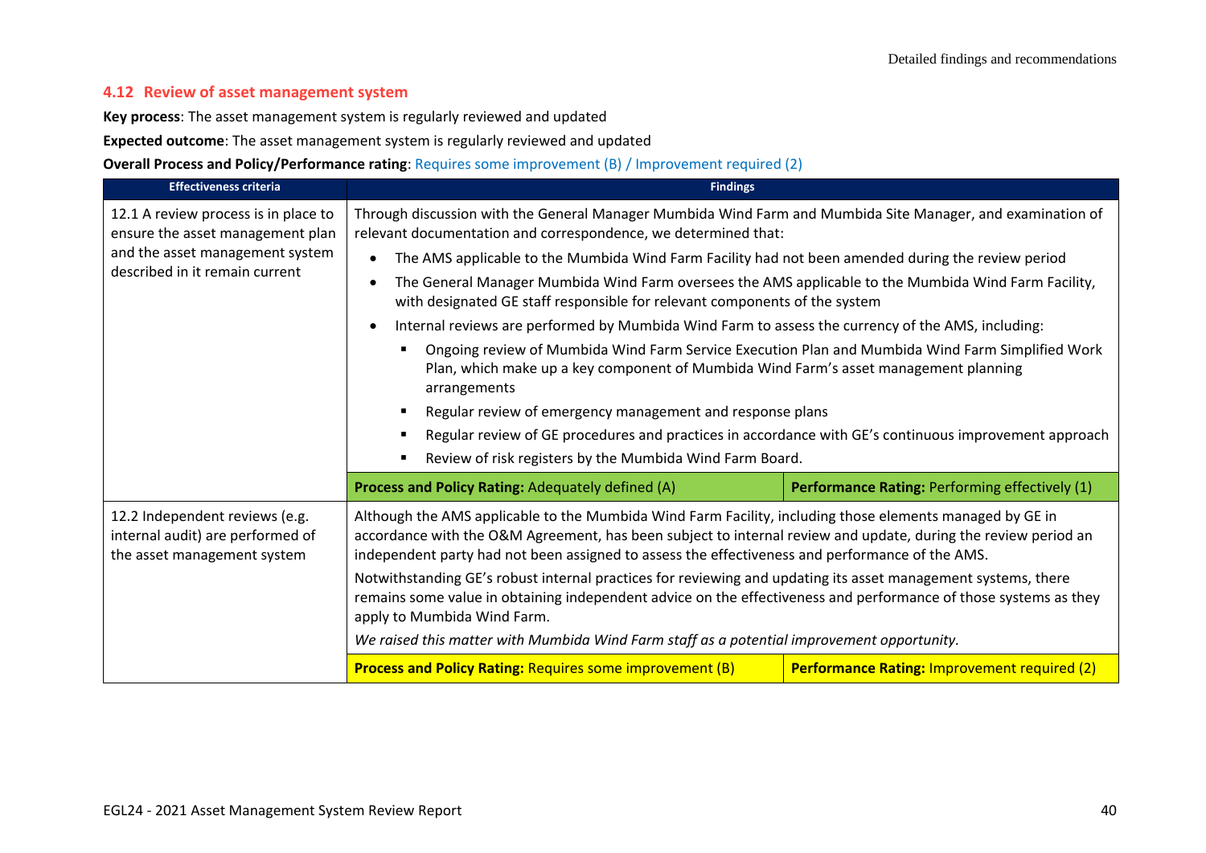### 4.12 Review of asset management system

**Key process**: The asset management system is regularly reviewed and updated

**Expected outcome**: The asset management system is regularly reviewed and updated

**Overall Process and Policy/Performance rating**: Requires some improvement (B) / Improvement required (2)

| Effectiveness criteria | Findings | |
|---|---|---|
| 12.1 A review process is in place to ensure the asset management plan and the asset management system described in it remain current | Through discussion with the General Manager Mumbida Wind Farm and Mumbida Site Manager, and examination of relevant documentation and correspondence, we determined that:<br>• The AMS applicable to the Mumbida Wind Farm Facility had not been amended during the review period<br>• The General Manager Mumbida Wind Farm oversees the AMS applicable to the Mumbida Wind Farm Facility, with designated GE staff responsible for relevant components of the system<br>• Internal reviews are performed by Mumbida Wind Farm to assess the currency of the AMS, including:<br>&nbsp;&nbsp;▪ Ongoing review of Mumbida Wind Farm Service Execution Plan and Mumbida Wind Farm Simplified Work Plan, which make up a key component of Mumbida Wind Farm's asset management planning arrangements<br>&nbsp;&nbsp;▪ Regular review of emergency management and response plans<br>&nbsp;&nbsp;▪ Regular review of GE procedures and practices in accordance with GE's continuous improvement approach<br>&nbsp;&nbsp;▪ Review of risk registers by the Mumbida Wind Farm Board. | |
| | **Process and Policy Rating:** Adequately defined (A) | **Performance Rating:** Performing effectively (1) |
| 12.2 Independent reviews (e.g. internal audit) are performed of the asset management system | Although the AMS applicable to the Mumbida Wind Farm Facility, including those elements managed by GE in accordance with the O&M Agreement, has been subject to internal review and update, during the review period an independent party had not been assigned to assess the effectiveness and performance of the AMS.<br>Notwithstanding GE's robust internal practices for reviewing and updating its asset management systems, there remains some value in obtaining independent advice on the effectiveness and performance of those systems as they apply to Mumbida Wind Farm.<br>*We raised this matter with Mumbida Wind Farm staff as a potential improvement opportunity.* | |
| | **Process and Policy Rating:** Requires some improvement (B) | **Performance Rating:** Improvement required (2) |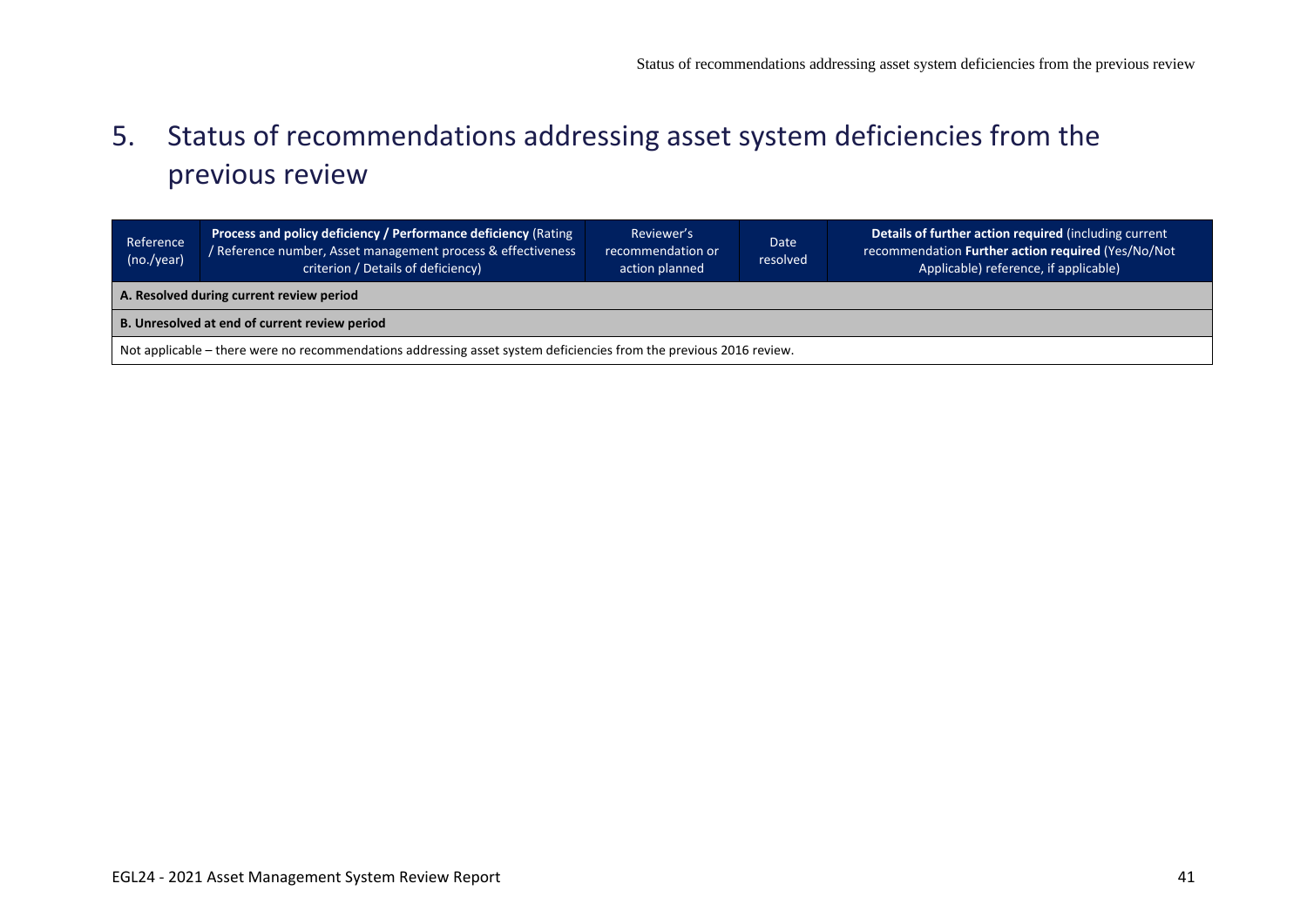# 5. Status of recommendations addressing asset system deficiencies from the previous review

| Reference (no./year) | **Process and policy deficiency / Performance deficiency** (Rating / Reference number, Asset management process & effectiveness criterion / Details of deficiency) | Reviewer's recommendation or action planned | Date resolved | **Details of further action required** (including current recommendation **Further action required** (Yes/No/Not Applicable) reference, if applicable) |
|---|---|---|---|---|
| **A. Resolved during current review period** | | | | |
| **B. Unresolved at end of current review period** | | | | |
| Not applicable – there were no recommendations addressing asset system deficiencies from the previous 2016 review. | | | | |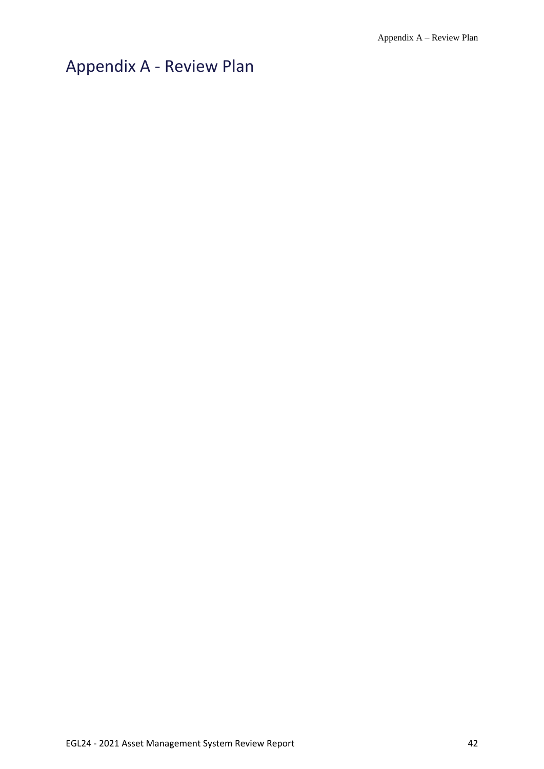# Appendix A - Review Plan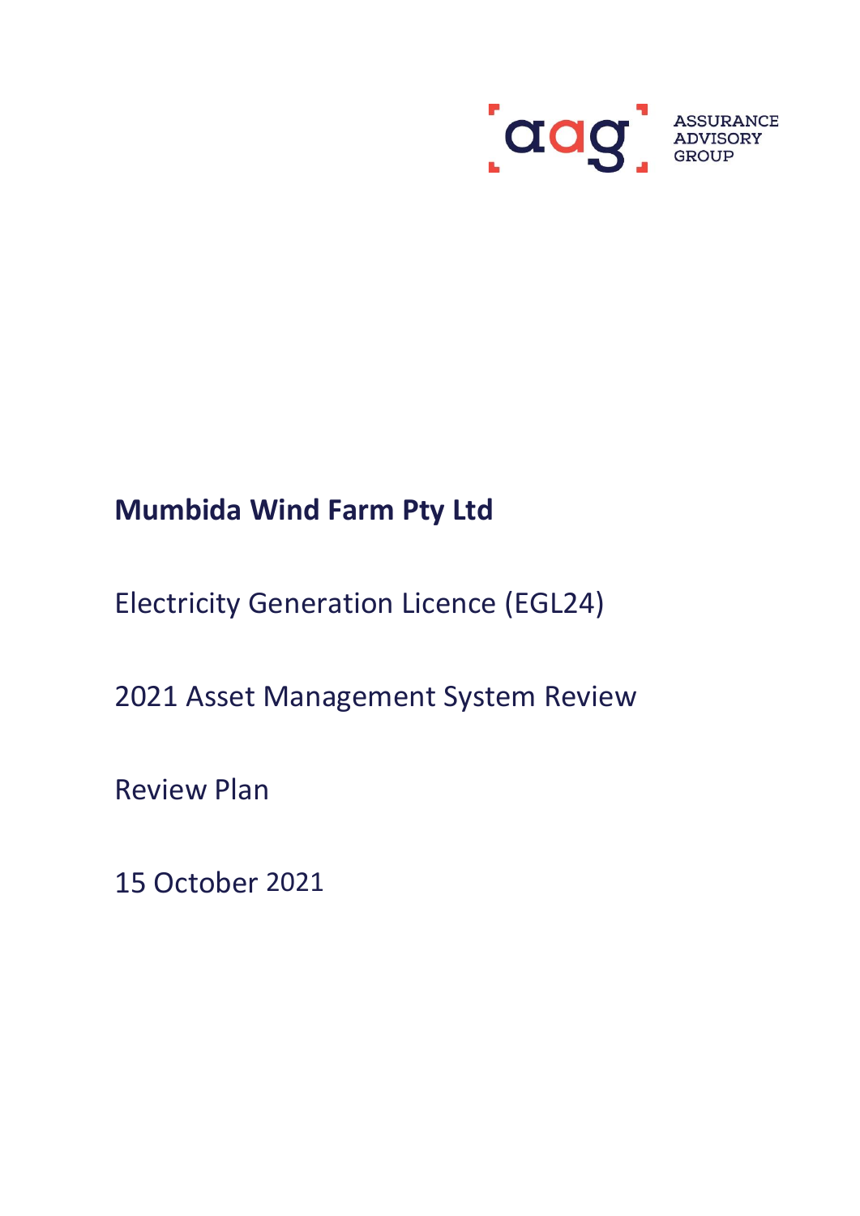ASSURANCE ADVISORY GROUP

# Mumbida Wind Farm Pty Ltd

Electricity Generation Licence (EGL24)

2021 Asset Management System Review

Review Plan

15 October 2021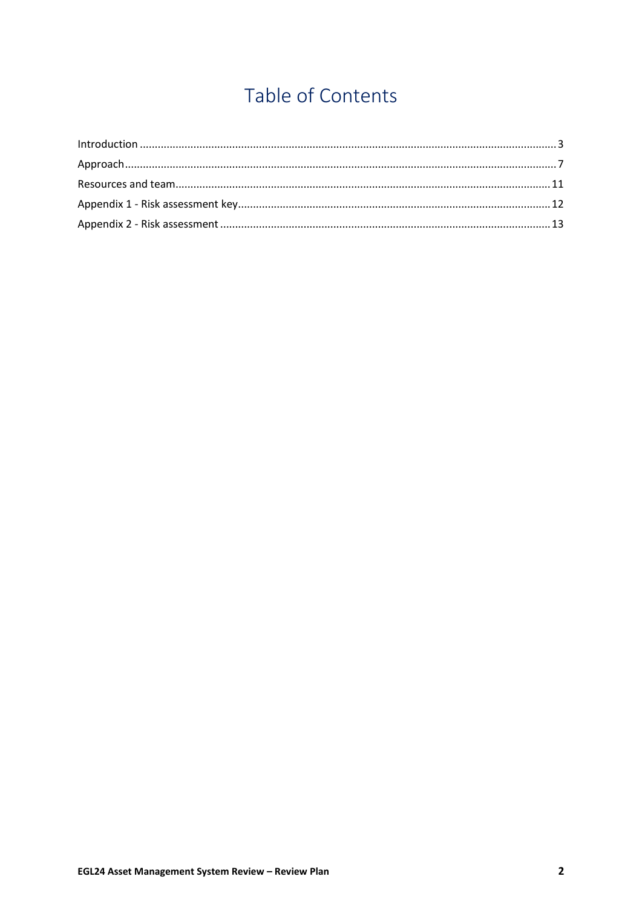# Table of Contents

Introduction ........................................................................................................................................ 3

Approach .............................................................................................................................................. 7

Resources and team .......................................................................................................................... 11

Appendix 1 - Risk assessment key ..................................................................................................... 12

Appendix 2 - Risk assessment ........................................................................................................... 13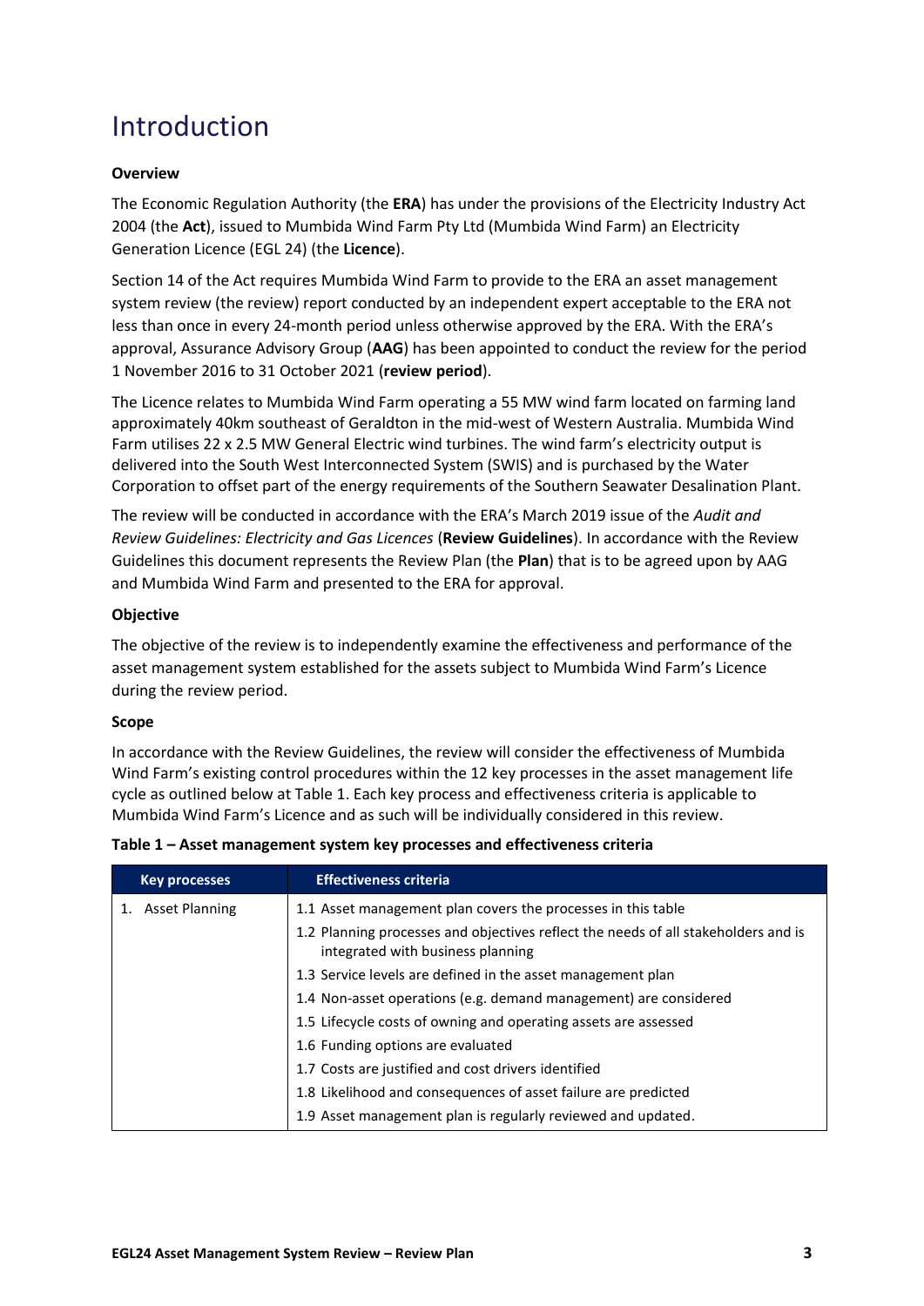# Introduction

**Overview**

The Economic Regulation Authority (the **ERA**) has under the provisions of the Electricity Industry Act 2004 (the **Act**), issued to Mumbida Wind Farm Pty Ltd (Mumbida Wind Farm) an Electricity Generation Licence (EGL 24) (the **Licence**).

Section 14 of the Act requires Mumbida Wind Farm to provide to the ERA an asset management system review (the review) report conducted by an independent expert acceptable to the ERA not less than once in every 24-month period unless otherwise approved by the ERA. With the ERA's approval, Assurance Advisory Group (**AAG**) has been appointed to conduct the review for the period 1 November 2016 to 31 October 2021 (**review period**).

The Licence relates to Mumbida Wind Farm operating a 55 MW wind farm located on farming land approximately 40km southeast of Geraldton in the mid-west of Western Australia. Mumbida Wind Farm utilises 22 x 2.5 MW General Electric wind turbines. The wind farm's electricity output is delivered into the South West Interconnected System (SWIS) and is purchased by the Water Corporation to offset part of the energy requirements of the Southern Seawater Desalination Plant.

The review will be conducted in accordance with the ERA's March 2019 issue of the *Audit and Review Guidelines: Electricity and Gas Licences* (**Review Guidelines**). In accordance with the Review Guidelines this document represents the Review Plan (the **Plan**) that is to be agreed upon by AAG and Mumbida Wind Farm and presented to the ERA for approval.

**Objective**

The objective of the review is to independently examine the effectiveness and performance of the asset management system established for the assets subject to Mumbida Wind Farm's Licence during the review period.

**Scope**

In accordance with the Review Guidelines, the review will consider the effectiveness of Mumbida Wind Farm's existing control procedures within the 12 key processes in the asset management life cycle as outlined below at Table 1. Each key process and effectiveness criteria is applicable to Mumbida Wind Farm's Licence and as such will be individually considered in this review.

**Table 1 – Asset management system key processes and effectiveness criteria**

| Key processes | Effectiveness criteria |
|---|---|
| 1. Asset Planning | 1.1 Asset management plan covers the processes in this table |
| | 1.2 Planning processes and objectives reflect the needs of all stakeholders and is integrated with business planning |
| | 1.3 Service levels are defined in the asset management plan |
| | 1.4 Non-asset operations (e.g. demand management) are considered |
| | 1.5 Lifecycle costs of owning and operating assets are assessed |
| | 1.6 Funding options are evaluated |
| | 1.7 Costs are justified and cost drivers identified |
| | 1.8 Likelihood and consequences of asset failure are predicted |
| | 1.9 Asset management plan is regularly reviewed and updated. |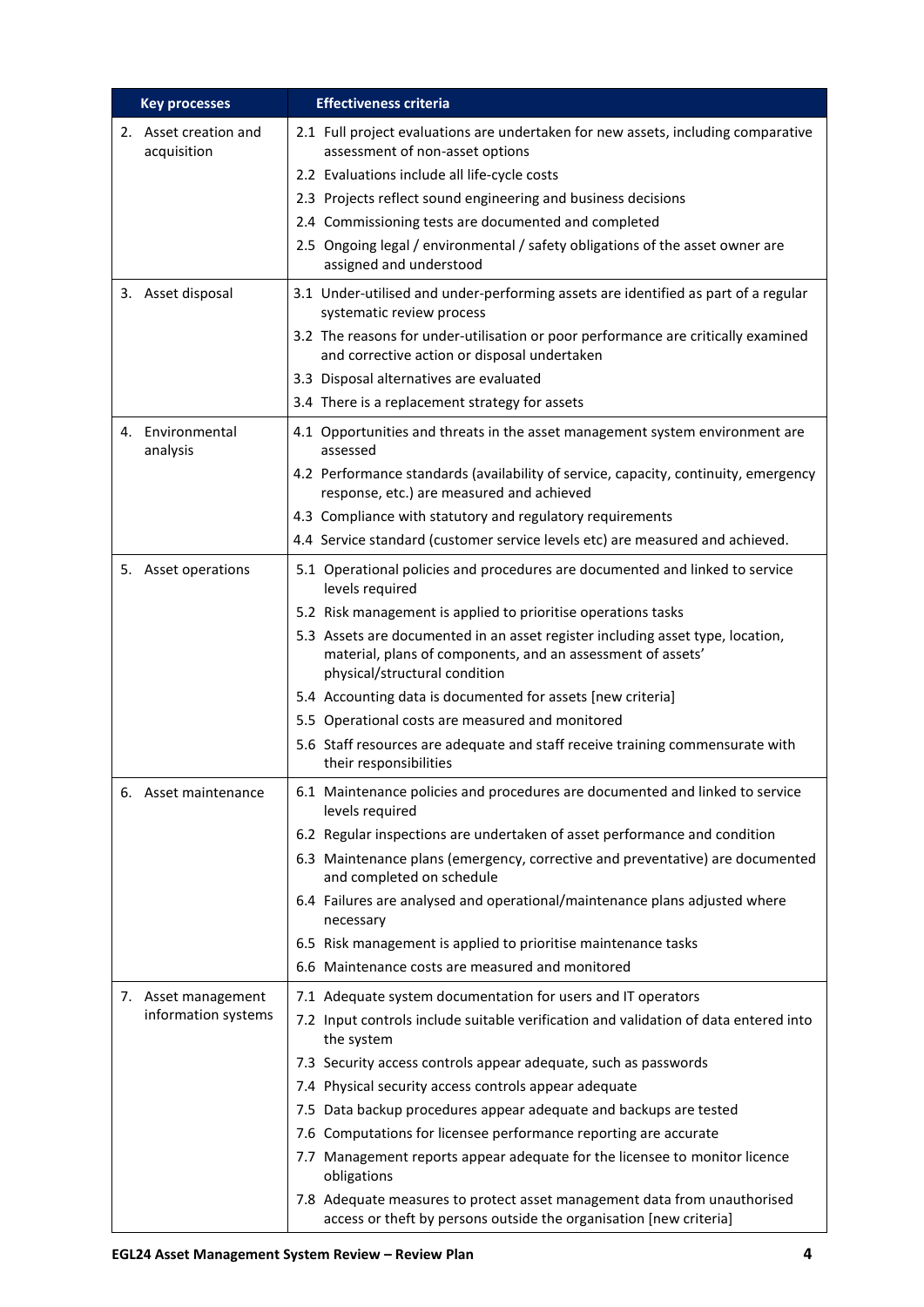| Key processes | Effectiveness criteria |
|---|---|
| 2. Asset creation and acquisition | 2.1 Full project evaluations are undertaken for new assets, including comparative assessment of non-asset options |
| | 2.2 Evaluations include all life-cycle costs |
| | 2.3 Projects reflect sound engineering and business decisions |
| | 2.4 Commissioning tests are documented and completed |
| | 2.5 Ongoing legal / environmental / safety obligations of the asset owner are assigned and understood |
| 3. Asset disposal | 3.1 Under-utilised and under-performing assets are identified as part of a regular systematic review process |
| | 3.2 The reasons for under-utilisation or poor performance are critically examined and corrective action or disposal undertaken |
| | 3.3 Disposal alternatives are evaluated |
| | 3.4 There is a replacement strategy for assets |
| 4. Environmental analysis | 4.1 Opportunities and threats in the asset management system environment are assessed |
| | 4.2 Performance standards (availability of service, capacity, continuity, emergency response, etc.) are measured and achieved |
| | 4.3 Compliance with statutory and regulatory requirements |
| | 4.4 Service standard (customer service levels etc) are measured and achieved. |
| 5. Asset operations | 5.1 Operational policies and procedures are documented and linked to service levels required |
| | 5.2 Risk management is applied to prioritise operations tasks |
| | 5.3 Assets are documented in an asset register including asset type, location, material, plans of components, and an assessment of assets' physical/structural condition |
| | 5.4 Accounting data is documented for assets [new criteria] |
| | 5.5 Operational costs are measured and monitored |
| | 5.6 Staff resources are adequate and staff receive training commensurate with their responsibilities |
| 6. Asset maintenance | 6.1 Maintenance policies and procedures are documented and linked to service levels required |
| | 6.2 Regular inspections are undertaken of asset performance and condition |
| | 6.3 Maintenance plans (emergency, corrective and preventative) are documented and completed on schedule |
| | 6.4 Failures are analysed and operational/maintenance plans adjusted where necessary |
| | 6.5 Risk management is applied to prioritise maintenance tasks |
| | 6.6 Maintenance costs are measured and monitored |
| 7. Asset management information systems | 7.1 Adequate system documentation for users and IT operators |
| | 7.2 Input controls include suitable verification and validation of data entered into the system |
| | 7.3 Security access controls appear adequate, such as passwords |
| | 7.4 Physical security access controls appear adequate |
| | 7.5 Data backup procedures appear adequate and backups are tested |
| | 7.6 Computations for licensee performance reporting are accurate |
| | 7.7 Management reports appear adequate for the licensee to monitor licence obligations |
| | 7.8 Adequate measures to protect asset management data from unauthorised access or theft by persons outside the organisation [new criteria] |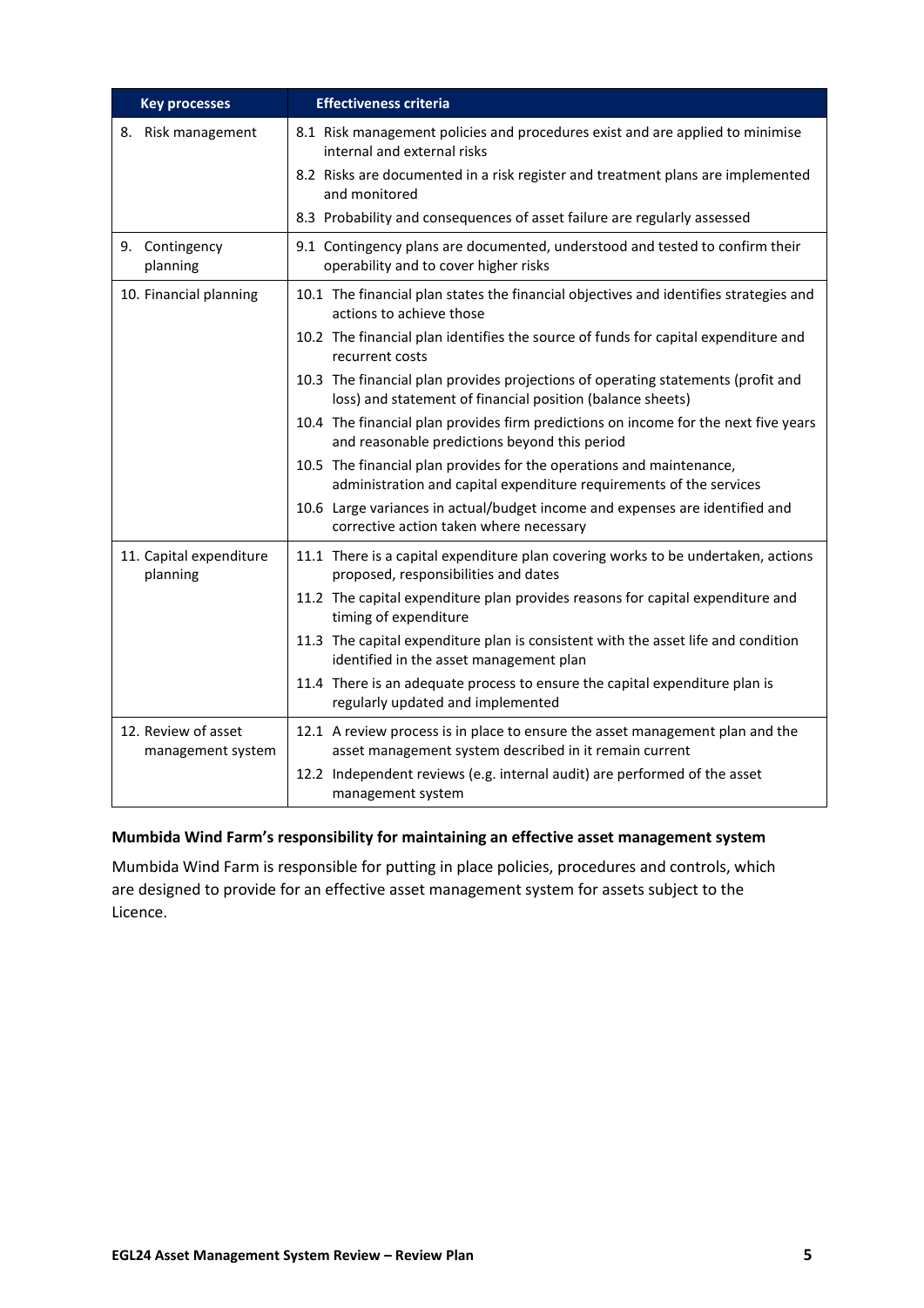| Key processes | Effectiveness criteria |
|---|---|
| 8. Risk management | 8.1 Risk management policies and procedures exist and are applied to minimise internal and external risks |
| | 8.2 Risks are documented in a risk register and treatment plans are implemented and monitored |
| | 8.3 Probability and consequences of asset failure are regularly assessed |
| 9. Contingency planning | 9.1 Contingency plans are documented, understood and tested to confirm their operability and to cover higher risks |
| 10. Financial planning | 10.1 The financial plan states the financial objectives and identifies strategies and actions to achieve those |
| | 10.2 The financial plan identifies the source of funds for capital expenditure and recurrent costs |
| | 10.3 The financial plan provides projections of operating statements (profit and loss) and statement of financial position (balance sheets) |
| | 10.4 The financial plan provides firm predictions on income for the next five years and reasonable predictions beyond this period |
| | 10.5 The financial plan provides for the operations and maintenance, administration and capital expenditure requirements of the services |
| | 10.6 Large variances in actual/budget income and expenses are identified and corrective action taken where necessary |
| 11. Capital expenditure planning | 11.1 There is a capital expenditure plan covering works to be undertaken, actions proposed, responsibilities and dates |
| | 11.2 The capital expenditure plan provides reasons for capital expenditure and timing of expenditure |
| | 11.3 The capital expenditure plan is consistent with the asset life and condition identified in the asset management plan |
| | 11.4 There is an adequate process to ensure the capital expenditure plan is regularly updated and implemented |
| 12. Review of asset management system | 12.1 A review process is in place to ensure the asset management plan and the asset management system described in it remain current |
| | 12.2 Independent reviews (e.g. internal audit) are performed of the asset management system |

### Mumbida Wind Farm's responsibility for maintaining an effective asset management system

Mumbida Wind Farm is responsible for putting in place policies, procedures and controls, which are designed to provide for an effective asset management system for assets subject to the Licence.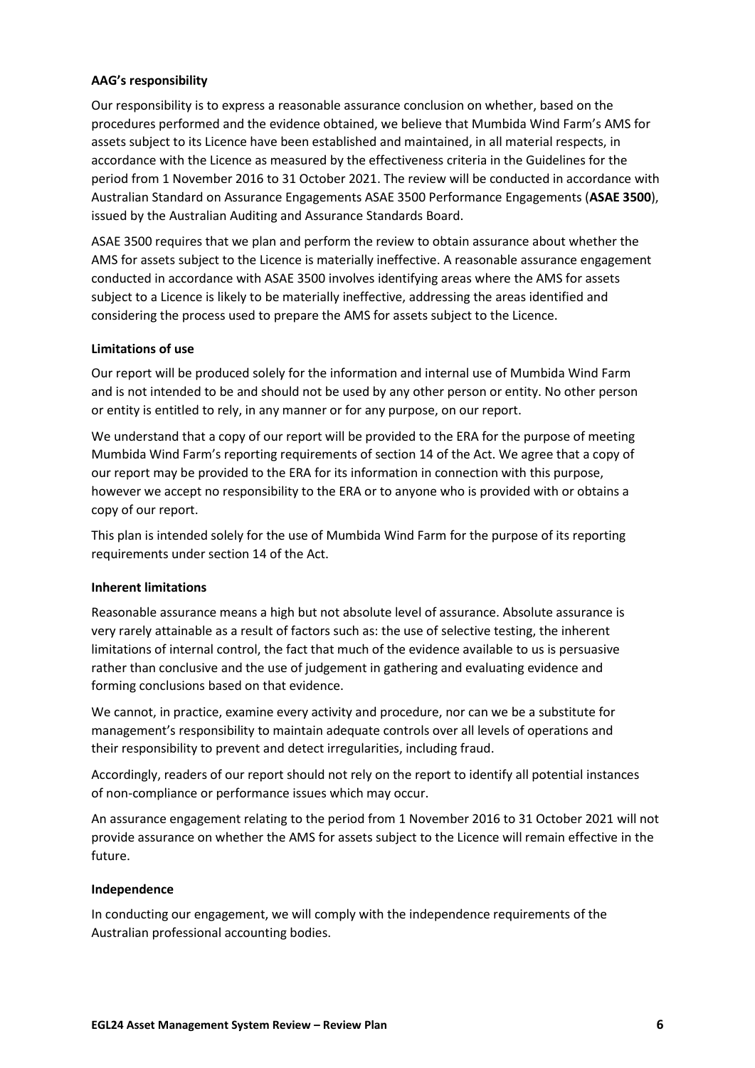**AAG's responsibility**

Our responsibility is to express a reasonable assurance conclusion on whether, based on the procedures performed and the evidence obtained, we believe that Mumbida Wind Farm's AMS for assets subject to its Licence have been established and maintained, in all material respects, in accordance with the Licence as measured by the effectiveness criteria in the Guidelines for the period from 1 November 2016 to 31 October 2021. The review will be conducted in accordance with Australian Standard on Assurance Engagements ASAE 3500 Performance Engagements (**ASAE 3500**), issued by the Australian Auditing and Assurance Standards Board.

ASAE 3500 requires that we plan and perform the review to obtain assurance about whether the AMS for assets subject to the Licence is materially ineffective. A reasonable assurance engagement conducted in accordance with ASAE 3500 involves identifying areas where the AMS for assets subject to a Licence is likely to be materially ineffective, addressing the areas identified and considering the process used to prepare the AMS for assets subject to the Licence.

**Limitations of use**

Our report will be produced solely for the information and internal use of Mumbida Wind Farm and is not intended to be and should not be used by any other person or entity. No other person or entity is entitled to rely, in any manner or for any purpose, on our report.

We understand that a copy of our report will be provided to the ERA for the purpose of meeting Mumbida Wind Farm's reporting requirements of section 14 of the Act. We agree that a copy of our report may be provided to the ERA for its information in connection with this purpose, however we accept no responsibility to the ERA or to anyone who is provided with or obtains a copy of our report.

This plan is intended solely for the use of Mumbida Wind Farm for the purpose of its reporting requirements under section 14 of the Act.

**Inherent limitations**

Reasonable assurance means a high but not absolute level of assurance. Absolute assurance is very rarely attainable as a result of factors such as: the use of selective testing, the inherent limitations of internal control, the fact that much of the evidence available to us is persuasive rather than conclusive and the use of judgement in gathering and evaluating evidence and forming conclusions based on that evidence.

We cannot, in practice, examine every activity and procedure, nor can we be a substitute for management's responsibility to maintain adequate controls over all levels of operations and their responsibility to prevent and detect irregularities, including fraud.

Accordingly, readers of our report should not rely on the report to identify all potential instances of non-compliance or performance issues which may occur.

An assurance engagement relating to the period from 1 November 2016 to 31 October 2021 will not provide assurance on whether the AMS for assets subject to the Licence will remain effective in the future.

**Independence**

In conducting our engagement, we will comply with the independence requirements of the Australian professional accounting bodies.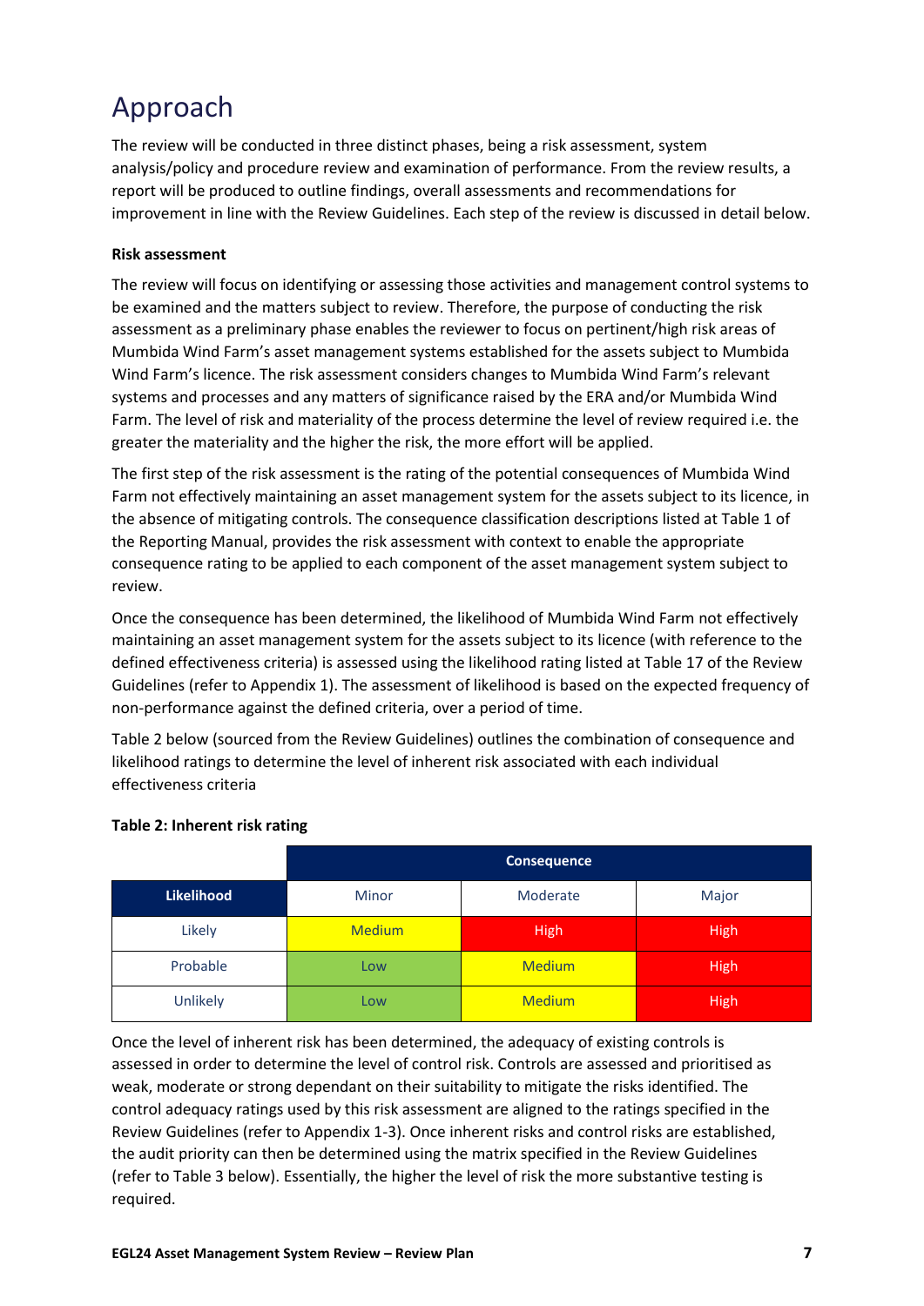# Approach

The review will be conducted in three distinct phases, being a risk assessment, system analysis/policy and procedure review and examination of performance. From the review results, a report will be produced to outline findings, overall assessments and recommendations for improvement in line with the Review Guidelines. Each step of the review is discussed in detail below.

**Risk assessment**

The review will focus on identifying or assessing those activities and management control systems to be examined and the matters subject to review. Therefore, the purpose of conducting the risk assessment as a preliminary phase enables the reviewer to focus on pertinent/high risk areas of Mumbida Wind Farm's asset management systems established for the assets subject to Mumbida Wind Farm's licence. The risk assessment considers changes to Mumbida Wind Farm's relevant systems and processes and any matters of significance raised by the ERA and/or Mumbida Wind Farm. The level of risk and materiality of the process determine the level of review required i.e. the greater the materiality and the higher the risk, the more effort will be applied.

The first step of the risk assessment is the rating of the potential consequences of Mumbida Wind Farm not effectively maintaining an asset management system for the assets subject to its licence, in the absence of mitigating controls. The consequence classification descriptions listed at Table 1 of the Reporting Manual, provides the risk assessment with context to enable the appropriate consequence rating to be applied to each component of the asset management system subject to review.

Once the consequence has been determined, the likelihood of Mumbida Wind Farm not effectively maintaining an asset management system for the assets subject to its licence (with reference to the defined effectiveness criteria) is assessed using the likelihood rating listed at Table 17 of the Review Guidelines (refer to Appendix 1). The assessment of likelihood is based on the expected frequency of non-performance against the defined criteria, over a period of time.

Table 2 below (sourced from the Review Guidelines) outlines the combination of consequence and likelihood ratings to determine the level of inherent risk associated with each individual effectiveness criteria

**Table 2: Inherent risk rating**

| | Consequence | | |
|---|---|---|---|
| **Likelihood** | Minor | Moderate | Major |
| Likely | Medium | High | High |
| Probable | Low | Medium | High |
| Unlikely | Low | Medium | High |

Once the level of inherent risk has been determined, the adequacy of existing controls is assessed in order to determine the level of control risk. Controls are assessed and prioritised as weak, moderate or strong dependant on their suitability to mitigate the risks identified. The control adequacy ratings used by this risk assessment are aligned to the ratings specified in the Review Guidelines (refer to Appendix 1-3). Once inherent risks and control risks are established, the audit priority can then be determined using the matrix specified in the Review Guidelines (refer to Table 3 below). Essentially, the higher the level of risk the more substantive testing is required.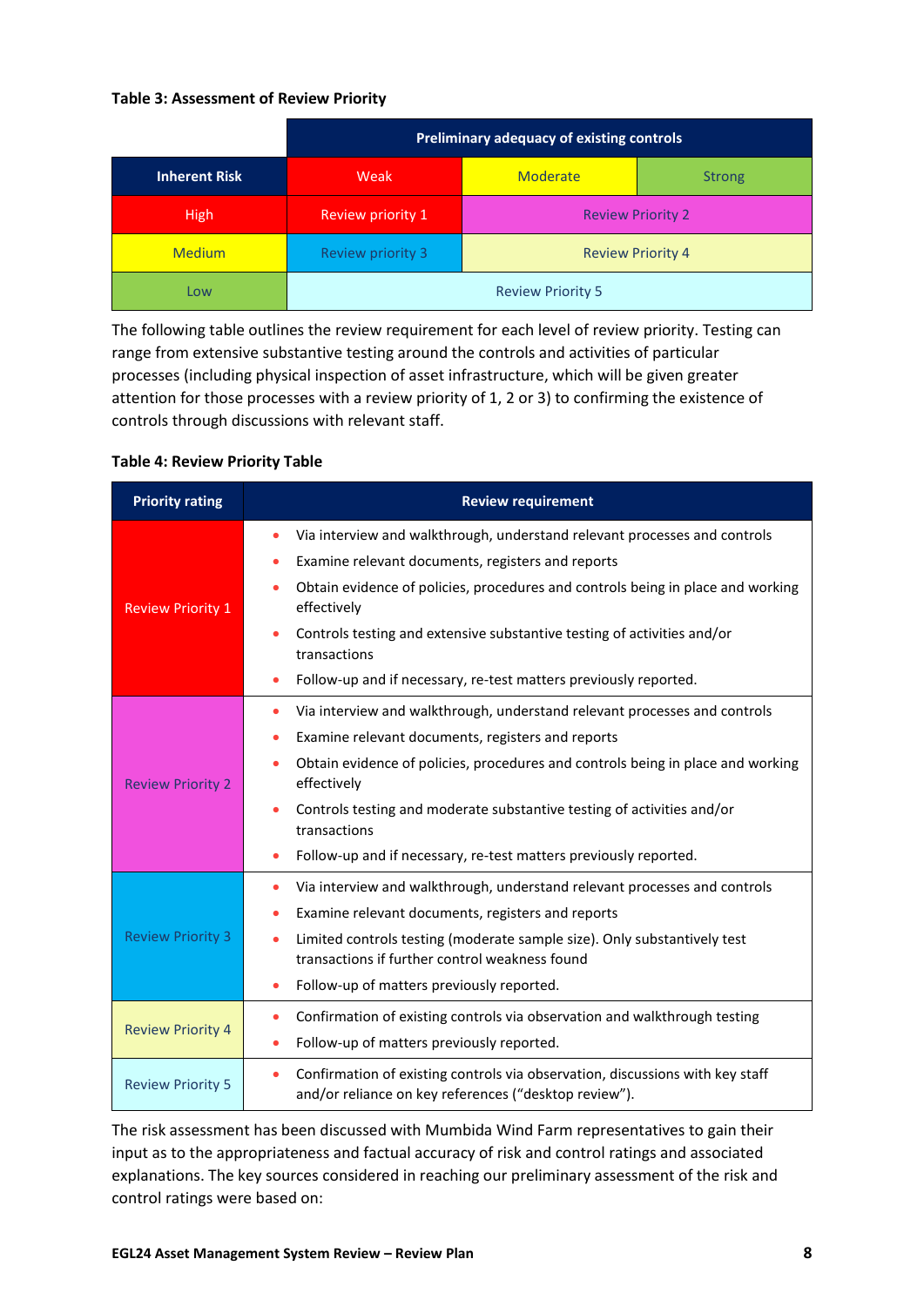**Table 3: Assessment of Review Priority**

| | Preliminary adequacy of existing controls | | |
|---|---|---|---|
| **Inherent Risk** | Weak | Moderate | Strong |
| High | Review priority 1 | Review Priority 2 | |
| Medium | Review priority 3 | Review Priority 4 | |
| Low | Review Priority 5 | | |

The following table outlines the review requirement for each level of review priority. Testing can range from extensive substantive testing around the controls and activities of particular processes (including physical inspection of asset infrastructure, which will be given greater attention for those processes with a review priority of 1, 2 or 3) to confirming the existence of controls through discussions with relevant staff.

**Table 4: Review Priority Table**

| Priority rating | Review requirement |
|---|---|
| Review Priority 1 | • Via interview and walkthrough, understand relevant processes and controls<br>• Examine relevant documents, registers and reports<br>• Obtain evidence of policies, procedures and controls being in place and working effectively<br>• Controls testing and extensive substantive testing of activities and/or transactions<br>• Follow-up and if necessary, re-test matters previously reported. |
| Review Priority 2 | • Via interview and walkthrough, understand relevant processes and controls<br>• Examine relevant documents, registers and reports<br>• Obtain evidence of policies, procedures and controls being in place and working effectively<br>• Controls testing and moderate substantive testing of activities and/or transactions<br>• Follow-up and if necessary, re-test matters previously reported. |
| Review Priority 3 | • Via interview and walkthrough, understand relevant processes and controls<br>• Examine relevant documents, registers and reports<br>• Limited controls testing (moderate sample size). Only substantively test transactions if further control weakness found<br>• Follow-up of matters previously reported. |
| Review Priority 4 | • Confirmation of existing controls via observation and walkthrough testing<br>• Follow-up of matters previously reported. |
| Review Priority 5 | • Confirmation of existing controls via observation, discussions with key staff and/or reliance on key references ("desktop review"). |

The risk assessment has been discussed with Mumbida Wind Farm representatives to gain their input as to the appropriateness and factual accuracy of risk and control ratings and associated explanations. The key sources considered in reaching our preliminary assessment of the risk and control ratings were based on: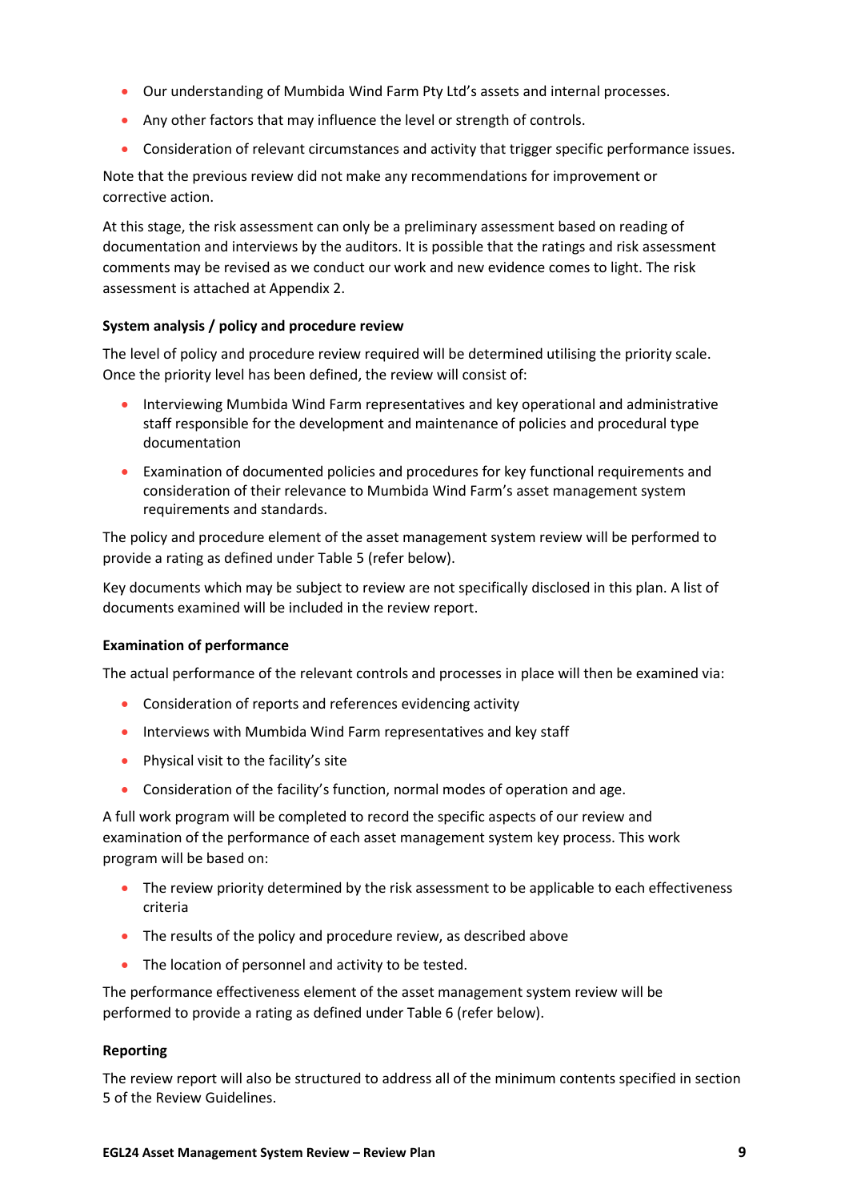- Our understanding of Mumbida Wind Farm Pty Ltd's assets and internal processes.
- Any other factors that may influence the level or strength of controls.
- Consideration of relevant circumstances and activity that trigger specific performance issues.

Note that the previous review did not make any recommendations for improvement or corrective action.

At this stage, the risk assessment can only be a preliminary assessment based on reading of documentation and interviews by the auditors. It is possible that the ratings and risk assessment comments may be revised as we conduct our work and new evidence comes to light. The risk assessment is attached at Appendix 2.

**System analysis / policy and procedure review**

The level of policy and procedure review required will be determined utilising the priority scale. Once the priority level has been defined, the review will consist of:

- Interviewing Mumbida Wind Farm representatives and key operational and administrative staff responsible for the development and maintenance of policies and procedural type documentation
- Examination of documented policies and procedures for key functional requirements and consideration of their relevance to Mumbida Wind Farm's asset management system requirements and standards.

The policy and procedure element of the asset management system review will be performed to provide a rating as defined under Table 5 (refer below).

Key documents which may be subject to review are not specifically disclosed in this plan. A list of documents examined will be included in the review report.

**Examination of performance**

The actual performance of the relevant controls and processes in place will then be examined via:

- Consideration of reports and references evidencing activity
- Interviews with Mumbida Wind Farm representatives and key staff
- Physical visit to the facility's site
- Consideration of the facility's function, normal modes of operation and age.

A full work program will be completed to record the specific aspects of our review and examination of the performance of each asset management system key process. This work program will be based on:

- The review priority determined by the risk assessment to be applicable to each effectiveness criteria
- The results of the policy and procedure review, as described above
- The location of personnel and activity to be tested.

The performance effectiveness element of the asset management system review will be performed to provide a rating as defined under Table 6 (refer below).

**Reporting**

The review report will also be structured to address all of the minimum contents specified in section 5 of the Review Guidelines.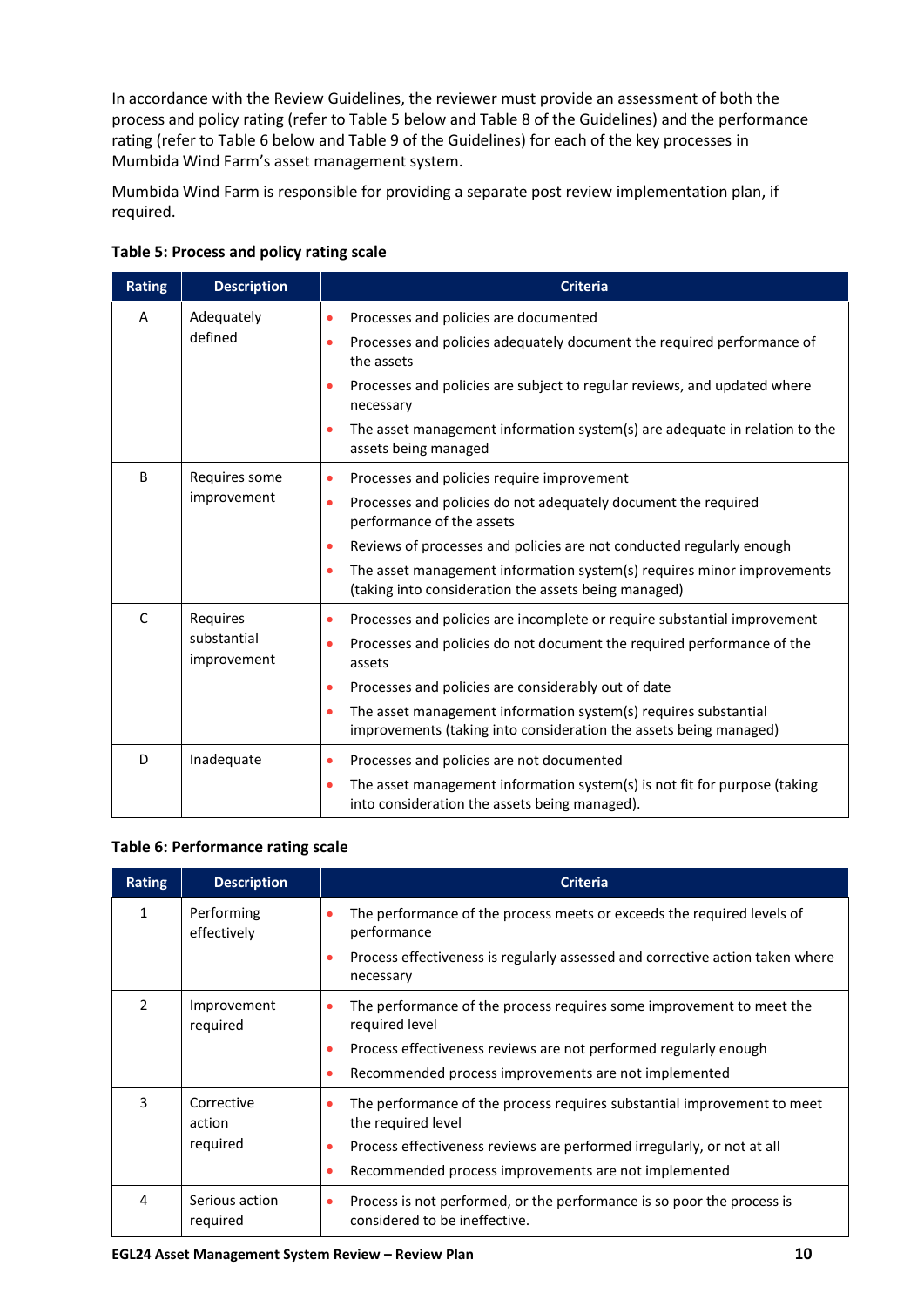In accordance with the Review Guidelines, the reviewer must provide an assessment of both the process and policy rating (refer to Table 5 below and Table 8 of the Guidelines) and the performance rating (refer to Table 6 below and Table 9 of the Guidelines) for each of the key processes in Mumbida Wind Farm's asset management system.

Mumbida Wind Farm is responsible for providing a separate post review implementation plan, if required.

**Table 5: Process and policy rating scale**

| Rating | Description | Criteria |
|---|---|---|
| A | Adequately defined | • Processes and policies are documented<br>• Processes and policies adequately document the required performance of the assets<br>• Processes and policies are subject to regular reviews, and updated where necessary<br>• The asset management information system(s) are adequate in relation to the assets being managed |
| B | Requires some improvement | • Processes and policies require improvement<br>• Processes and policies do not adequately document the required performance of the assets<br>• Reviews of processes and policies are not conducted regularly enough<br>• The asset management information system(s) requires minor improvements (taking into consideration the assets being managed) |
| C | Requires substantial improvement | • Processes and policies are incomplete or require substantial improvement<br>• Processes and policies do not document the required performance of the assets<br>• Processes and policies are considerably out of date<br>• The asset management information system(s) requires substantial improvements (taking into consideration the assets being managed) |
| D | Inadequate | • Processes and policies are not documented<br>• The asset management information system(s) is not fit for purpose (taking into consideration the assets being managed). |

**Table 6: Performance rating scale**

| Rating | Description | Criteria |
|---|---|---|
| 1 | Performing effectively | • The performance of the process meets or exceeds the required levels of performance<br>• Process effectiveness is regularly assessed and corrective action taken where necessary |
| 2 | Improvement required | • The performance of the process requires some improvement to meet the required level<br>• Process effectiveness reviews are not performed regularly enough<br>• Recommended process improvements are not implemented |
| 3 | Corrective action required | • The performance of the process requires substantial improvement to meet the required level<br>• Process effectiveness reviews are performed irregularly, or not at all<br>• Recommended process improvements are not implemented |
| 4 | Serious action required | • Process is not performed, or the performance is so poor the process is considered to be ineffective. |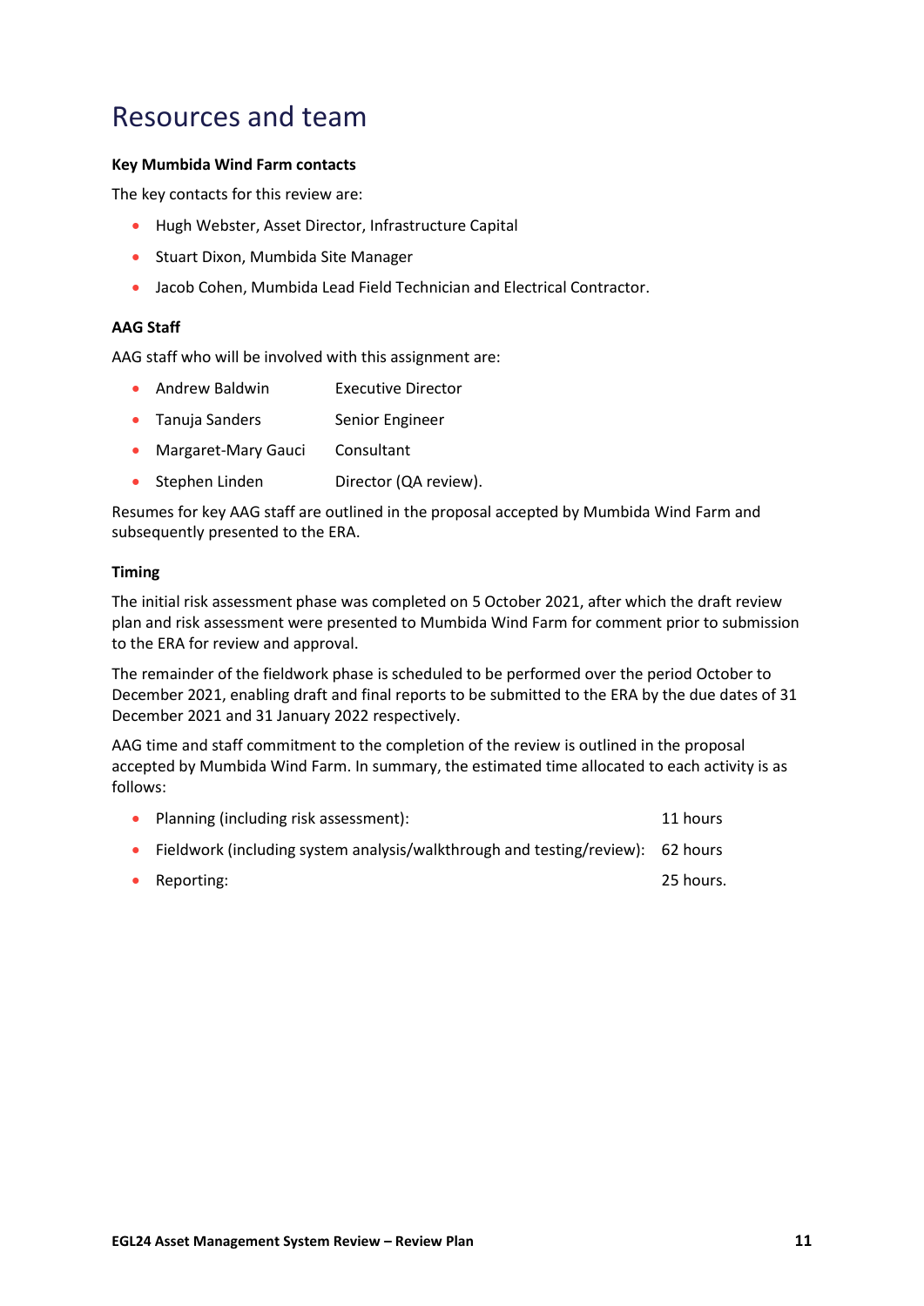# Resources and team

**Key Mumbida Wind Farm contacts**

The key contacts for this review are:

- Hugh Webster, Asset Director, Infrastructure Capital
- Stuart Dixon, Mumbida Site Manager
- Jacob Cohen, Mumbida Lead Field Technician and Electrical Contractor.

**AAG Staff**

AAG staff who will be involved with this assignment are:

- Andrew Baldwin    Executive Director
- Tanuja Sanders    Senior Engineer
- Margaret-Mary Gauci    Consultant
- Stephen Linden    Director (QA review).

Resumes for key AAG staff are outlined in the proposal accepted by Mumbida Wind Farm and subsequently presented to the ERA.

**Timing**

The initial risk assessment phase was completed on 5 October 2021, after which the draft review plan and risk assessment were presented to Mumbida Wind Farm for comment prior to submission to the ERA for review and approval.

The remainder of the fieldwork phase is scheduled to be performed over the period October to December 2021, enabling draft and final reports to be submitted to the ERA by the due dates of 31 December 2021 and 31 January 2022 respectively.

AAG time and staff commitment to the completion of the review is outlined in the proposal accepted by Mumbida Wind Farm. In summary, the estimated time allocated to each activity is as follows:

- Planning (including risk assessment):    11 hours
- Fieldwork (including system analysis/walkthrough and testing/review):    62 hours
- Reporting:    25 hours.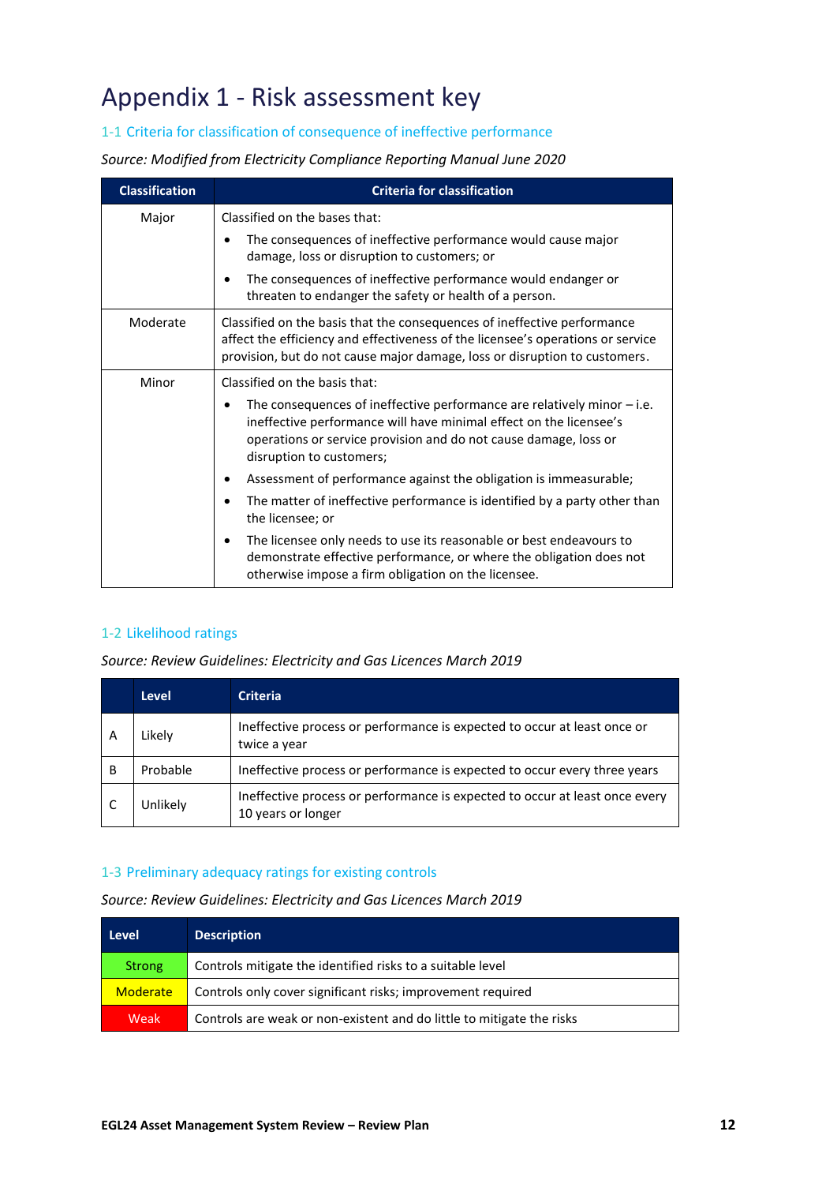# Appendix 1 - Risk assessment key

## 1-1 Criteria for classification of consequence of ineffective performance

*Source: Modified from Electricity Compliance Reporting Manual June 2020*

| Classification | Criteria for classification |
|---|---|
| Major | Classified on the bases that:<br>• The consequences of ineffective performance would cause major damage, loss or disruption to customers; or<br>• The consequences of ineffective performance would endanger or threaten to endanger the safety or health of a person. |
| Moderate | Classified on the basis that the consequences of ineffective performance affect the efficiency and effectiveness of the licensee's operations or service provision, but do not cause major damage, loss or disruption to customers. |
| Minor | Classified on the basis that:<br>• The consequences of ineffective performance are relatively minor – i.e. ineffective performance will have minimal effect on the licensee's operations or service provision and do not cause damage, loss or disruption to customers;<br>• Assessment of performance against the obligation is immeasurable;<br>• The matter of ineffective performance is identified by a party other than the licensee; or<br>• The licensee only needs to use its reasonable or best endeavours to demonstrate effective performance, or where the obligation does not otherwise impose a firm obligation on the licensee. |

## 1-2 Likelihood ratings

*Source: Review Guidelines: Electricity and Gas Licences March 2019*

| | Level | Criteria |
|---|---|---|
| A | Likely | Ineffective process or performance is expected to occur at least once or twice a year |
| B | Probable | Ineffective process or performance is expected to occur every three years |
| C | Unlikely | Ineffective process or performance is expected to occur at least once every 10 years or longer |

## 1-3 Preliminary adequacy ratings for existing controls

*Source: Review Guidelines: Electricity and Gas Licences March 2019*

| Level | Description |
|---|---|
| Strong | Controls mitigate the identified risks to a suitable level |
| Moderate | Controls only cover significant risks; improvement required |
| Weak | Controls are weak or non-existent and do little to mitigate the risks |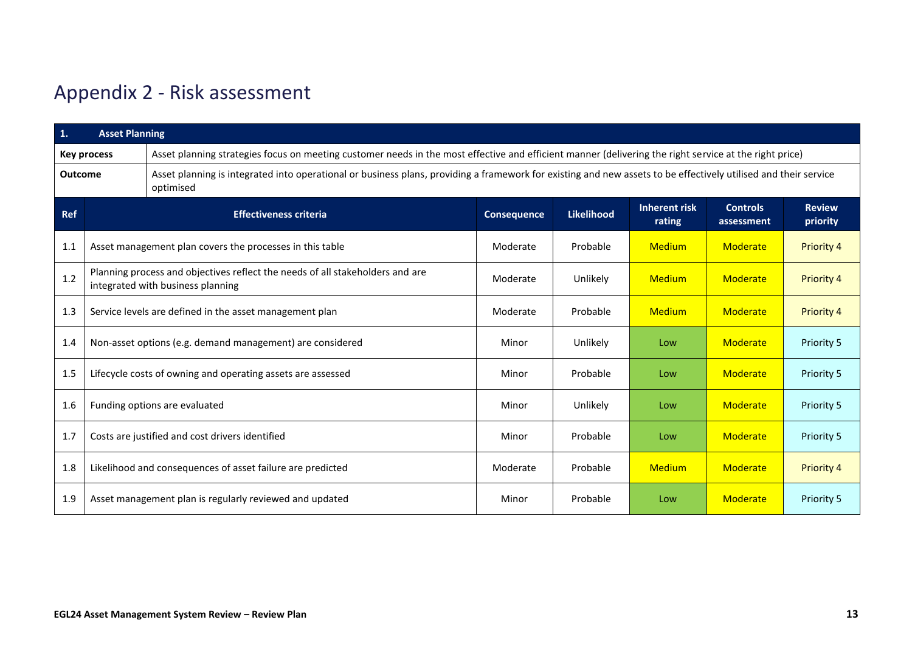# Appendix 2 - Risk assessment

| **1.** | **Asset Planning** | | | | | |
|---|---|---|---|---|---|---|
| **Key process** | Asset planning strategies focus on meeting customer needs in the most effective and efficient manner (delivering the right service at the right price) | | | | | |
| **Outcome** | Asset planning is integrated into operational or business plans, providing a framework for existing and new assets to be effectively utilised and their service optimised | | | | | |
| **Ref** | **Effectiveness criteria** | **Consequence** | **Likelihood** | **Inherent risk rating** | **Controls assessment** | **Review priority** |
| 1.1 | Asset management plan covers the processes in this table | Moderate | Probable | Medium | Moderate | Priority 4 |
| 1.2 | Planning process and objectives reflect the needs of all stakeholders and are integrated with business planning | Moderate | Unlikely | Medium | Moderate | Priority 4 |
| 1.3 | Service levels are defined in the asset management plan | Moderate | Probable | Medium | Moderate | Priority 4 |
| 1.4 | Non-asset options (e.g. demand management) are considered | Minor | Unlikely | Low | Moderate | Priority 5 |
| 1.5 | Lifecycle costs of owning and operating assets are assessed | Minor | Probable | Low | Moderate | Priority 5 |
| 1.6 | Funding options are evaluated | Minor | Unlikely | Low | Moderate | Priority 5 |
| 1.7 | Costs are justified and cost drivers identified | Minor | Probable | Low | Moderate | Priority 5 |
| 1.8 | Likelihood and consequences of asset failure are predicted | Moderate | Probable | Medium | Moderate | Priority 4 |
| 1.9 | Asset management plan is regularly reviewed and updated | Minor | Probable | Low | Moderate | Priority 5 |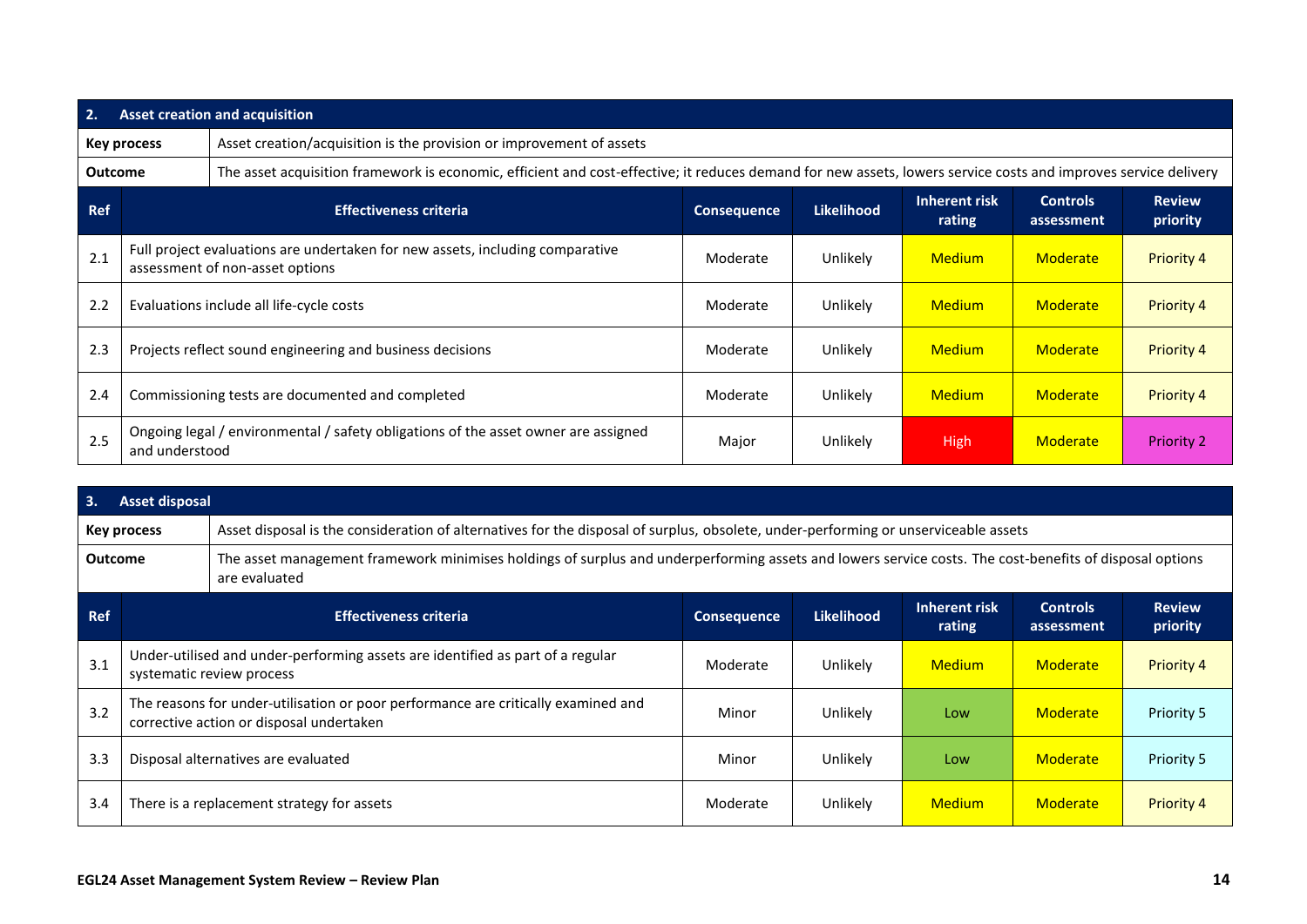| 2. Asset creation and acquisition | | | | | | |
|---|---|---|---|---|---|---|
| **Key process** | Asset creation/acquisition is the provision or improvement of assets | | | | | |
| **Outcome** | The asset acquisition framework is economic, efficient and cost-effective; it reduces demand for new assets, lowers service costs and improves service delivery | | | | | |
| **Ref** | **Effectiveness criteria** | **Consequence** | **Likelihood** | **Inherent risk rating** | **Controls assessment** | **Review priority** |
| 2.1 | Full project evaluations are undertaken for new assets, including comparative assessment of non-asset options | Moderate | Unlikely | Medium | Moderate | Priority 4 |
| 2.2 | Evaluations include all life-cycle costs | Moderate | Unlikely | Medium | Moderate | Priority 4 |
| 2.3 | Projects reflect sound engineering and business decisions | Moderate | Unlikely | Medium | Moderate | Priority 4 |
| 2.4 | Commissioning tests are documented and completed | Moderate | Unlikely | Medium | Moderate | Priority 4 |
| 2.5 | Ongoing legal / environmental / safety obligations of the asset owner are assigned and understood | Major | Unlikely | High | Moderate | Priority 2 |

| 3. Asset disposal | | | | | | |
|---|---|---|---|---|---|---|
| **Key process** | Asset disposal is the consideration of alternatives for the disposal of surplus, obsolete, under-performing or unserviceable assets | | | | | |
| **Outcome** | The asset management framework minimises holdings of surplus and underperforming assets and lowers service costs. The cost-benefits of disposal options are evaluated | | | | | |
| **Ref** | **Effectiveness criteria** | **Consequence** | **Likelihood** | **Inherent risk rating** | **Controls assessment** | **Review priority** |
| 3.1 | Under-utilised and under-performing assets are identified as part of a regular systematic review process | Moderate | Unlikely | Medium | Moderate | Priority 4 |
| 3.2 | The reasons for under-utilisation or poor performance are critically examined and corrective action or disposal undertaken | Minor | Unlikely | Low | Moderate | Priority 5 |
| 3.3 | Disposal alternatives are evaluated | Minor | Unlikely | Low | Moderate | Priority 5 |
| 3.4 | There is a replacement strategy for assets | Moderate | Unlikely | Medium | Moderate | Priority 4 |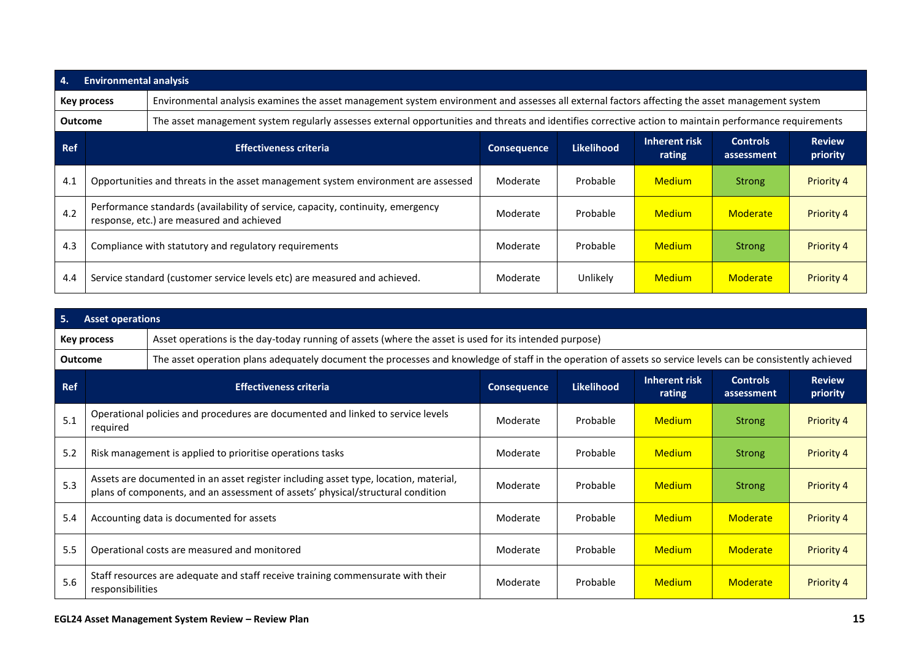| 4. Environmental analysis | | | | | | |
|---|---|---|---|---|---|---|
| **Key process** | Environmental analysis examines the asset management system environment and assesses all external factors affecting the asset management system | | | | | |
| **Outcome** | The asset management system regularly assesses external opportunities and threats and identifies corrective action to maintain performance requirements | | | | | |
| **Ref** | **Effectiveness criteria** | **Consequence** | **Likelihood** | **Inherent risk rating** | **Controls assessment** | **Review priority** |
| 4.1 | Opportunities and threats in the asset management system environment are assessed | Moderate | Probable | Medium | Strong | Priority 4 |
| 4.2 | Performance standards (availability of service, capacity, continuity, emergency response, etc.) are measured and achieved | Moderate | Probable | Medium | Moderate | Priority 4 |
| 4.3 | Compliance with statutory and regulatory requirements | Moderate | Probable | Medium | Strong | Priority 4 |
| 4.4 | Service standard (customer service levels etc) are measured and achieved. | Moderate | Unlikely | Medium | Moderate | Priority 4 |

| 5. Asset operations | | | | | | |
|---|---|---|---|---|---|---|
| **Key process** | Asset operations is the day-today running of assets (where the asset is used for its intended purpose) | | | | | |
| **Outcome** | The asset operation plans adequately document the processes and knowledge of staff in the operation of assets so service levels can be consistently achieved | | | | | |
| **Ref** | **Effectiveness criteria** | **Consequence** | **Likelihood** | **Inherent risk rating** | **Controls assessment** | **Review priority** |
| 5.1 | Operational policies and procedures are documented and linked to service levels required | Moderate | Probable | Medium | Strong | Priority 4 |
| 5.2 | Risk management is applied to prioritise operations tasks | Moderate | Probable | Medium | Strong | Priority 4 |
| 5.3 | Assets are documented in an asset register including asset type, location, material, plans of components, and an assessment of assets' physical/structural condition | Moderate | Probable | Medium | Strong | Priority 4 |
| 5.4 | Accounting data is documented for assets | Moderate | Probable | Medium | Moderate | Priority 4 |
| 5.5 | Operational costs are measured and monitored | Moderate | Probable | Medium | Moderate | Priority 4 |
| 5.6 | Staff resources are adequate and staff receive training commensurate with their responsibilities | Moderate | Probable | Medium | Moderate | Priority 4 |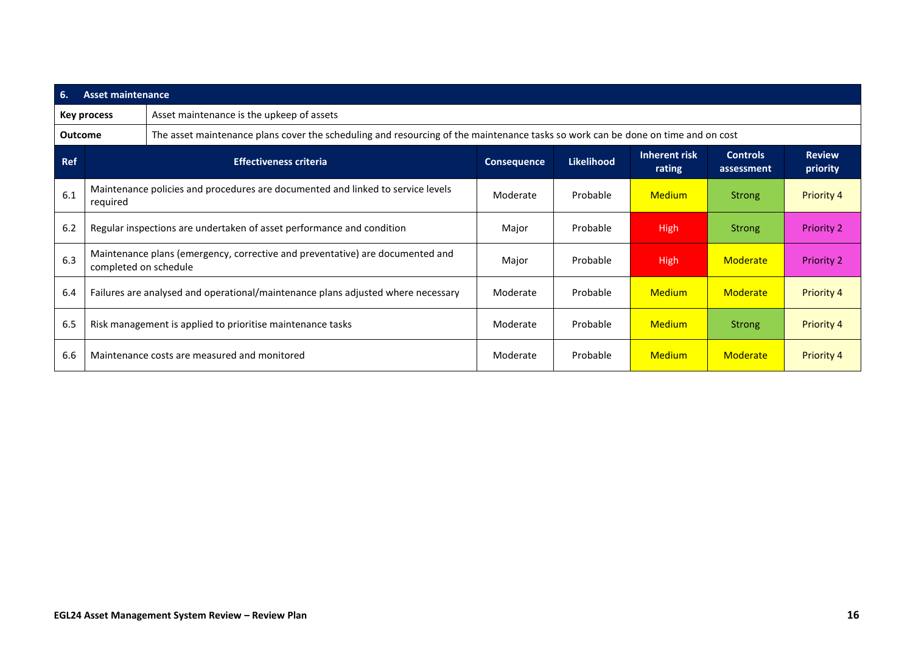| 6. Asset maintenance | | | | | | |
|---|---|---|---|---|---|---|
| **Key process** | Asset maintenance is the upkeep of assets | | | | | |
| **Outcome** | The asset maintenance plans cover the scheduling and resourcing of the maintenance tasks so work can be done on time and on cost | | | | | |
| **Ref** | **Effectiveness criteria** | **Consequence** | **Likelihood** | **Inherent risk rating** | **Controls assessment** | **Review priority** |
| 6.1 | Maintenance policies and procedures are documented and linked to service levels required | Moderate | Probable | Medium | Strong | Priority 4 |
| 6.2 | Regular inspections are undertaken of asset performance and condition | Major | Probable | High | Strong | Priority 2 |
| 6.3 | Maintenance plans (emergency, corrective and preventative) are documented and completed on schedule | Major | Probable | High | Moderate | Priority 2 |
| 6.4 | Failures are analysed and operational/maintenance plans adjusted where necessary | Moderate | Probable | Medium | Moderate | Priority 4 |
| 6.5 | Risk management is applied to prioritise maintenance tasks | Moderate | Probable | Medium | Strong | Priority 4 |
| 6.6 | Maintenance costs are measured and monitored | Moderate | Probable | Medium | Moderate | Priority 4 |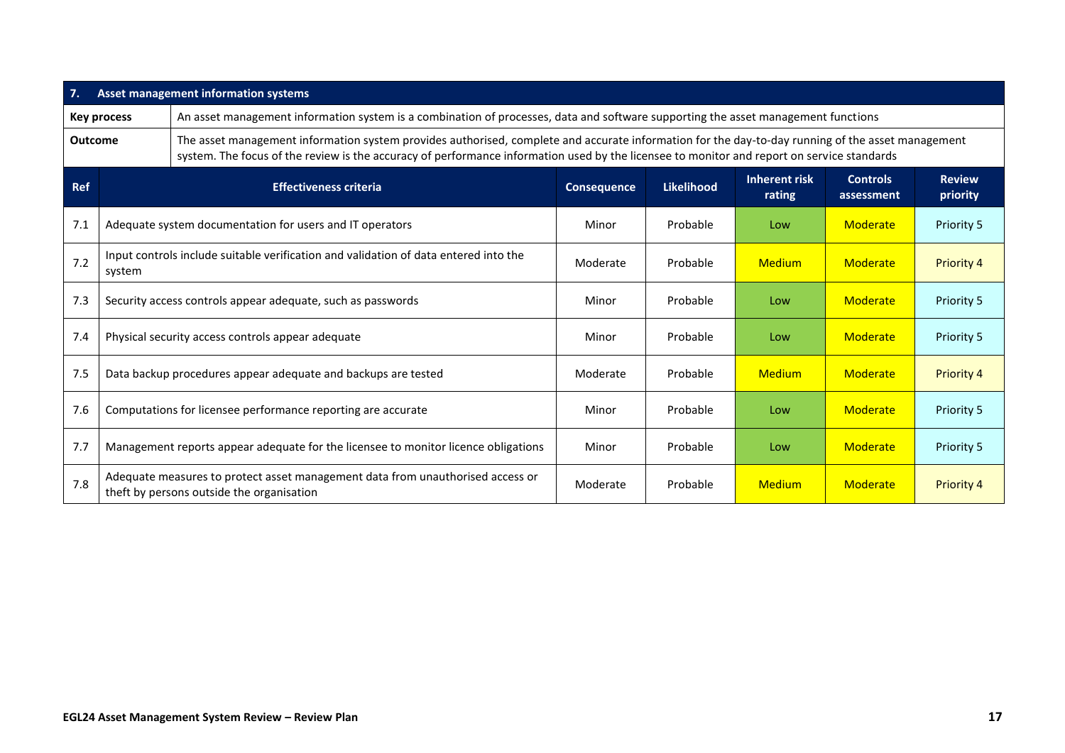| 7. | Asset management information systems | | | | | |
|---|---|---|---|---|---|---|
| **Key process** | An asset management information system is a combination of processes, data and software supporting the asset management functions | | | | | |
| **Outcome** | The asset management information system provides authorised, complete and accurate information for the day-to-day running of the asset management system. The focus of the review is the accuracy of performance information used by the licensee to monitor and report on service standards | | | | | |
| **Ref** | **Effectiveness criteria** | **Consequence** | **Likelihood** | **Inherent risk rating** | **Controls assessment** | **Review priority** |
| 7.1 | Adequate system documentation for users and IT operators | Minor | Probable | Low | Moderate | Priority 5 |
| 7.2 | Input controls include suitable verification and validation of data entered into the system | Moderate | Probable | Medium | Moderate | Priority 4 |
| 7.3 | Security access controls appear adequate, such as passwords | Minor | Probable | Low | Moderate | Priority 5 |
| 7.4 | Physical security access controls appear adequate | Minor | Probable | Low | Moderate | Priority 5 |
| 7.5 | Data backup procedures appear adequate and backups are tested | Moderate | Probable | Medium | Moderate | Priority 4 |
| 7.6 | Computations for licensee performance reporting are accurate | Minor | Probable | Low | Moderate | Priority 5 |
| 7.7 | Management reports appear adequate for the licensee to monitor licence obligations | Minor | Probable | Low | Moderate | Priority 5 |
| 7.8 | Adequate measures to protect asset management data from unauthorised access or theft by persons outside the organisation | Moderate | Probable | Medium | Moderate | Priority 4 |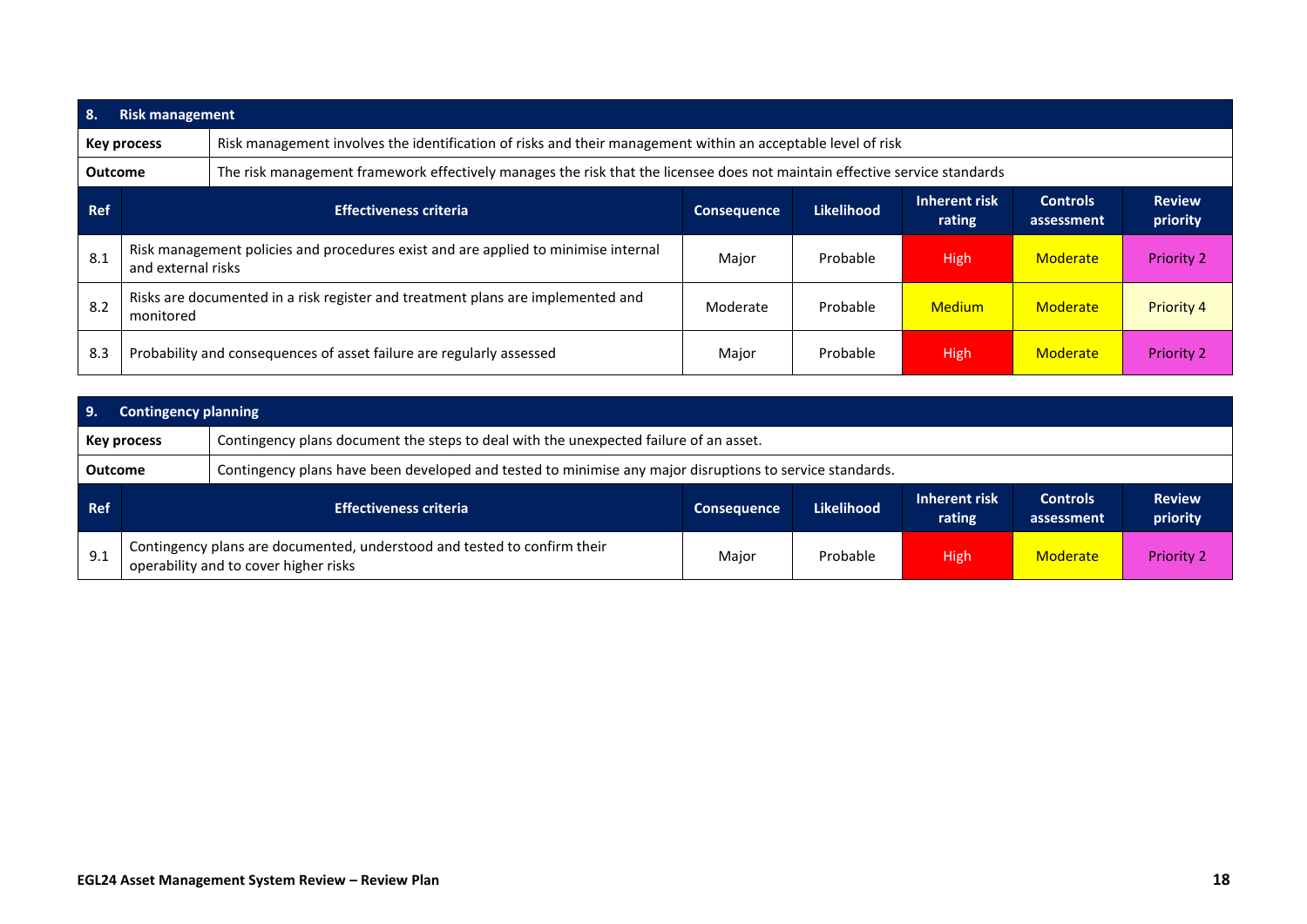| 8. Risk management | | | | | | |
|---|---|---|---|---|---|---|
| **Key process** | Risk management involves the identification of risks and their management within an acceptable level of risk | | | | | |
| **Outcome** | The risk management framework effectively manages the risk that the licensee does not maintain effective service standards | | | | | |
| **Ref** | **Effectiveness criteria** | **Consequence** | **Likelihood** | **Inherent risk rating** | **Controls assessment** | **Review priority** |
| 8.1 | Risk management policies and procedures exist and are applied to minimise internal and external risks | Major | Probable | High | Moderate | Priority 2 |
| 8.2 | Risks are documented in a risk register and treatment plans are implemented and monitored | Moderate | Probable | Medium | Moderate | Priority 4 |
| 8.3 | Probability and consequences of asset failure are regularly assessed | Major | Probable | High | Moderate | Priority 2 |

| 9. Contingency planning | | | | | | |
|---|---|---|---|---|---|---|
| **Key process** | Contingency plans document the steps to deal with the unexpected failure of an asset. | | | | | |
| **Outcome** | Contingency plans have been developed and tested to minimise any major disruptions to service standards. | | | | | |
| **Ref** | **Effectiveness criteria** | **Consequence** | **Likelihood** | **Inherent risk rating** | **Controls assessment** | **Review priority** |
| 9.1 | Contingency plans are documented, understood and tested to confirm their operability and to cover higher risks | Major | Probable | High | Moderate | Priority 2 |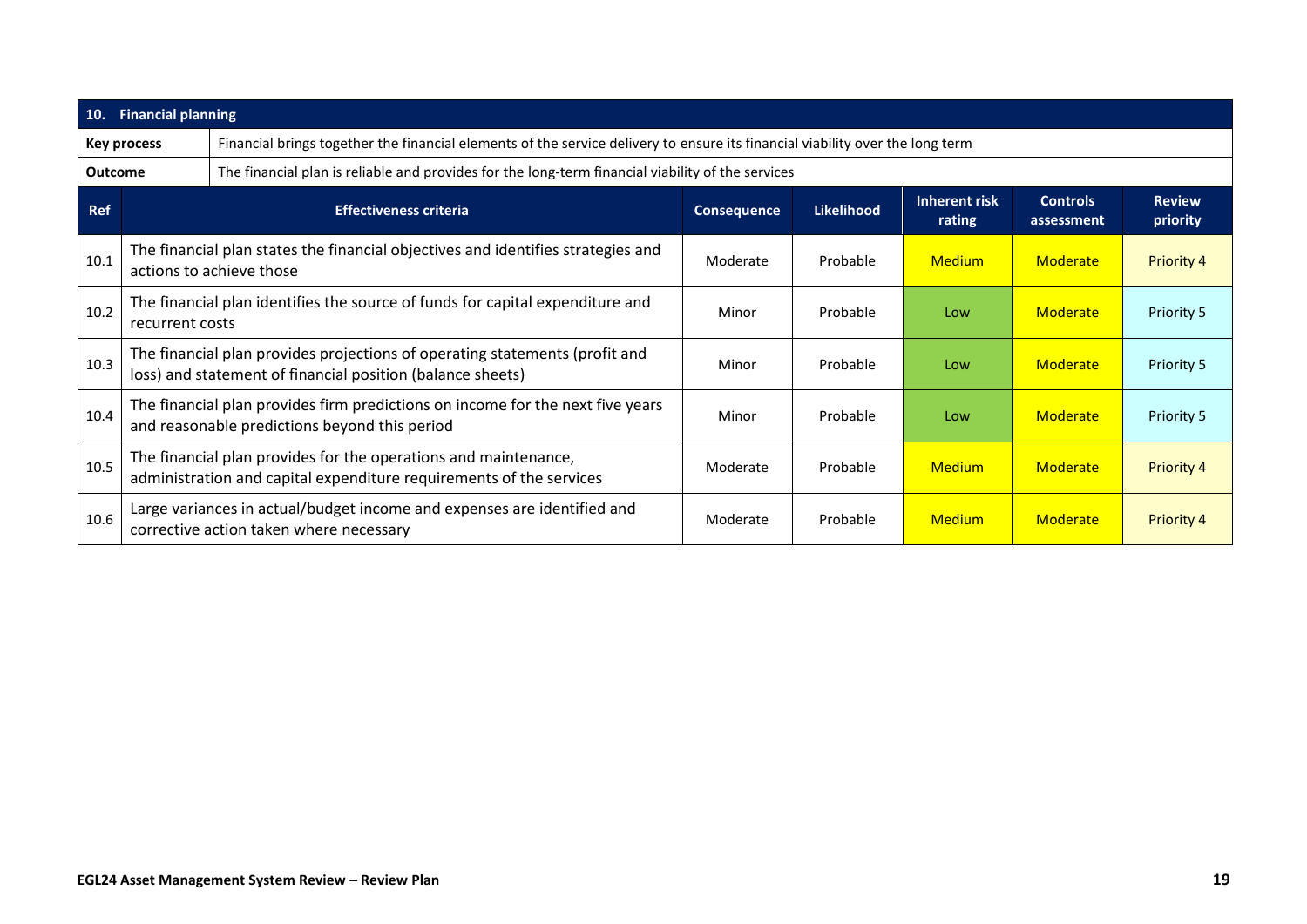| 10. Financial planning | | | | | | |
|---|---|---|---|---|---|---|
| **Key process** | Financial brings together the financial elements of the service delivery to ensure its financial viability over the long term | | | | | |
| **Outcome** | The financial plan is reliable and provides for the long-term financial viability of the services | | | | | |
| **Ref** | **Effectiveness criteria** | **Consequence** | **Likelihood** | **Inherent risk rating** | **Controls assessment** | **Review priority** |
| 10.1 | The financial plan states the financial objectives and identifies strategies and actions to achieve those | Moderate | Probable | Medium | Moderate | Priority 4 |
| 10.2 | The financial plan identifies the source of funds for capital expenditure and recurrent costs | Minor | Probable | Low | Moderate | Priority 5 |
| 10.3 | The financial plan provides projections of operating statements (profit and loss) and statement of financial position (balance sheets) | Minor | Probable | Low | Moderate | Priority 5 |
| 10.4 | The financial plan provides firm predictions on income for the next five years and reasonable predictions beyond this period | Minor | Probable | Low | Moderate | Priority 5 |
| 10.5 | The financial plan provides for the operations and maintenance, administration and capital expenditure requirements of the services | Moderate | Probable | Medium | Moderate | Priority 4 |
| 10.6 | Large variances in actual/budget income and expenses are identified and corrective action taken where necessary | Moderate | Probable | Medium | Moderate | Priority 4 |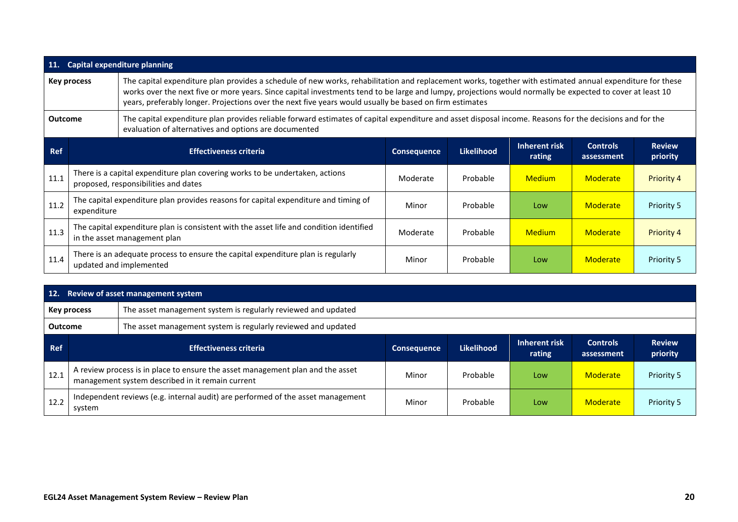| 11. Capital expenditure planning | | | | | | |
|---|---|---|---|---|---|---|
| **Key process** | The capital expenditure plan provides a schedule of new works, rehabilitation and replacement works, together with estimated annual expenditure for these works over the next five or more years. Since capital investments tend to be large and lumpy, projections would normally be expected to cover at least 10 years, preferably longer. Projections over the next five years would usually be based on firm estimates | | | | | |
| **Outcome** | The capital expenditure plan provides reliable forward estimates of capital expenditure and asset disposal income. Reasons for the decisions and for the evaluation of alternatives and options are documented | | | | | |
| **Ref** | **Effectiveness criteria** | **Consequence** | **Likelihood** | **Inherent risk rating** | **Controls assessment** | **Review priority** |
| 11.1 | There is a capital expenditure plan covering works to be undertaken, actions proposed, responsibilities and dates | Moderate | Probable | Medium | Moderate | Priority 4 |
| 11.2 | The capital expenditure plan provides reasons for capital expenditure and timing of expenditure | Minor | Probable | Low | Moderate | Priority 5 |
| 11.3 | The capital expenditure plan is consistent with the asset life and condition identified in the asset management plan | Moderate | Probable | Medium | Moderate | Priority 4 |
| 11.4 | There is an adequate process to ensure the capital expenditure plan is regularly updated and implemented | Minor | Probable | Low | Moderate | Priority 5 |

| 12. Review of asset management system | | | | | | |
|---|---|---|---|---|---|---|
| **Key process** | The asset management system is regularly reviewed and updated | | | | | |
| **Outcome** | The asset management system is regularly reviewed and updated | | | | | |
| **Ref** | **Effectiveness criteria** | **Consequence** | **Likelihood** | **Inherent risk rating** | **Controls assessment** | **Review priority** |
| 12.1 | A review process is in place to ensure the asset management plan and the asset management system described in it remain current | Minor | Probable | Low | Moderate | Priority 5 |
| 12.2 | Independent reviews (e.g. internal audit) are performed of the asset management system | Minor | Probable | Low | Moderate | Priority 5 |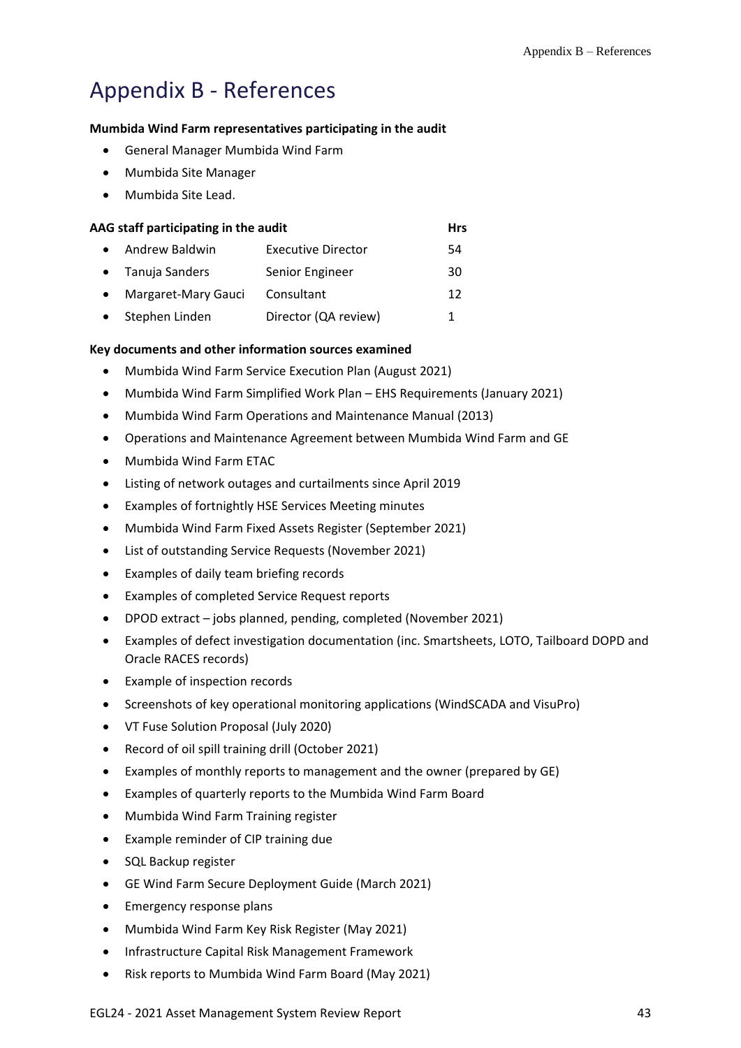# Appendix B - References

**Mumbida Wind Farm representatives participating in the audit**

- General Manager Mumbida Wind Farm
- Mumbida Site Manager
- Mumbida Site Lead.

| AAG staff participating in the audit | | Hrs |
|---|---|---|
| Andrew Baldwin | Executive Director | 54 |
| Tanuja Sanders | Senior Engineer | 30 |
| Margaret-Mary Gauci | Consultant | 12 |
| Stephen Linden | Director (QA review) | 1 |

**Key documents and other information sources examined**

- Mumbida Wind Farm Service Execution Plan (August 2021)
- Mumbida Wind Farm Simplified Work Plan – EHS Requirements (January 2021)
- Mumbida Wind Farm Operations and Maintenance Manual (2013)
- Operations and Maintenance Agreement between Mumbida Wind Farm and GE
- Mumbida Wind Farm ETAC
- Listing of network outages and curtailments since April 2019
- Examples of fortnightly HSE Services Meeting minutes
- Mumbida Wind Farm Fixed Assets Register (September 2021)
- List of outstanding Service Requests (November 2021)
- Examples of daily team briefing records
- Examples of completed Service Request reports
- DPOD extract – jobs planned, pending, completed (November 2021)
- Examples of defect investigation documentation (inc. Smartsheets, LOTO, Tailboard DOPD and Oracle RACES records)
- Example of inspection records
- Screenshots of key operational monitoring applications (WindSCADA and VisuPro)
- VT Fuse Solution Proposal (July 2020)
- Record of oil spill training drill (October 2021)
- Examples of monthly reports to management and the owner (prepared by GE)
- Examples of quarterly reports to the Mumbida Wind Farm Board
- Mumbida Wind Farm Training register
- Example reminder of CIP training due
- SQL Backup register
- GE Wind Farm Secure Deployment Guide (March 2021)
- Emergency response plans
- Mumbida Wind Farm Key Risk Register (May 2021)
- Infrastructure Capital Risk Management Framework
- Risk reports to Mumbida Wind Farm Board (May 2021)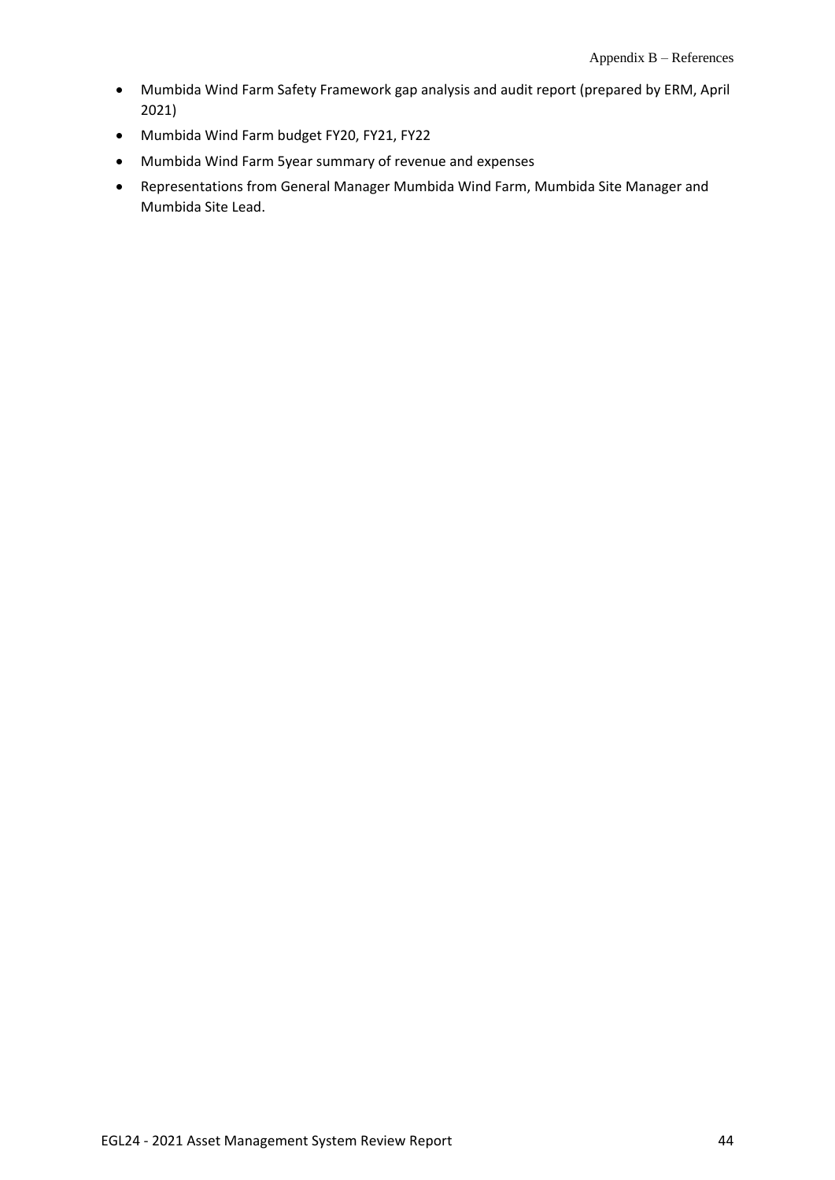- Mumbida Wind Farm Safety Framework gap analysis and audit report (prepared by ERM, April 2021)
- Mumbida Wind Farm budget FY20, FY21, FY22
- Mumbida Wind Farm 5year summary of revenue and expenses
- Representations from General Manager Mumbida Wind Farm, Mumbida Site Manager and Mumbida Site Lead.